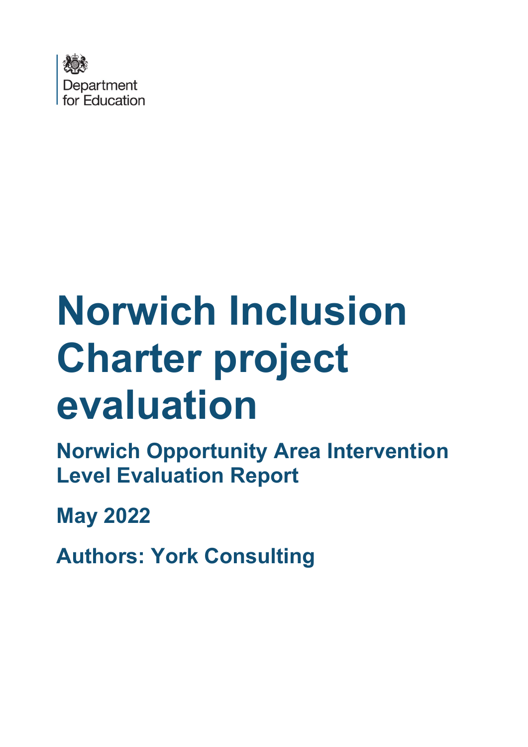Department for Education

# Norwich Inclusion Charter project evaluation

## Norwich Opportunity Area Intervention Level Evaluation Report

**May 2022**

**Authors: York Consulting**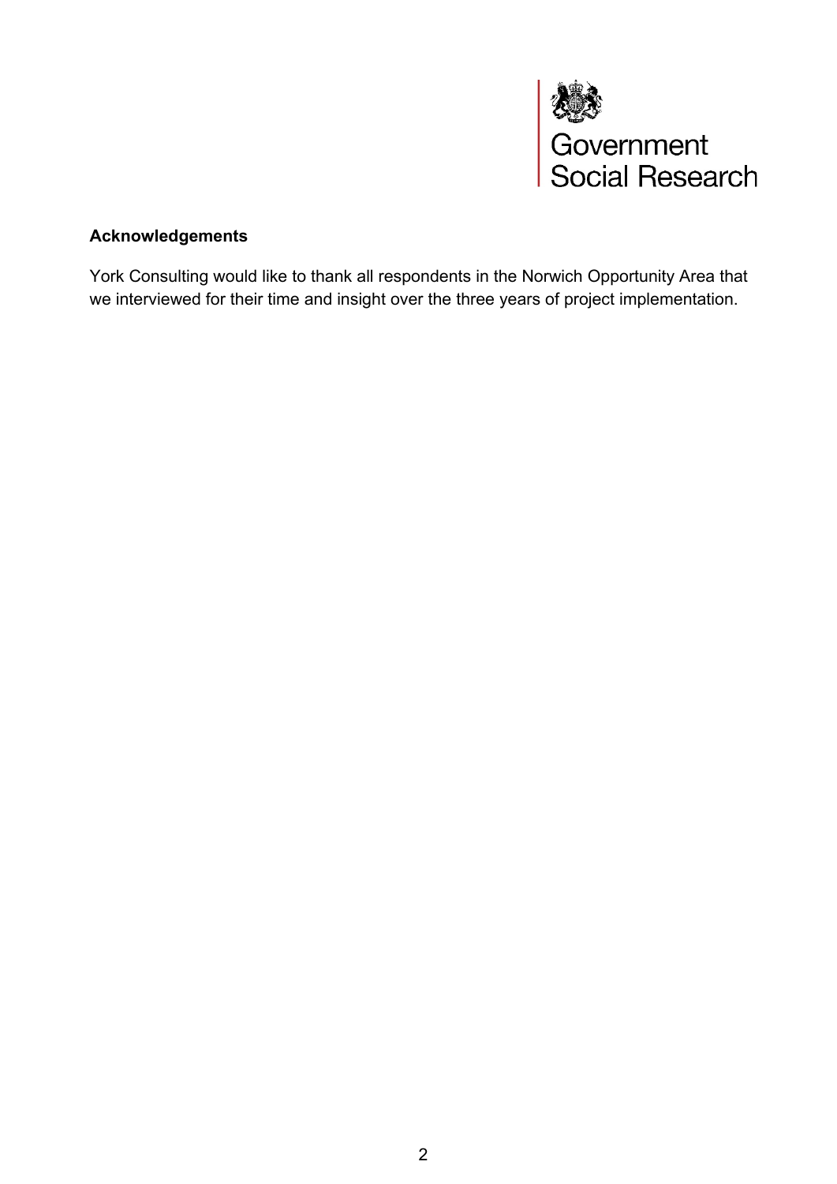Government Social Research

**Acknowledgements**

York Consulting would like to thank all respondents in the Norwich Opportunity Area that we interviewed for their time and insight over the three years of project implementation.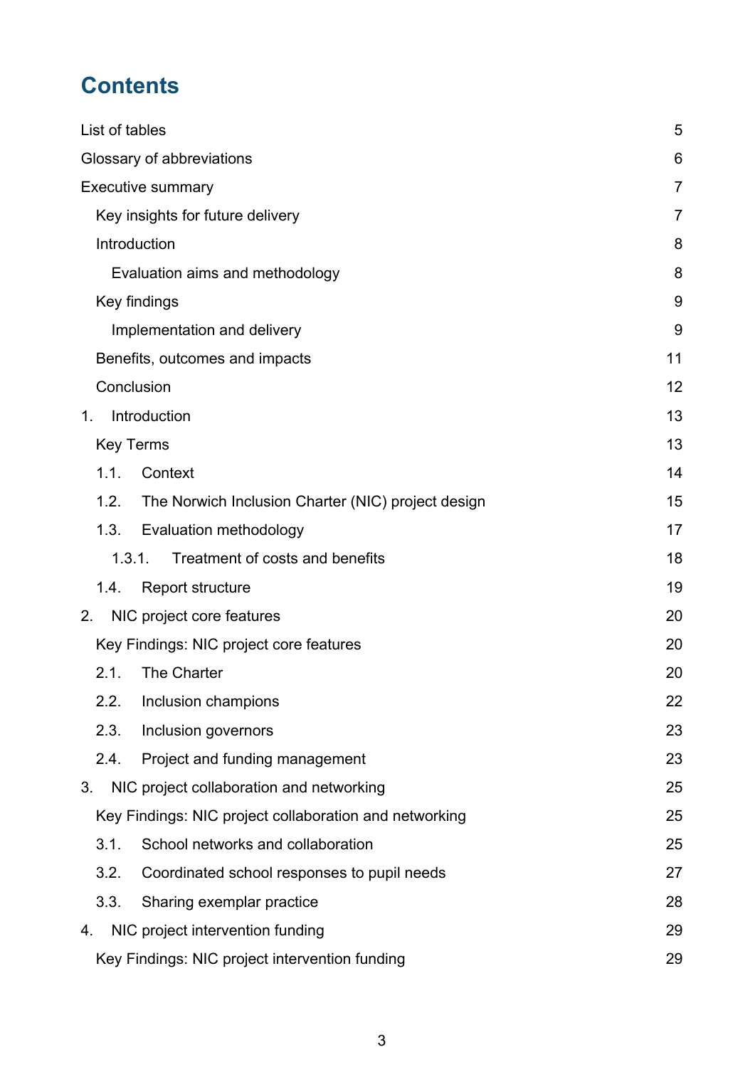# Contents

- List of tables 5
- Glossary of abbreviations 6
- Executive summary 7
  - Key insights for future delivery 7
  - Introduction 8
    - Evaluation aims and methodology 8
  - Key findings 9
    - Implementation and delivery 9
  - Benefits, outcomes and impacts 11
  - Conclusion 12
- 1. Introduction 13
  - Key Terms 13
  - 1.1. Context 14
  - 1.2. The Norwich Inclusion Charter (NIC) project design 15
  - 1.3. Evaluation methodology 17
    - 1.3.1. Treatment of costs and benefits 18
  - 1.4. Report structure 19
- 2. NIC project core features 20
  - Key Findings: NIC project core features 20
  - 2.1. The Charter 20
  - 2.2. Inclusion champions 22
  - 2.3. Inclusion governors 23
  - 2.4. Project and funding management 23
- 3. NIC project collaboration and networking 25
  - Key Findings: NIC project collaboration and networking 25
  - 3.1. School networks and collaboration 25
  - 3.2. Coordinated school responses to pupil needs 27
  - 3.3. Sharing exemplar practice 28
- 4. NIC project intervention funding 29
  - Key Findings: NIC project intervention funding 29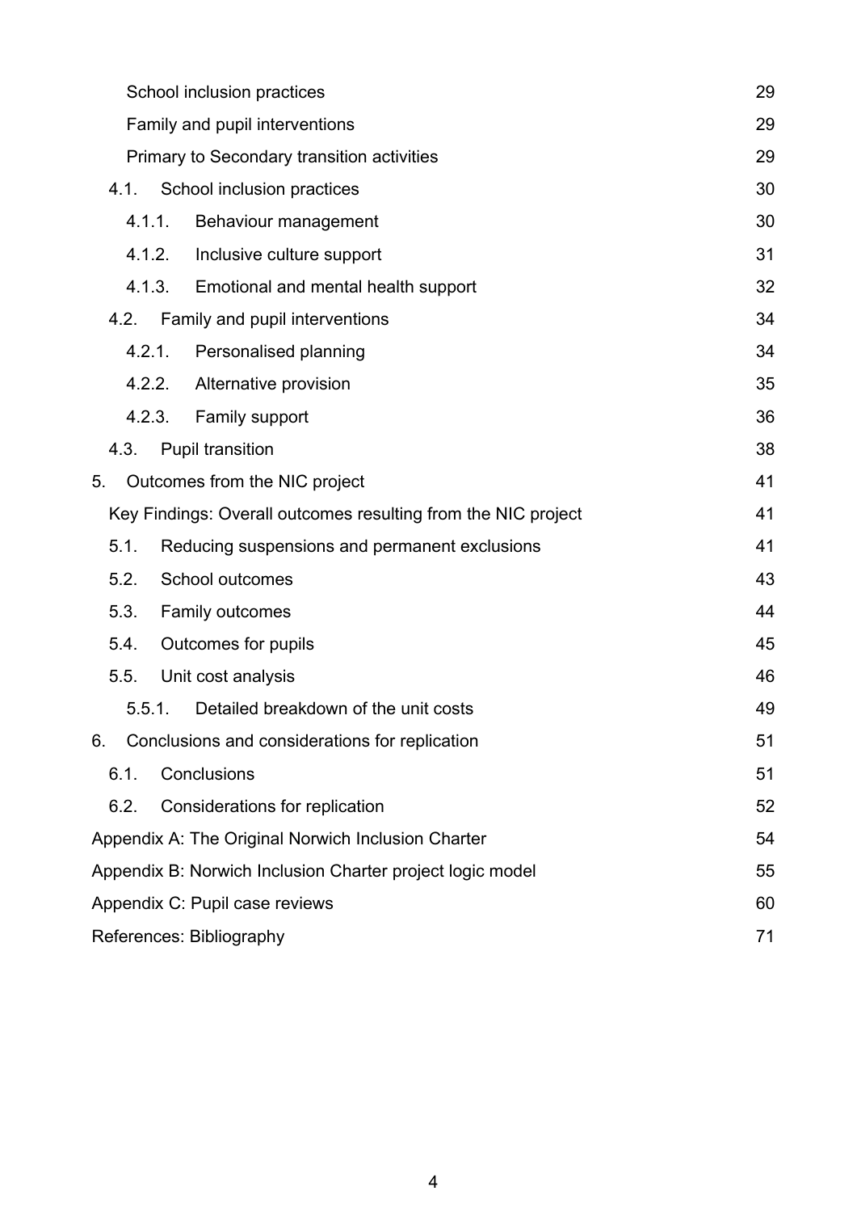| | |
|---|---|
| School inclusion practices | 29 |
| Family and pupil interventions | 29 |
| Primary to Secondary transition activities | 29 |
| 4.1. School inclusion practices | 30 |
| 4.1.1. Behaviour management | 30 |
| 4.1.2. Inclusive culture support | 31 |
| 4.1.3. Emotional and mental health support | 32 |
| 4.2. Family and pupil interventions | 34 |
| 4.2.1. Personalised planning | 34 |
| 4.2.2. Alternative provision | 35 |
| 4.2.3. Family support | 36 |
| 4.3. Pupil transition | 38 |
| 5. Outcomes from the NIC project | 41 |
| Key Findings: Overall outcomes resulting from the NIC project | 41 |
| 5.1. Reducing suspensions and permanent exclusions | 41 |
| 5.2. School outcomes | 43 |
| 5.3. Family outcomes | 44 |
| 5.4. Outcomes for pupils | 45 |
| 5.5. Unit cost analysis | 46 |
| 5.5.1. Detailed breakdown of the unit costs | 49 |
| 6. Conclusions and considerations for replication | 51 |
| 6.1. Conclusions | 51 |
| 6.2. Considerations for replication | 52 |
| Appendix A: The Original Norwich Inclusion Charter | 54 |
| Appendix B: Norwich Inclusion Charter project logic model | 55 |
| Appendix C: Pupil case reviews | 60 |
| References: Bibliography | 71 |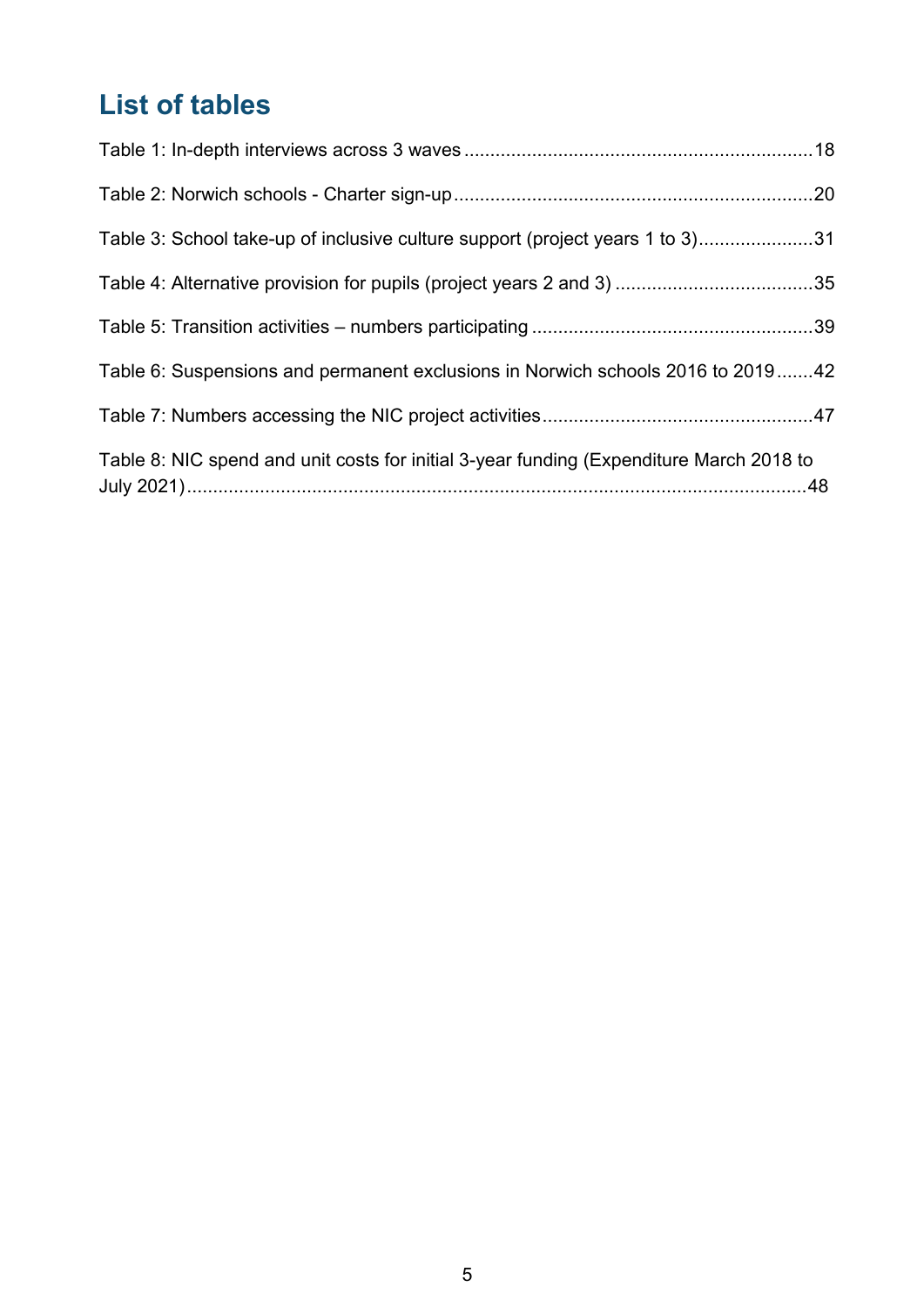## List of tables

Table 1: In-depth interviews across 3 waves ... 18

Table 2: Norwich schools - Charter sign-up ... 20

Table 3: School take-up of inclusive culture support (project years 1 to 3) ... 31

Table 4: Alternative provision for pupils (project years 2 and 3) ... 35

Table 5: Transition activities – numbers participating ... 39

Table 6: Suspensions and permanent exclusions in Norwich schools 2016 to 2019 ... 42

Table 7: Numbers accessing the NIC project activities ... 47

Table 8: NIC spend and unit costs for initial 3-year funding (Expenditure March 2018 to July 2021) ... 48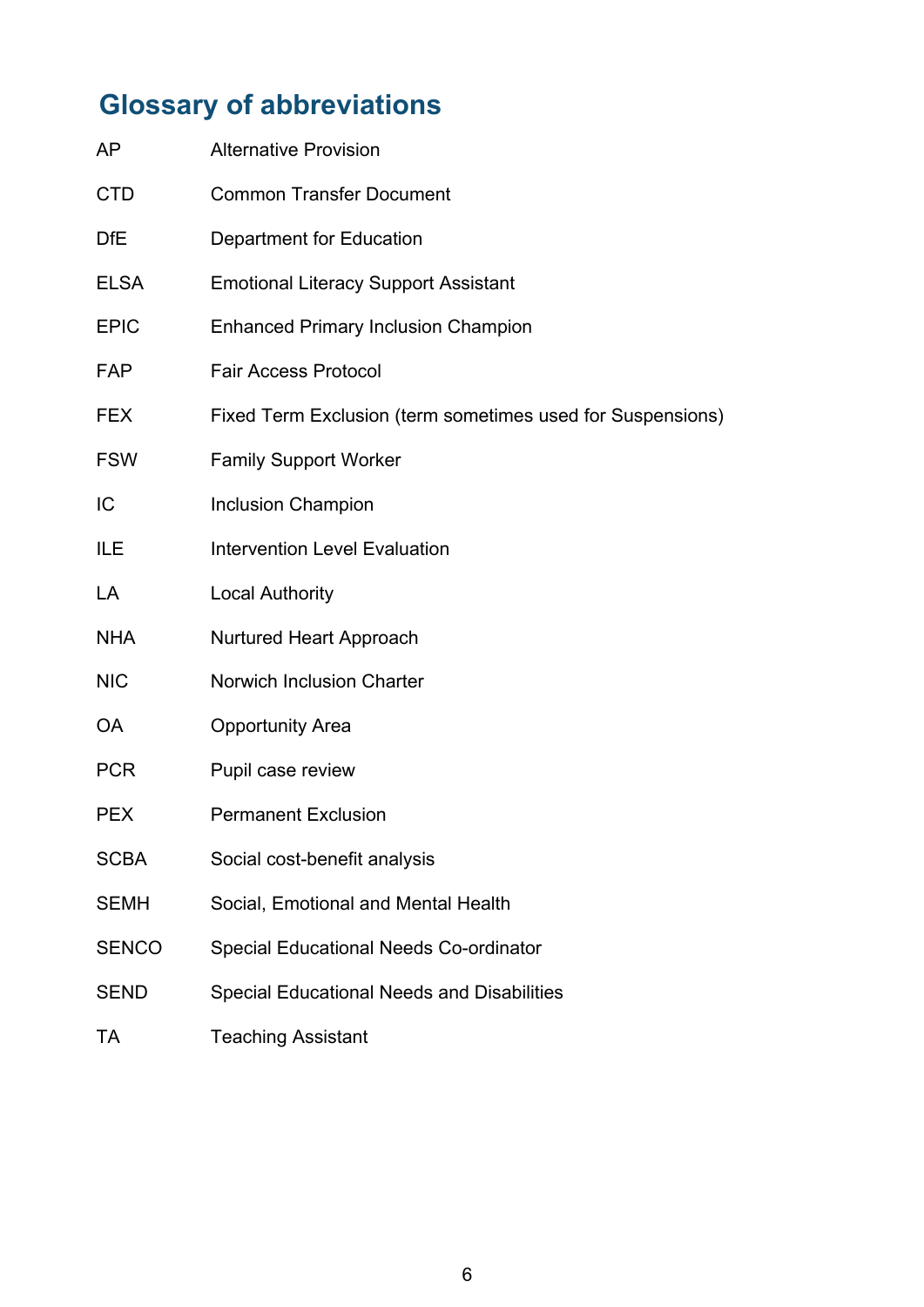## Glossary of abbreviations

| | |
|---|---|
| AP | Alternative Provision |
| CTD | Common Transfer Document |
| DfE | Department for Education |
| ELSA | Emotional Literacy Support Assistant |
| EPIC | Enhanced Primary Inclusion Champion |
| FAP | Fair Access Protocol |
| FEX | Fixed Term Exclusion (term sometimes used for Suspensions) |
| FSW | Family Support Worker |
| IC | Inclusion Champion |
| ILE | Intervention Level Evaluation |
| LA | Local Authority |
| NHA | Nurtured Heart Approach |
| NIC | Norwich Inclusion Charter |
| OA | Opportunity Area |
| PCR | Pupil case review |
| PEX | Permanent Exclusion |
| SCBA | Social cost-benefit analysis |
| SEMH | Social, Emotional and Mental Health |
| SENCO | Special Educational Needs Co-ordinator |
| SEND | Special Educational Needs and Disabilities |
| TA | Teaching Assistant |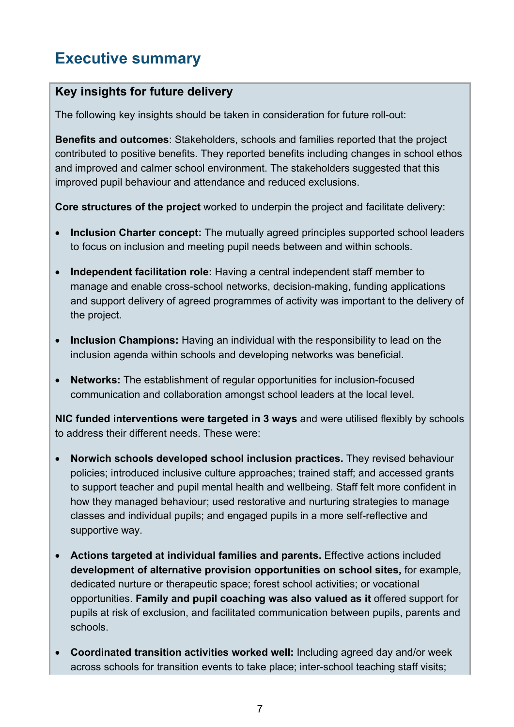# Executive summary

### Key insights for future delivery

The following key insights should be taken in consideration for future roll-out:

**Benefits and outcomes**: Stakeholders, schools and families reported that the project contributed to positive benefits. They reported benefits including changes in school ethos and improved and calmer school environment. The stakeholders suggested that this improved pupil behaviour and attendance and reduced exclusions.

**Core structures of the project** worked to underpin the project and facilitate delivery:

- **Inclusion Charter concept:** The mutually agreed principles supported school leaders to focus on inclusion and meeting pupil needs between and within schools.
- **Independent facilitation role:** Having a central independent staff member to manage and enable cross-school networks, decision-making, funding applications and support delivery of agreed programmes of activity was important to the delivery of the project.
- **Inclusion Champions:** Having an individual with the responsibility to lead on the inclusion agenda within schools and developing networks was beneficial.
- **Networks:** The establishment of regular opportunities for inclusion-focused communication and collaboration amongst school leaders at the local level.

**NIC funded interventions were targeted in 3 ways** and were utilised flexibly by schools to address their different needs. These were:

- **Norwich schools developed school inclusion practices.** They revised behaviour policies; introduced inclusive culture approaches; trained staff; and accessed grants to support teacher and pupil mental health and wellbeing. Staff felt more confident in how they managed behaviour; used restorative and nurturing strategies to manage classes and individual pupils; and engaged pupils in a more self-reflective and supportive way.
- **Actions targeted at individual families and parents.** Effective actions included **development of alternative provision opportunities on school sites,** for example, dedicated nurture or therapeutic space; forest school activities; or vocational opportunities. **Family and pupil coaching was also valued as it** offered support for pupils at risk of exclusion, and facilitated communication between pupils, parents and schools.
- **Coordinated transition activities worked well:** Including agreed day and/or week across schools for transition events to take place; inter-school teaching staff visits;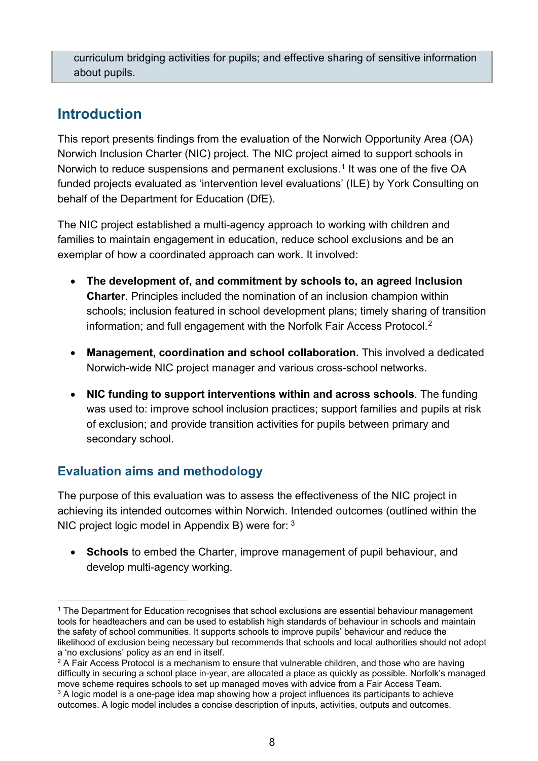curriculum bridging activities for pupils; and effective sharing of sensitive information about pupils.

## Introduction

This report presents findings from the evaluation of the Norwich Opportunity Area (OA) Norwich Inclusion Charter (NIC) project. The NIC project aimed to support schools in Norwich to reduce suspensions and permanent exclusions.[1] It was one of the five OA funded projects evaluated as 'intervention level evaluations' (ILE) by York Consulting on behalf of the Department for Education (DfE).

The NIC project established a multi-agency approach to working with children and families to maintain engagement in education, reduce school exclusions and be an exemplar of how a coordinated approach can work. It involved:

- **The development of, and commitment by schools to, an agreed Inclusion Charter**. Principles included the nomination of an inclusion champion within schools; inclusion featured in school development plans; timely sharing of transition information; and full engagement with the Norfolk Fair Access Protocol.[2]
- **Management, coordination and school collaboration.** This involved a dedicated Norwich-wide NIC project manager and various cross-school networks.
- **NIC funding to support interventions within and across schools**. The funding was used to: improve school inclusion practices; support families and pupils at risk of exclusion; and provide transition activities for pupils between primary and secondary school.

### Evaluation aims and methodology

The purpose of this evaluation was to assess the effectiveness of the NIC project in achieving its intended outcomes within Norwich. Intended outcomes (outlined within the NIC project logic model in Appendix B) were for: [3]

- **Schools** to embed the Charter, improve management of pupil behaviour, and develop multi-agency working.

---

[1] The Department for Education recognises that school exclusions are essential behaviour management tools for headteachers and can be used to establish high standards of behaviour in schools and maintain the safety of school communities. It supports schools to improve pupils' behaviour and reduce the likelihood of exclusion being necessary but recommends that schools and local authorities should not adopt a 'no exclusions' policy as an end in itself.

[2] A Fair Access Protocol is a mechanism to ensure that vulnerable children, and those who are having difficulty in securing a school place in-year, are allocated a place as quickly as possible. Norfolk's managed move scheme requires schools to set up managed moves with advice from a Fair Access Team.

[3] A logic model is a one-page idea map showing how a project influences its participants to achieve outcomes. A logic model includes a concise description of inputs, activities, outputs and outcomes.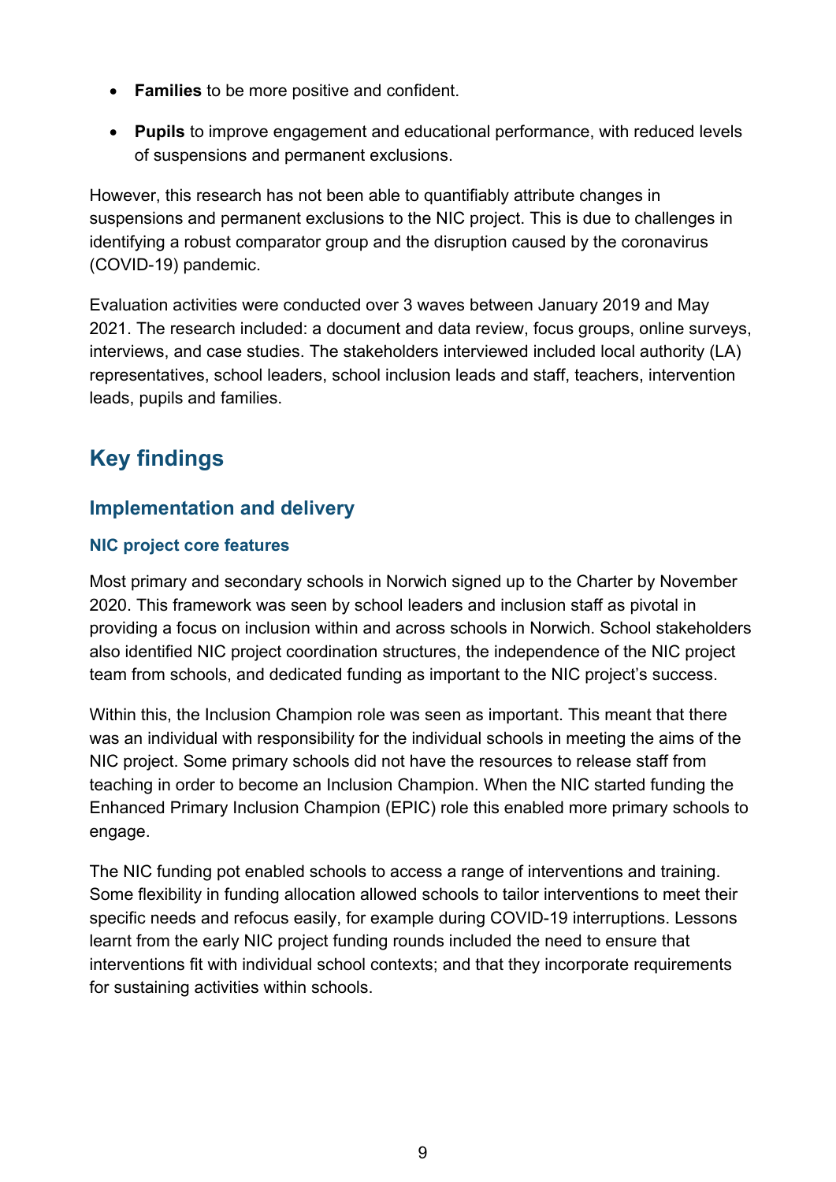- **Families** to be more positive and confident.
- **Pupils** to improve engagement and educational performance, with reduced levels of suspensions and permanent exclusions.

However, this research has not been able to quantifiably attribute changes in suspensions and permanent exclusions to the NIC project. This is due to challenges in identifying a robust comparator group and the disruption caused by the coronavirus (COVID-19) pandemic.

Evaluation activities were conducted over 3 waves between January 2019 and May 2021. The research included: a document and data review, focus groups, online surveys, interviews, and case studies. The stakeholders interviewed included local authority (LA) representatives, school leaders, school inclusion leads and staff, teachers, intervention leads, pupils and families.

## Key findings

### Implementation and delivery

#### NIC project core features

Most primary and secondary schools in Norwich signed up to the Charter by November 2020. This framework was seen by school leaders and inclusion staff as pivotal in providing a focus on inclusion within and across schools in Norwich. School stakeholders also identified NIC project coordination structures, the independence of the NIC project team from schools, and dedicated funding as important to the NIC project's success.

Within this, the Inclusion Champion role was seen as important. This meant that there was an individual with responsibility for the individual schools in meeting the aims of the NIC project. Some primary schools did not have the resources to release staff from teaching in order to become an Inclusion Champion. When the NIC started funding the Enhanced Primary Inclusion Champion (EPIC) role this enabled more primary schools to engage.

The NIC funding pot enabled schools to access a range of interventions and training. Some flexibility in funding allocation allowed schools to tailor interventions to meet their specific needs and refocus easily, for example during COVID-19 interruptions. Lessons learnt from the early NIC project funding rounds included the need to ensure that interventions fit with individual school contexts; and that they incorporate requirements for sustaining activities within schools.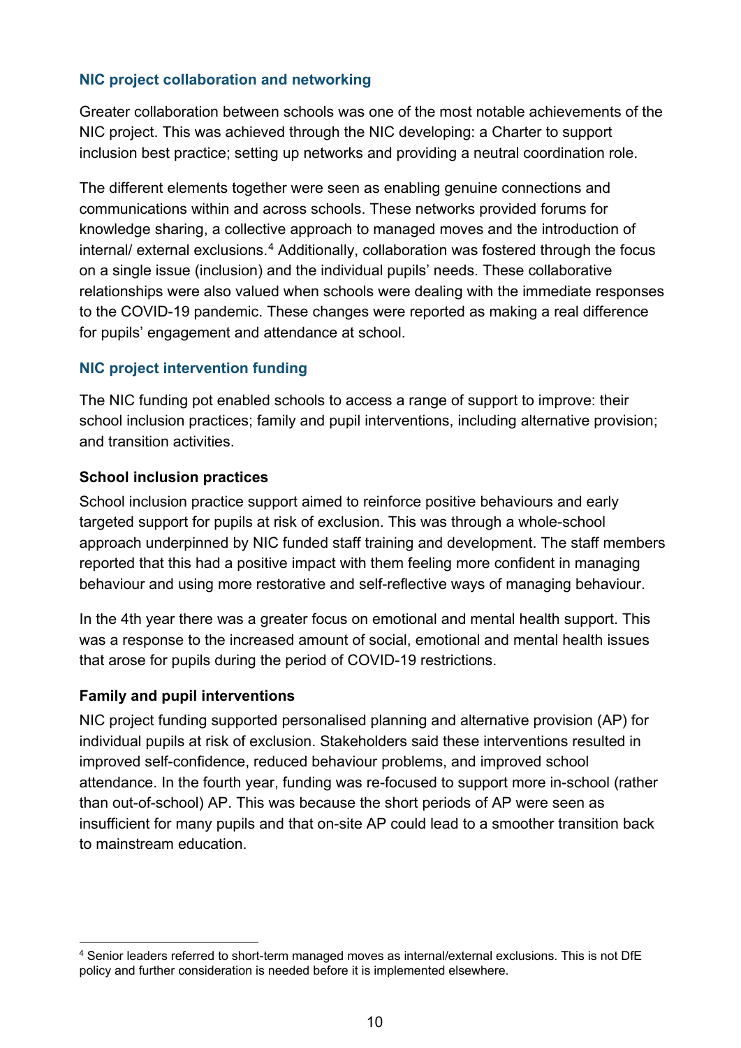### NIC project collaboration and networking

Greater collaboration between schools was one of the most notable achievements of the NIC project. This was achieved through the NIC developing: a Charter to support inclusion best practice; setting up networks and providing a neutral coordination role.

The different elements together were seen as enabling genuine connections and communications within and across schools. These networks provided forums for knowledge sharing, a collective approach to managed moves and the introduction of internal/ external exclusions.[4] Additionally, collaboration was fostered through the focus on a single issue (inclusion) and the individual pupils' needs. These collaborative relationships were also valued when schools were dealing with the immediate responses to the COVID-19 pandemic. These changes were reported as making a real difference for pupils' engagement and attendance at school.

### NIC project intervention funding

The NIC funding pot enabled schools to access a range of support to improve: their school inclusion practices; family and pupil interventions, including alternative provision; and transition activities.

#### School inclusion practices

School inclusion practice support aimed to reinforce positive behaviours and early targeted support for pupils at risk of exclusion. This was through a whole-school approach underpinned by NIC funded staff training and development. The staff members reported that this had a positive impact with them feeling more confident in managing behaviour and using more restorative and self-reflective ways of managing behaviour.

In the 4th year there was a greater focus on emotional and mental health support. This was a response to the increased amount of social, emotional and mental health issues that arose for pupils during the period of COVID-19 restrictions.

#### Family and pupil interventions

NIC project funding supported personalised planning and alternative provision (AP) for individual pupils at risk of exclusion. Stakeholders said these interventions resulted in improved self-confidence, reduced behaviour problems, and improved school attendance. In the fourth year, funding was re-focused to support more in-school (rather than out-of-school) AP. This was because the short periods of AP were seen as insufficient for many pupils and that on-site AP could lead to a smoother transition back to mainstream education.

---

[4] Senior leaders referred to short-term managed moves as internal/external exclusions. This is not DfE policy and further consideration is needed before it is implemented elsewhere.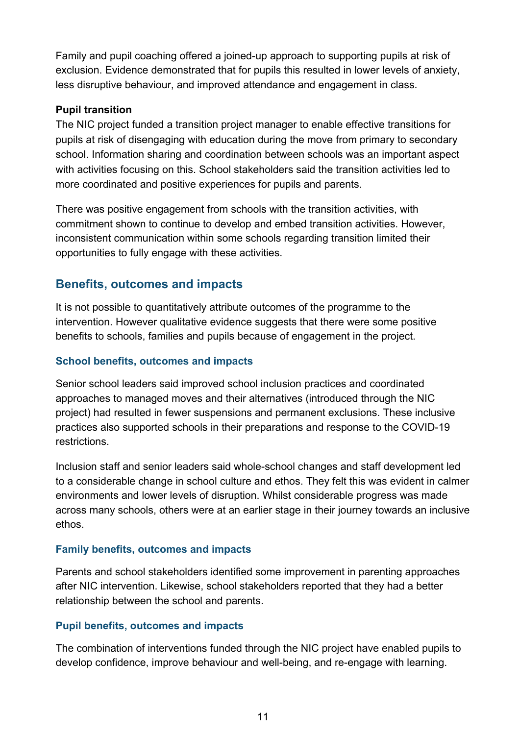Family and pupil coaching offered a joined-up approach to supporting pupils at risk of exclusion. Evidence demonstrated that for pupils this resulted in lower levels of anxiety, less disruptive behaviour, and improved attendance and engagement in class.

**Pupil transition**

The NIC project funded a transition project manager to enable effective transitions for pupils at risk of disengaging with education during the move from primary to secondary school. Information sharing and coordination between schools was an important aspect with activities focusing on this. School stakeholders said the transition activities led to more coordinated and positive experiences for pupils and parents.

There was positive engagement from schools with the transition activities, with commitment shown to continue to develop and embed transition activities. However, inconsistent communication within some schools regarding transition limited their opportunities to fully engage with these activities.

## Benefits, outcomes and impacts

It is not possible to quantitatively attribute outcomes of the programme to the intervention. However qualitative evidence suggests that there were some positive benefits to schools, families and pupils because of engagement in the project.

### School benefits, outcomes and impacts

Senior school leaders said improved school inclusion practices and coordinated approaches to managed moves and their alternatives (introduced through the NIC project) had resulted in fewer suspensions and permanent exclusions. These inclusive practices also supported schools in their preparations and response to the COVID-19 restrictions.

Inclusion staff and senior leaders said whole-school changes and staff development led to a considerable change in school culture and ethos. They felt this was evident in calmer environments and lower levels of disruption. Whilst considerable progress was made across many schools, others were at an earlier stage in their journey towards an inclusive ethos.

### Family benefits, outcomes and impacts

Parents and school stakeholders identified some improvement in parenting approaches after NIC intervention. Likewise, school stakeholders reported that they had a better relationship between the school and parents.

### Pupil benefits, outcomes and impacts

The combination of interventions funded through the NIC project have enabled pupils to develop confidence, improve behaviour and well-being, and re-engage with learning.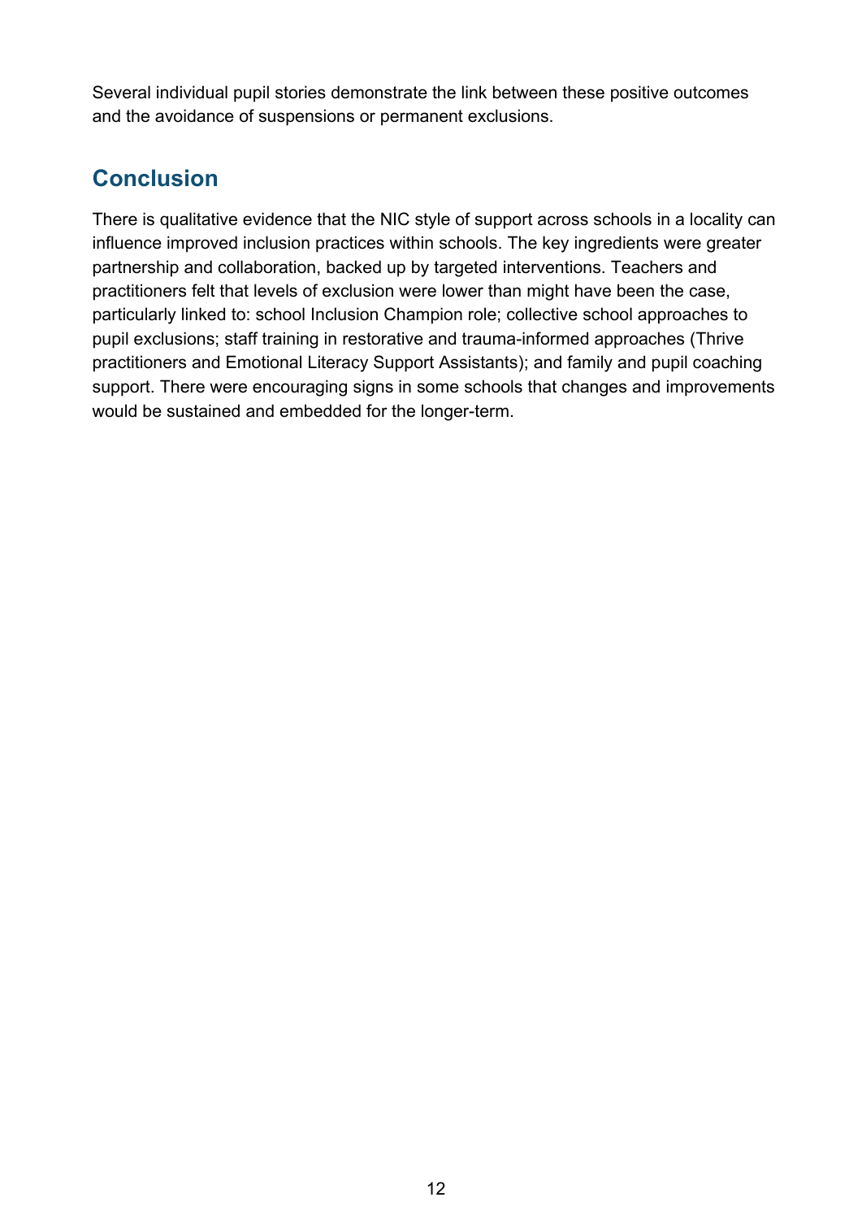Several individual pupil stories demonstrate the link between these positive outcomes and the avoidance of suspensions or permanent exclusions.

## Conclusion

There is qualitative evidence that the NIC style of support across schools in a locality can influence improved inclusion practices within schools. The key ingredients were greater partnership and collaboration, backed up by targeted interventions. Teachers and practitioners felt that levels of exclusion were lower than might have been the case, particularly linked to: school Inclusion Champion role; collective school approaches to pupil exclusions; staff training in restorative and trauma-informed approaches (Thrive practitioners and Emotional Literacy Support Assistants); and family and pupil coaching support. There were encouraging signs in some schools that changes and improvements would be sustained and embedded for the longer-term.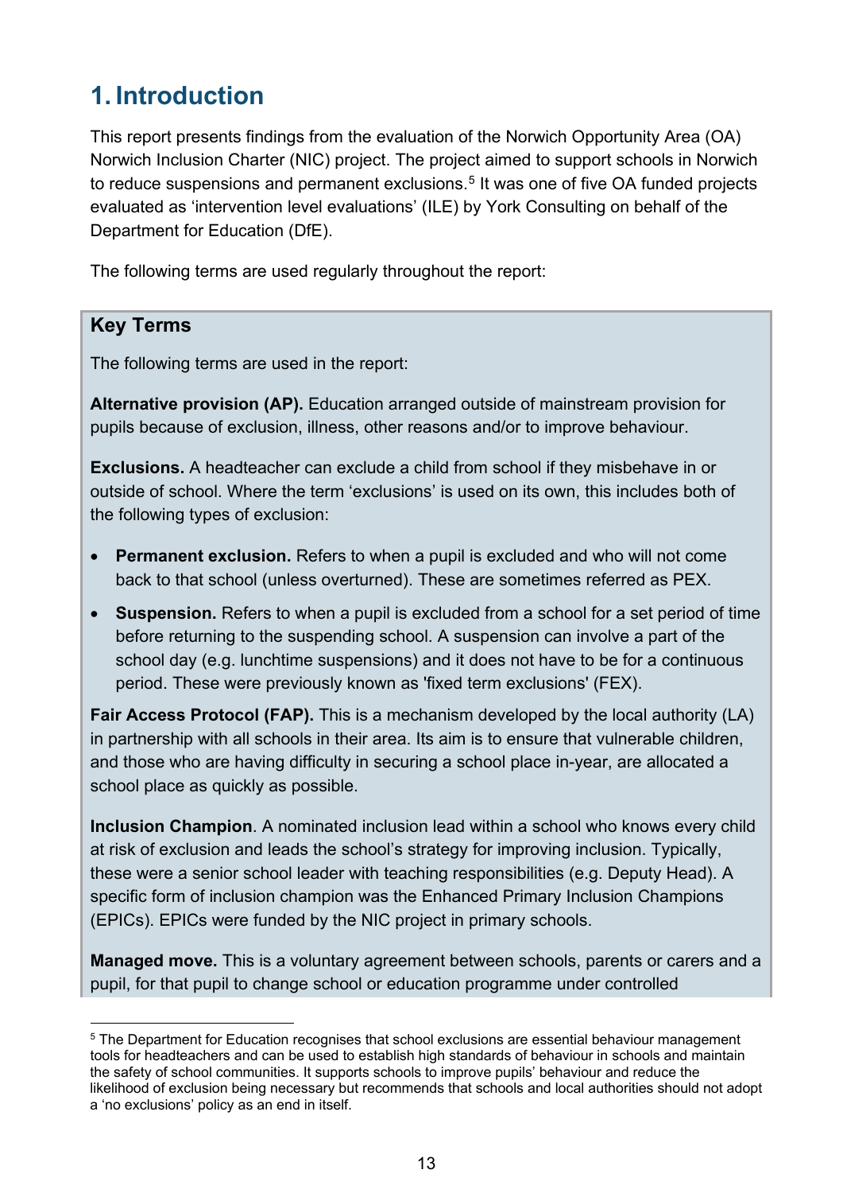# 1. Introduction

This report presents findings from the evaluation of the Norwich Opportunity Area (OA) Norwich Inclusion Charter (NIC) project. The project aimed to support schools in Norwich to reduce suspensions and permanent exclusions.[5] It was one of five OA funded projects evaluated as 'intervention level evaluations' (ILE) by York Consulting on behalf of the Department for Education (DfE).

The following terms are used regularly throughout the report:

## Key Terms

The following terms are used in the report:

**Alternative provision (AP).** Education arranged outside of mainstream provision for pupils because of exclusion, illness, other reasons and/or to improve behaviour.

**Exclusions.** A headteacher can exclude a child from school if they misbehave in or outside of school. Where the term 'exclusions' is used on its own, this includes both of the following types of exclusion:

- **Permanent exclusion.** Refers to when a pupil is excluded and who will not come back to that school (unless overturned). These are sometimes referred as PEX.
- **Suspension.** Refers to when a pupil is excluded from a school for a set period of time before returning to the suspending school. A suspension can involve a part of the school day (e.g. lunchtime suspensions) and it does not have to be for a continuous period. These were previously known as 'fixed term exclusions' (FEX).

**Fair Access Protocol (FAP).** This is a mechanism developed by the local authority (LA) in partnership with all schools in their area. Its aim is to ensure that vulnerable children, and those who are having difficulty in securing a school place in-year, are allocated a school place as quickly as possible.

**Inclusion Champion**. A nominated inclusion lead within a school who knows every child at risk of exclusion and leads the school's strategy for improving inclusion. Typically, these were a senior school leader with teaching responsibilities (e.g. Deputy Head). A specific form of inclusion champion was the Enhanced Primary Inclusion Champions (EPICs). EPICs were funded by the NIC project in primary schools.

**Managed move.** This is a voluntary agreement between schools, parents or carers and a pupil, for that pupil to change school or education programme under controlled

[5] The Department for Education recognises that school exclusions are essential behaviour management tools for headteachers and can be used to establish high standards of behaviour in schools and maintain the safety of school communities. It supports schools to improve pupils' behaviour and reduce the likelihood of exclusion being necessary but recommends that schools and local authorities should not adopt a 'no exclusions' policy as an end in itself.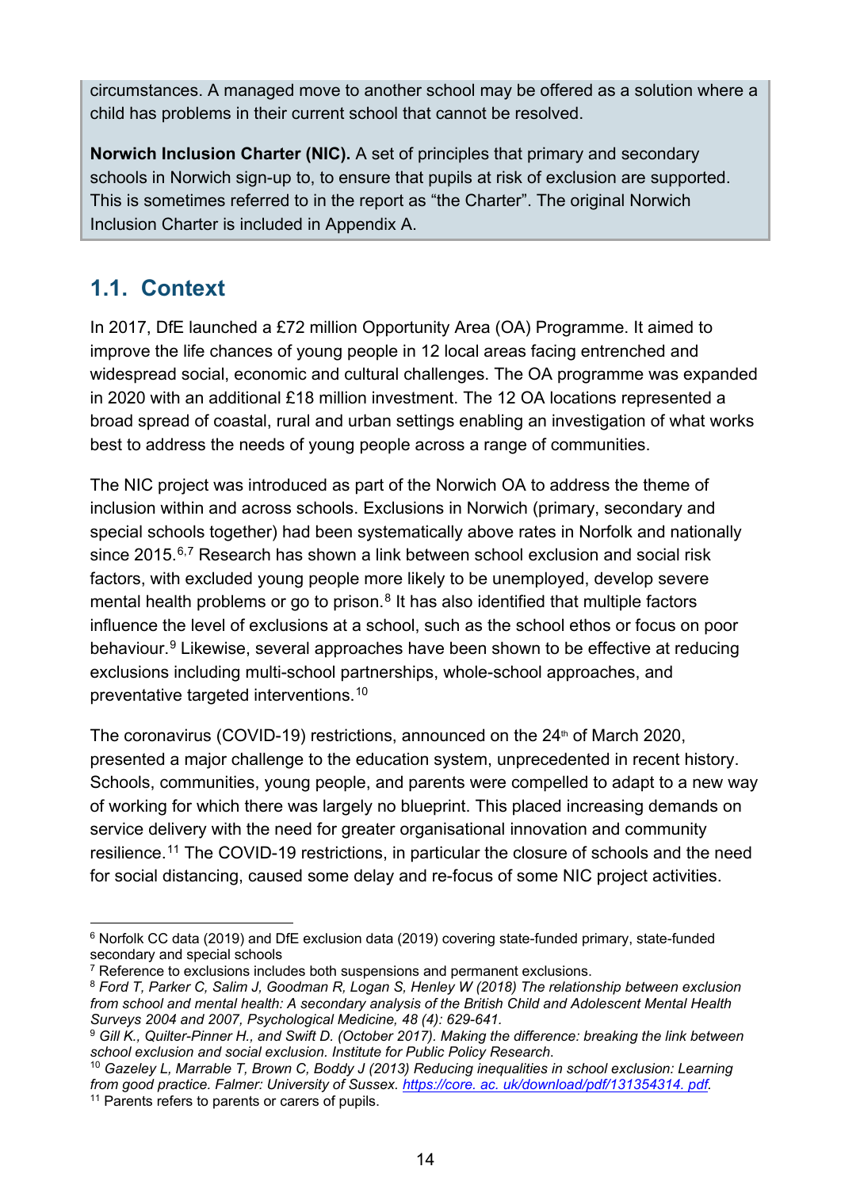circumstances. A managed move to another school may be offered as a solution where a child has problems in their current school that cannot be resolved.

**Norwich Inclusion Charter (NIC).** A set of principles that primary and secondary schools in Norwich sign-up to, to ensure that pupils at risk of exclusion are supported. This is sometimes referred to in the report as "the Charter". The original Norwich Inclusion Charter is included in Appendix A.

## 1.1. Context

In 2017, DfE launched a £72 million Opportunity Area (OA) Programme. It aimed to improve the life chances of young people in 12 local areas facing entrenched and widespread social, economic and cultural challenges. The OA programme was expanded in 2020 with an additional £18 million investment. The 12 OA locations represented a broad spread of coastal, rural and urban settings enabling an investigation of what works best to address the needs of young people across a range of communities.

The NIC project was introduced as part of the Norwich OA to address the theme of inclusion within and across schools. Exclusions in Norwich (primary, secondary and special schools together) had been systematically above rates in Norfolk and nationally since 2015.[6,7] Research has shown a link between school exclusion and social risk factors, with excluded young people more likely to be unemployed, develop severe mental health problems or go to prison.[8] It has also identified that multiple factors influence the level of exclusions at a school, such as the school ethos or focus on poor behaviour.[9] Likewise, several approaches have been shown to be effective at reducing exclusions including multi-school partnerships, whole-school approaches, and preventative targeted interventions.[10]

The coronavirus (COVID-19) restrictions, announced on the 24th of March 2020, presented a major challenge to the education system, unprecedented in recent history. Schools, communities, young people, and parents were compelled to adapt to a new way of working for which there was largely no blueprint. This placed increasing demands on service delivery with the need for greater organisational innovation and community resilience.[11] The COVID-19 restrictions, in particular the closure of schools and the need for social distancing, caused some delay and re-focus of some NIC project activities.

---

[6] Norfolk CC data (2019) and DfE exclusion data (2019) covering state-funded primary, state-funded secondary and special schools

[7] Reference to exclusions includes both suspensions and permanent exclusions.

[8] *Ford T, Parker C, Salim J, Goodman R, Logan S, Henley W (2018) The relationship between exclusion from school and mental health: A secondary analysis of the British Child and Adolescent Mental Health Surveys 2004 and 2007, Psychological Medicine, 48 (4): 629-641.*

[9] *Gill K., Quilter-Pinner H., and Swift D. (October 2017). Making the difference: breaking the link between school exclusion and social exclusion. Institute for Public Policy Research.*

[10] *Gazeley L, Marrable T, Brown C, Boddy J (2013) Reducing inequalities in school exclusion: Learning from good practice. Falmer: University of Sussex.* https://core. ac. uk/download/pdf/131354314. pdf.

[11] Parents refers to parents or carers of pupils.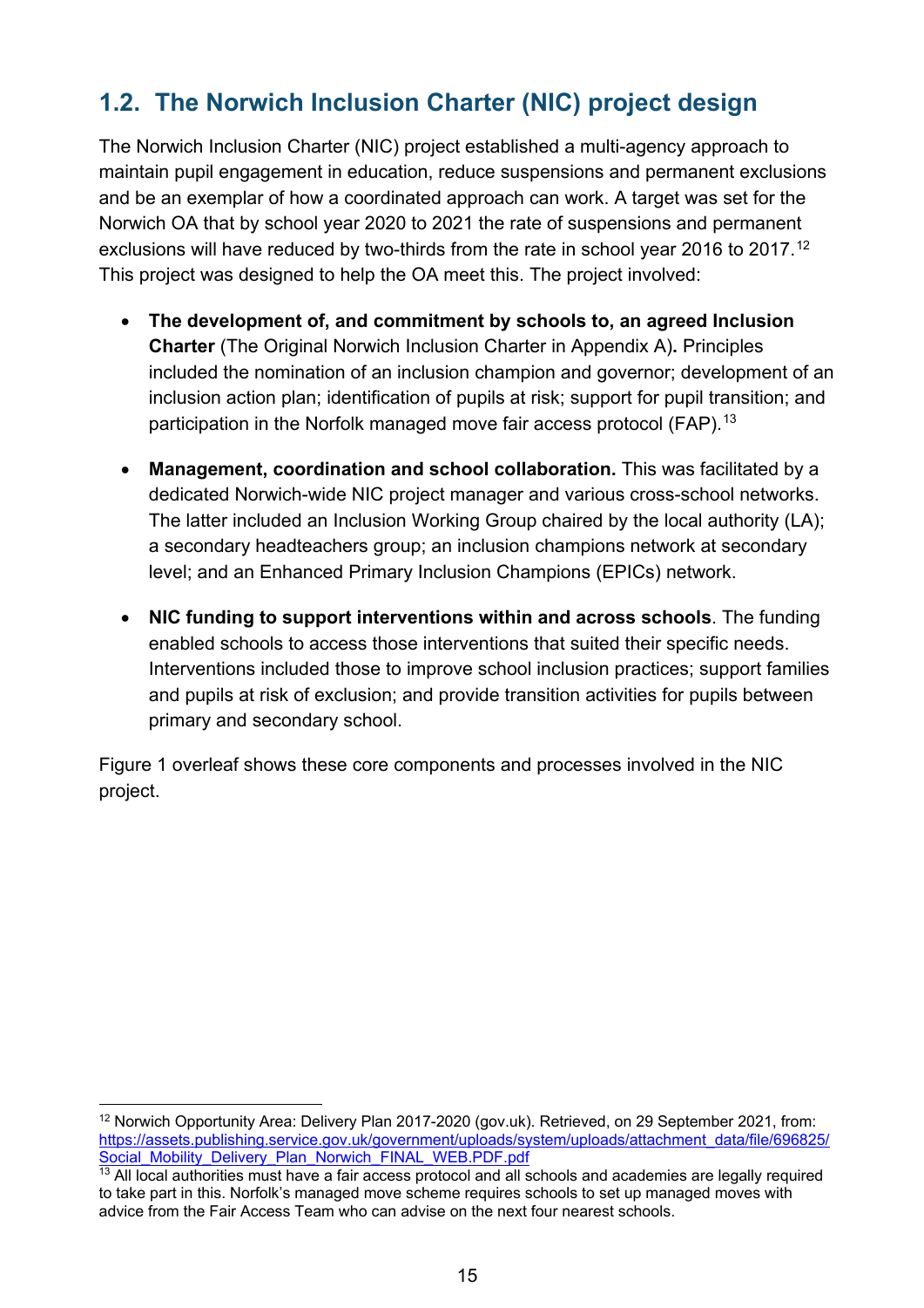## 1.2. The Norwich Inclusion Charter (NIC) project design

The Norwich Inclusion Charter (NIC) project established a multi-agency approach to maintain pupil engagement in education, reduce suspensions and permanent exclusions and be an exemplar of how a coordinated approach can work. A target was set for the Norwich OA that by school year 2020 to 2021 the rate of suspensions and permanent exclusions will have reduced by two-thirds from the rate in school year 2016 to 2017.[12] This project was designed to help the OA meet this. The project involved:

- **The development of, and commitment by schools to, an agreed Inclusion Charter** (The Original Norwich Inclusion Charter in Appendix A)**.** Principles included the nomination of an inclusion champion and governor; development of an inclusion action plan; identification of pupils at risk; support for pupil transition; and participation in the Norfolk managed move fair access protocol (FAP).[13]

- **Management, coordination and school collaboration.** This was facilitated by a dedicated Norwich-wide NIC project manager and various cross-school networks. The latter included an Inclusion Working Group chaired by the local authority (LA); a secondary headteachers group; an inclusion champions network at secondary level; and an Enhanced Primary Inclusion Champions (EPICs) network.

- **NIC funding to support interventions within and across schools**. The funding enabled schools to access those interventions that suited their specific needs. Interventions included those to improve school inclusion practices; support families and pupils at risk of exclusion; and provide transition activities for pupils between primary and secondary school.

Figure 1 overleaf shows these core components and processes involved in the NIC project.

---

[12] Norwich Opportunity Area: Delivery Plan 2017-2020 (gov.uk). Retrieved, on 29 September 2021, from: https://assets.publishing.service.gov.uk/government/uploads/system/uploads/attachment_data/file/696825/Social_Mobility_Delivery_Plan_Norwich_FINAL_WEB.PDF.pdf

[13] All local authorities must have a fair access protocol and all schools and academies are legally required to take part in this. Norfolk's managed move scheme requires schools to set up managed moves with advice from the Fair Access Team who can advise on the next four nearest schools.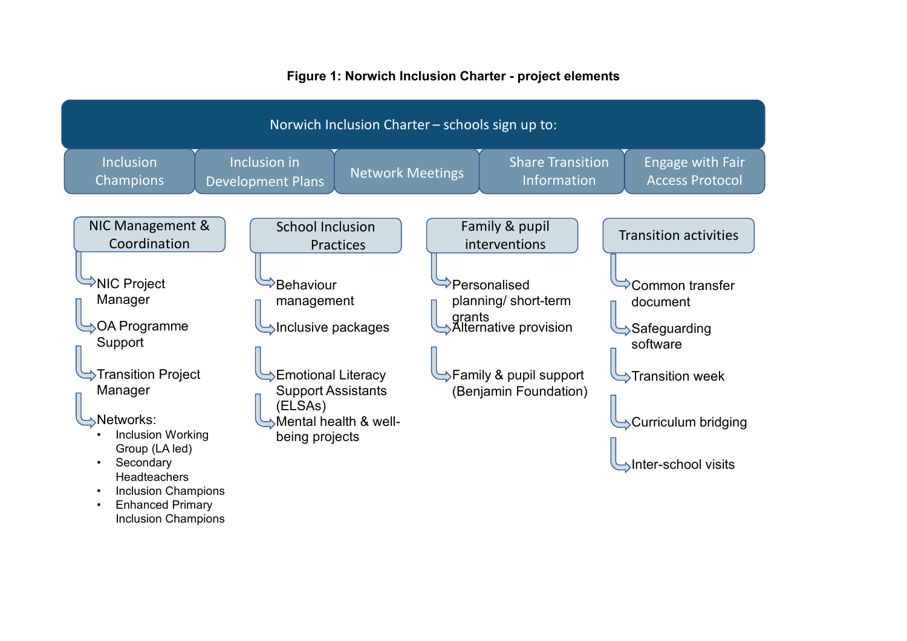**Figure 1: Norwich Inclusion Charter - project elements**

**Norwich Inclusion Charter – schools sign up to:**

- Inclusion Champions
- Inclusion in Development Plans
- Network Meetings
- Share Transition Information
- Engage with Fair Access Protocol

**NIC Management & Coordination**

- NIC Project Manager
- OA Programme Support
- Transition Project Manager
- Networks:
  - Inclusion Working Group (LA led)
  - Secondary Headteachers
  - Inclusion Champions
  - Enhanced Primary Inclusion Champions

**School Inclusion Practices**

- Behaviour management
- Inclusive packages
- Emotional Literacy Support Assistants (ELSAs)
- Mental health & well-being projects

**Family & pupil interventions**

- Personalised planning/ short-term grants
- Alternative provision
- Family & pupil support (Benjamin Foundation)

**Transition activities**

- Common transfer document
- Safeguarding software
- Transition week
- Curriculum bridging
- Inter-school visits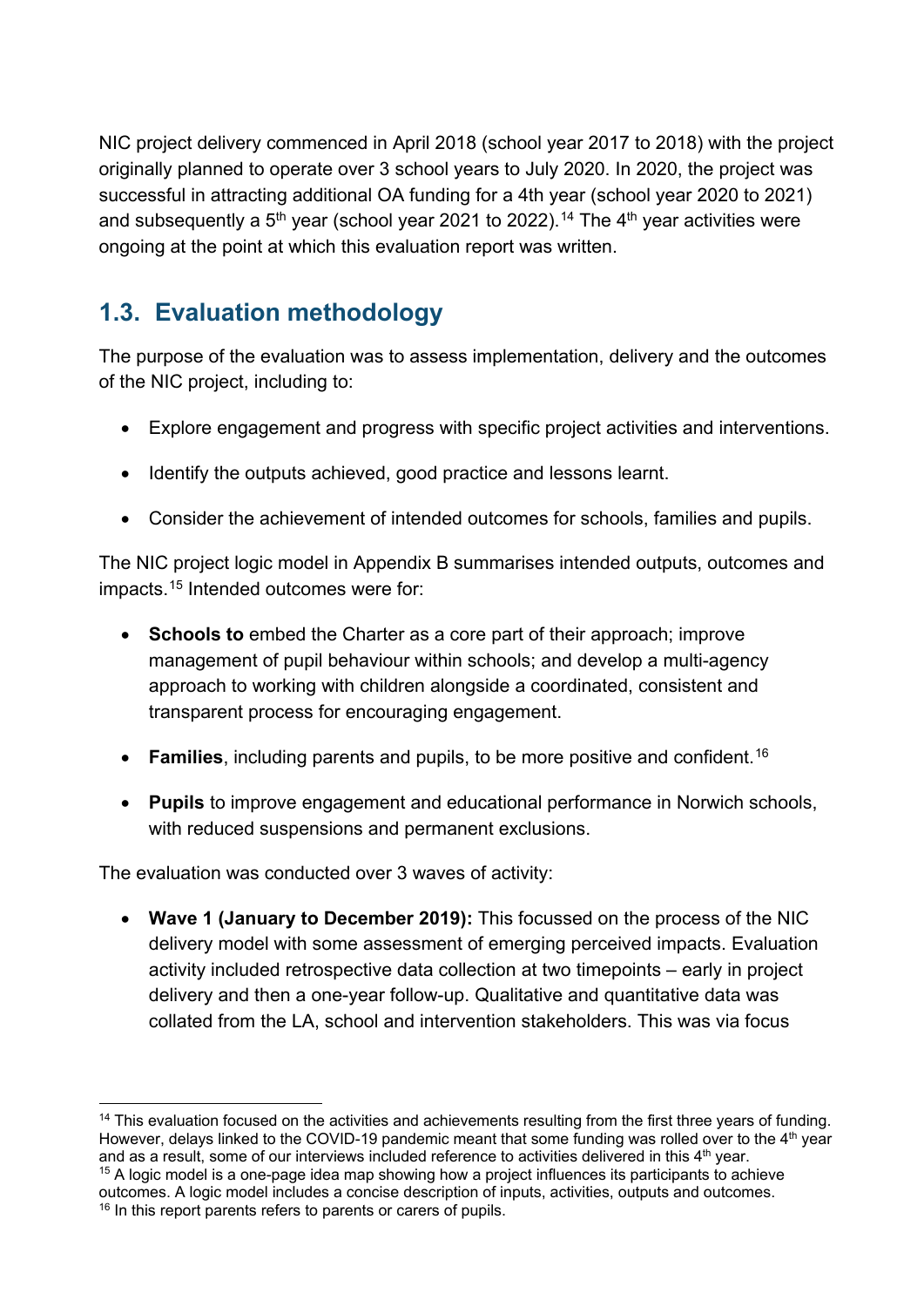NIC project delivery commenced in April 2018 (school year 2017 to 2018) with the project originally planned to operate over 3 school years to July 2020. In 2020, the project was successful in attracting additional OA funding for a 4th year (school year 2020 to 2021) and subsequently a 5th year (school year 2021 to 2022).[14] The 4th year activities were ongoing at the point at which this evaluation report was written.

## 1.3. Evaluation methodology

The purpose of the evaluation was to assess implementation, delivery and the outcomes of the NIC project, including to:

- Explore engagement and progress with specific project activities and interventions.
- Identify the outputs achieved, good practice and lessons learnt.
- Consider the achievement of intended outcomes for schools, families and pupils.

The NIC project logic model in Appendix B summarises intended outputs, outcomes and impacts.[15] Intended outcomes were for:

- **Schools to** embed the Charter as a core part of their approach; improve management of pupil behaviour within schools; and develop a multi-agency approach to working with children alongside a coordinated, consistent and transparent process for encouraging engagement.
- **Families**, including parents and pupils, to be more positive and confident.[16]
- **Pupils** to improve engagement and educational performance in Norwich schools, with reduced suspensions and permanent exclusions.

The evaluation was conducted over 3 waves of activity:

- **Wave 1 (January to December 2019):** This focussed on the process of the NIC delivery model with some assessment of emerging perceived impacts. Evaluation activity included retrospective data collection at two timepoints – early in project delivery and then a one-year follow-up. Qualitative and quantitative data was collated from the LA, school and intervention stakeholders. This was via focus

[14] This evaluation focused on the activities and achievements resulting from the first three years of funding. However, delays linked to the COVID-19 pandemic meant that some funding was rolled over to the 4th year and as a result, some of our interviews included reference to activities delivered in this 4th year.

[15] A logic model is a one-page idea map showing how a project influences its participants to achieve outcomes. A logic model includes a concise description of inputs, activities, outputs and outcomes.

[16] In this report parents refers to parents or carers of pupils.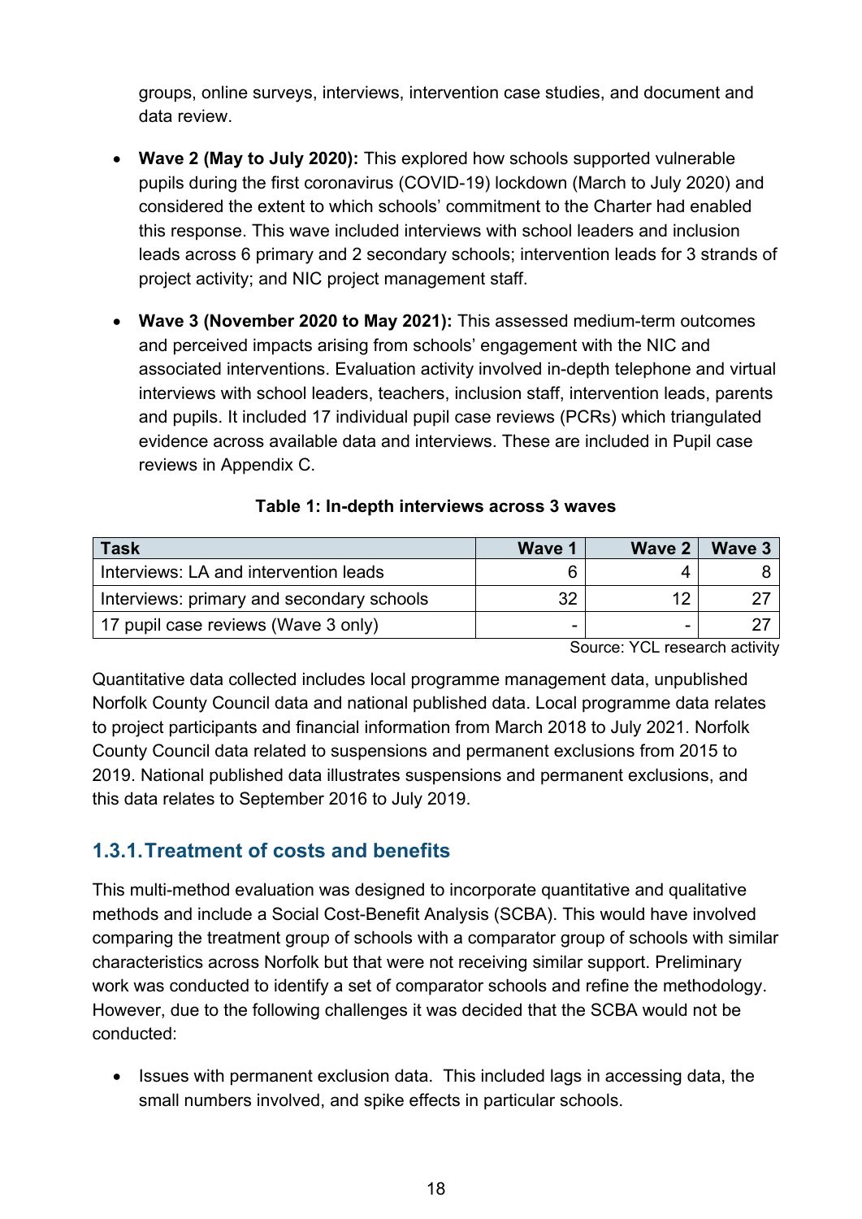groups, online surveys, interviews, intervention case studies, and document and data review.

- **Wave 2 (May to July 2020):** This explored how schools supported vulnerable pupils during the first coronavirus (COVID-19) lockdown (March to July 2020) and considered the extent to which schools' commitment to the Charter had enabled this response. This wave included interviews with school leaders and inclusion leads across 6 primary and 2 secondary schools; intervention leads for 3 strands of project activity; and NIC project management staff.
- **Wave 3 (November 2020 to May 2021):** This assessed medium-term outcomes and perceived impacts arising from schools' engagement with the NIC and associated interventions. Evaluation activity involved in-depth telephone and virtual interviews with school leaders, teachers, inclusion staff, intervention leads, parents and pupils. It included 17 individual pupil case reviews (PCRs) which triangulated evidence across available data and interviews. These are included in Pupil case reviews in Appendix C.

**Table 1: In-depth interviews across 3 waves**

| Task | Wave 1 | Wave 2 | Wave 3 |
|---|---|---|---|
| Interviews: LA and intervention leads | 6 | 4 | 8 |
| Interviews: primary and secondary schools | 32 | 12 | 27 |
| 17 pupil case reviews (Wave 3 only) | - | - | 27 |

Source: YCL research activity

Quantitative data collected includes local programme management data, unpublished Norfolk County Council data and national published data. Local programme data relates to project participants and financial information from March 2018 to July 2021. Norfolk County Council data related to suspensions and permanent exclusions from 2015 to 2019. National published data illustrates suspensions and permanent exclusions, and this data relates to September 2016 to July 2019.

### 1.3.1. Treatment of costs and benefits

This multi-method evaluation was designed to incorporate quantitative and qualitative methods and include a Social Cost-Benefit Analysis (SCBA). This would have involved comparing the treatment group of schools with a comparator group of schools with similar characteristics across Norfolk but that were not receiving similar support. Preliminary work was conducted to identify a set of comparator schools and refine the methodology. However, due to the following challenges it was decided that the SCBA would not be conducted:

- Issues with permanent exclusion data. This included lags in accessing data, the small numbers involved, and spike effects in particular schools.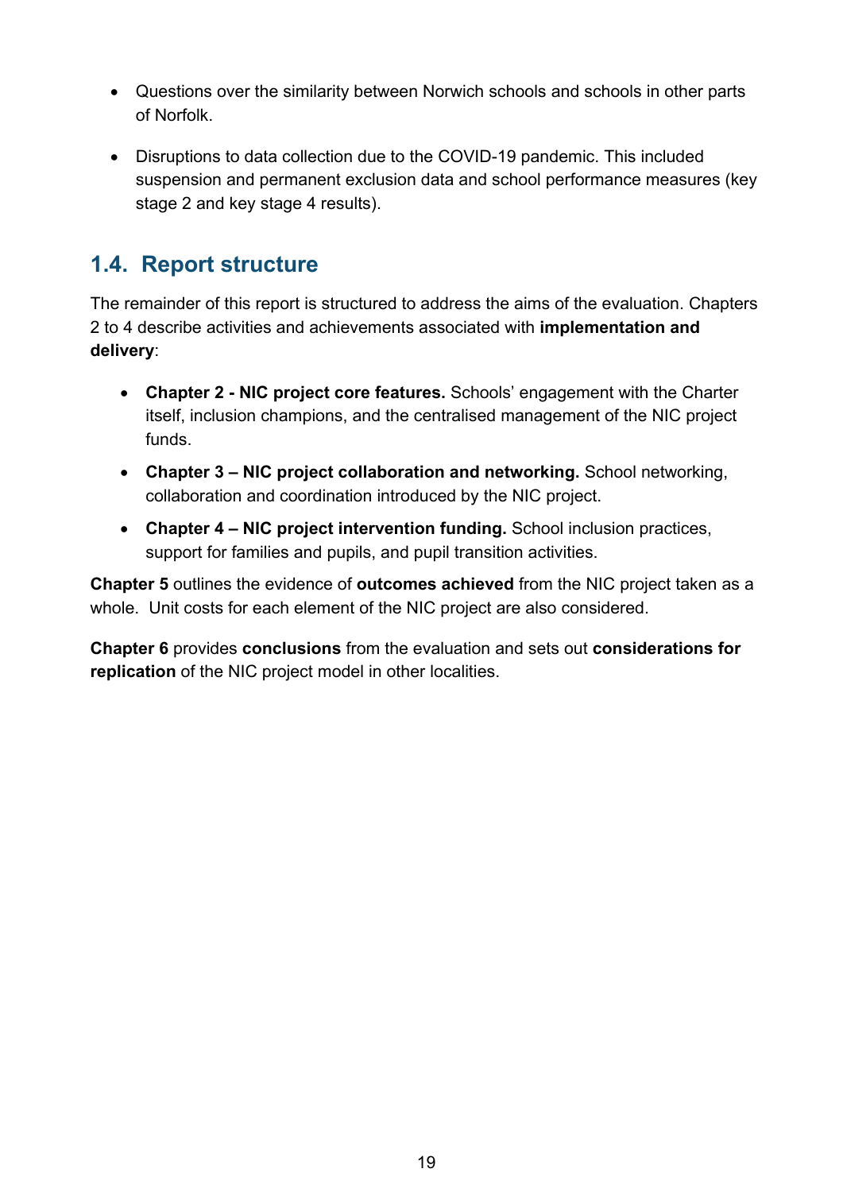- Questions over the similarity between Norwich schools and schools in other parts of Norfolk.
- Disruptions to data collection due to the COVID-19 pandemic. This included suspension and permanent exclusion data and school performance measures (key stage 2 and key stage 4 results).

## 1.4. Report structure

The remainder of this report is structured to address the aims of the evaluation. Chapters 2 to 4 describe activities and achievements associated with **implementation and delivery**:

- **Chapter 2 - NIC project core features.** Schools' engagement with the Charter itself, inclusion champions, and the centralised management of the NIC project funds.
- **Chapter 3 – NIC project collaboration and networking.** School networking, collaboration and coordination introduced by the NIC project.
- **Chapter 4 – NIC project intervention funding.** School inclusion practices, support for families and pupils, and pupil transition activities.

**Chapter 5** outlines the evidence of **outcomes achieved** from the NIC project taken as a whole. Unit costs for each element of the NIC project are also considered.

**Chapter 6** provides **conclusions** from the evaluation and sets out **considerations for replication** of the NIC project model in other localities.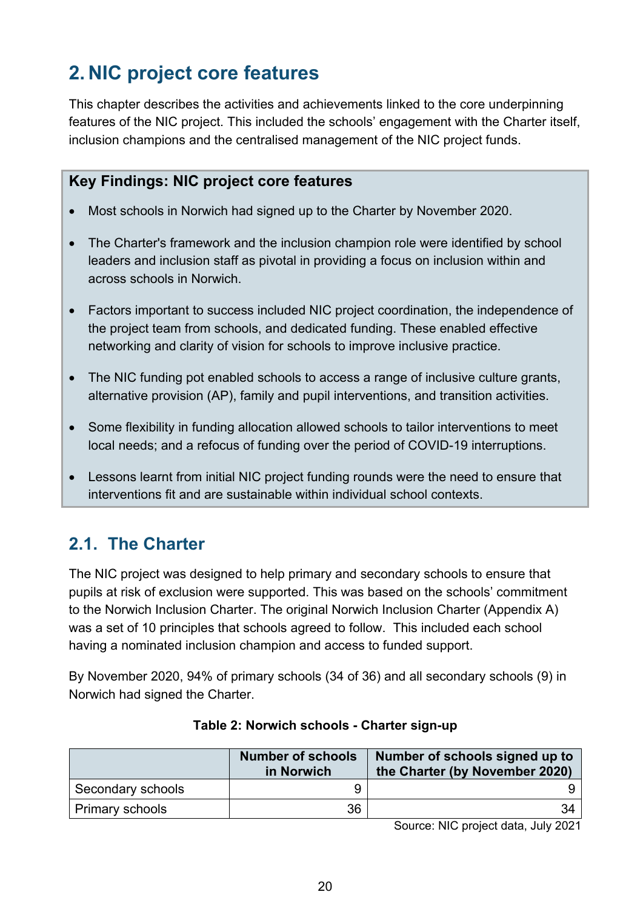# 2. NIC project core features

This chapter describes the activities and achievements linked to the core underpinning features of the NIC project. This included the schools' engagement with the Charter itself, inclusion champions and the centralised management of the NIC project funds.

**Key Findings: NIC project core features**

- Most schools in Norwich had signed up to the Charter by November 2020.
- The Charter's framework and the inclusion champion role were identified by school leaders and inclusion staff as pivotal in providing a focus on inclusion within and across schools in Norwich.
- Factors important to success included NIC project coordination, the independence of the project team from schools, and dedicated funding. These enabled effective networking and clarity of vision for schools to improve inclusive practice.
- The NIC funding pot enabled schools to access a range of inclusive culture grants, alternative provision (AP), family and pupil interventions, and transition activities.
- Some flexibility in funding allocation allowed schools to tailor interventions to meet local needs; and a refocus of funding over the period of COVID-19 interruptions.
- Lessons learnt from initial NIC project funding rounds were the need to ensure that interventions fit and are sustainable within individual school contexts.

## 2.1. The Charter

The NIC project was designed to help primary and secondary schools to ensure that pupils at risk of exclusion were supported. This was based on the schools' commitment to the Norwich Inclusion Charter. The original Norwich Inclusion Charter (Appendix A) was a set of 10 principles that schools agreed to follow. This included each school having a nominated inclusion champion and access to funded support.

By November 2020, 94% of primary schools (34 of 36) and all secondary schools (9) in Norwich had signed the Charter.

**Table 2: Norwich schools - Charter sign-up**

| | Number of schools in Norwich | Number of schools signed up to the Charter (by November 2020) |
|---|---|---|
| Secondary schools | 9 | 9 |
| Primary schools | 36 | 34 |

Source: NIC project data, July 2021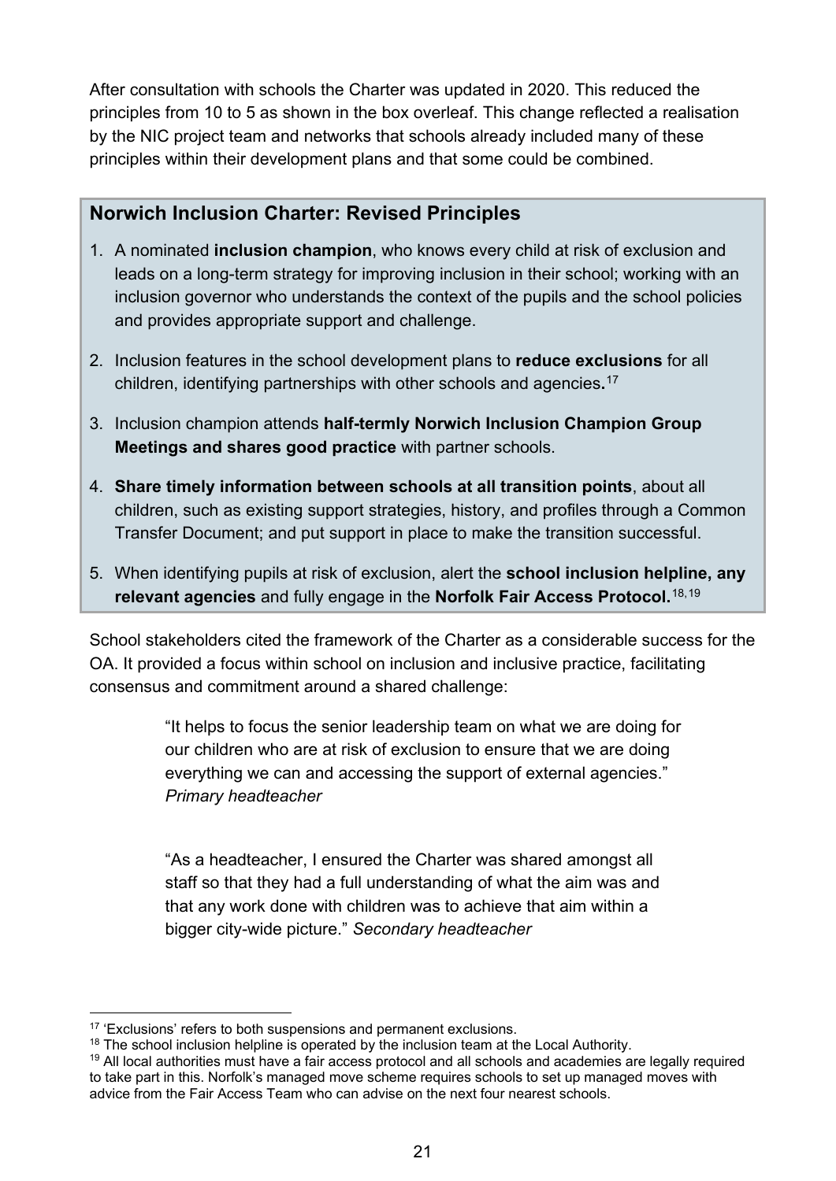After consultation with schools the Charter was updated in 2020. This reduced the principles from 10 to 5 as shown in the box overleaf. This change reflected a realisation by the NIC project team and networks that schools already included many of these principles within their development plans and that some could be combined.

### Norwich Inclusion Charter: Revised Principles

1. A nominated **inclusion champion**, who knows every child at risk of exclusion and leads on a long-term strategy for improving inclusion in their school; working with an inclusion governor who understands the context of the pupils and the school policies and provides appropriate support and challenge.
2. Inclusion features in the school development plans to **reduce exclusions** for all children, identifying partnerships with other schools and agencies**.**[17]
3. Inclusion champion attends **half-termly Norwich Inclusion Champion Group Meetings and shares good practice** with partner schools.
4. **Share timely information between schools at all transition points**, about all children, such as existing support strategies, history, and profiles through a Common Transfer Document; and put support in place to make the transition successful.
5. When identifying pupils at risk of exclusion, alert the **school inclusion helpline, any relevant agencies** and fully engage in the **Norfolk Fair Access Protocol.**[18,19]

School stakeholders cited the framework of the Charter as a considerable success for the OA. It provided a focus within school on inclusion and inclusive practice, facilitating consensus and commitment around a shared challenge:

> "It helps to focus the senior leadership team on what we are doing for our children who are at risk of exclusion to ensure that we are doing everything we can and accessing the support of external agencies." *Primary headteacher*

> "As a headteacher, I ensured the Charter was shared amongst all staff so that they had a full understanding of what the aim was and that any work done with children was to achieve that aim within a bigger city-wide picture." *Secondary headteacher*

---

[17] 'Exclusions' refers to both suspensions and permanent exclusions.

[18] The school inclusion helpline is operated by the inclusion team at the Local Authority.

[19] All local authorities must have a fair access protocol and all schools and academies are legally required to take part in this. Norfolk's managed move scheme requires schools to set up managed moves with advice from the Fair Access Team who can advise on the next four nearest schools.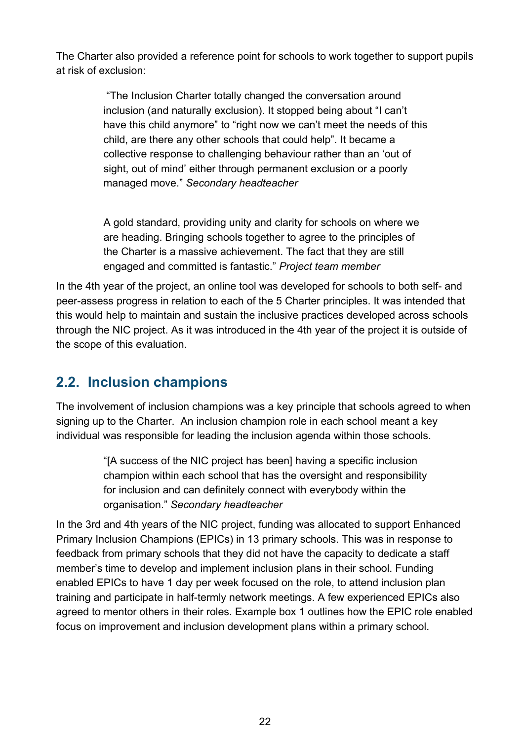The Charter also provided a reference point for schools to work together to support pupils at risk of exclusion:

> "The Inclusion Charter totally changed the conversation around inclusion (and naturally exclusion). It stopped being about "I can't have this child anymore" to "right now we can't meet the needs of this child, are there any other schools that could help". It became a collective response to challenging behaviour rather than an 'out of sight, out of mind' either through permanent exclusion or a poorly managed move." *Secondary headteacher*

> A gold standard, providing unity and clarity for schools on where we are heading. Bringing schools together to agree to the principles of the Charter is a massive achievement. The fact that they are still engaged and committed is fantastic." *Project team member*

In the 4th year of the project, an online tool was developed for schools to both self- and peer-assess progress in relation to each of the 5 Charter principles. It was intended that this would help to maintain and sustain the inclusive practices developed across schools through the NIC project. As it was introduced in the 4th year of the project it is outside of the scope of this evaluation.

## 2.2. Inclusion champions

The involvement of inclusion champions was a key principle that schools agreed to when signing up to the Charter. An inclusion champion role in each school meant a key individual was responsible for leading the inclusion agenda within those schools.

> "[A success of the NIC project has been] having a specific inclusion champion within each school that has the oversight and responsibility for inclusion and can definitely connect with everybody within the organisation." *Secondary headteacher*

In the 3rd and 4th years of the NIC project, funding was allocated to support Enhanced Primary Inclusion Champions (EPICs) in 13 primary schools. This was in response to feedback from primary schools that they did not have the capacity to dedicate a staff member's time to develop and implement inclusion plans in their school. Funding enabled EPICs to have 1 day per week focused on the role, to attend inclusion plan training and participate in half-termly network meetings. A few experienced EPICs also agreed to mentor others in their roles. Example box 1 outlines how the EPIC role enabled focus on improvement and inclusion development plans within a primary school.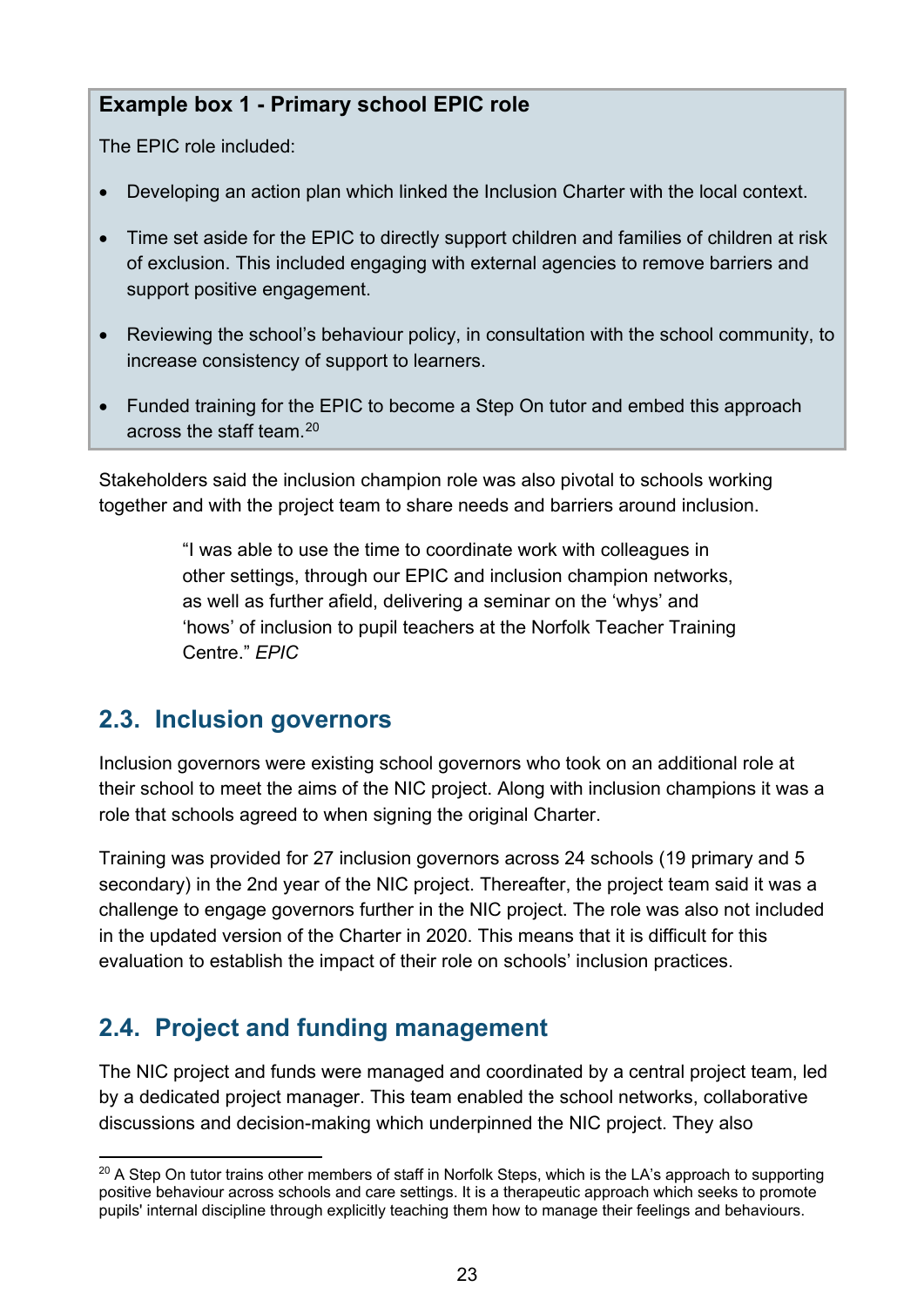**Example box 1 - Primary school EPIC role**

The EPIC role included:

- Developing an action plan which linked the Inclusion Charter with the local context.
- Time set aside for the EPIC to directly support children and families of children at risk of exclusion. This included engaging with external agencies to remove barriers and support positive engagement.
- Reviewing the school's behaviour policy, in consultation with the school community, to increase consistency of support to learners.
- Funded training for the EPIC to become a Step On tutor and embed this approach across the staff team.[20]

Stakeholders said the inclusion champion role was also pivotal to schools working together and with the project team to share needs and barriers around inclusion.

> "I was able to use the time to coordinate work with colleagues in other settings, through our EPIC and inclusion champion networks, as well as further afield, delivering a seminar on the 'whys' and 'hows' of inclusion to pupil teachers at the Norfolk Teacher Training Centre." *EPIC*

## 2.3. Inclusion governors

Inclusion governors were existing school governors who took on an additional role at their school to meet the aims of the NIC project. Along with inclusion champions it was a role that schools agreed to when signing the original Charter.

Training was provided for 27 inclusion governors across 24 schools (19 primary and 5 secondary) in the 2nd year of the NIC project. Thereafter, the project team said it was a challenge to engage governors further in the NIC project. The role was also not included in the updated version of the Charter in 2020. This means that it is difficult for this evaluation to establish the impact of their role on schools' inclusion practices.

## 2.4. Project and funding management

The NIC project and funds were managed and coordinated by a central project team, led by a dedicated project manager. This team enabled the school networks, collaborative discussions and decision-making which underpinned the NIC project. They also

[20] A Step On tutor trains other members of staff in Norfolk Steps, which is the LA's approach to supporting positive behaviour across schools and care settings. It is a therapeutic approach which seeks to promote pupils' internal discipline through explicitly teaching them how to manage their feelings and behaviours.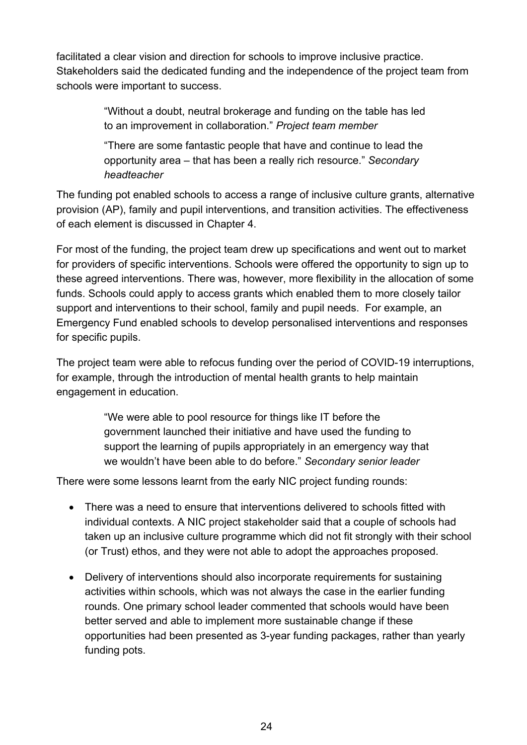facilitated a clear vision and direction for schools to improve inclusive practice. Stakeholders said the dedicated funding and the independence of the project team from schools were important to success.

> "Without a doubt, neutral brokerage and funding on the table has led to an improvement in collaboration." *Project team member*

> "There are some fantastic people that have and continue to lead the opportunity area – that has been a really rich resource." *Secondary headteacher*

The funding pot enabled schools to access a range of inclusive culture grants, alternative provision (AP), family and pupil interventions, and transition activities. The effectiveness of each element is discussed in Chapter 4.

For most of the funding, the project team drew up specifications and went out to market for providers of specific interventions. Schools were offered the opportunity to sign up to these agreed interventions. There was, however, more flexibility in the allocation of some funds. Schools could apply to access grants which enabled them to more closely tailor support and interventions to their school, family and pupil needs. For example, an Emergency Fund enabled schools to develop personalised interventions and responses for specific pupils.

The project team were able to refocus funding over the period of COVID-19 interruptions, for example, through the introduction of mental health grants to help maintain engagement in education.

> "We were able to pool resource for things like IT before the government launched their initiative and have used the funding to support the learning of pupils appropriately in an emergency way that we wouldn't have been able to do before." *Secondary senior leader*

There were some lessons learnt from the early NIC project funding rounds:

- There was a need to ensure that interventions delivered to schools fitted with individual contexts. A NIC project stakeholder said that a couple of schools had taken up an inclusive culture programme which did not fit strongly with their school (or Trust) ethos, and they were not able to adopt the approaches proposed.
- Delivery of interventions should also incorporate requirements for sustaining activities within schools, which was not always the case in the earlier funding rounds. One primary school leader commented that schools would have been better served and able to implement more sustainable change if these opportunities had been presented as 3-year funding packages, rather than yearly funding pots.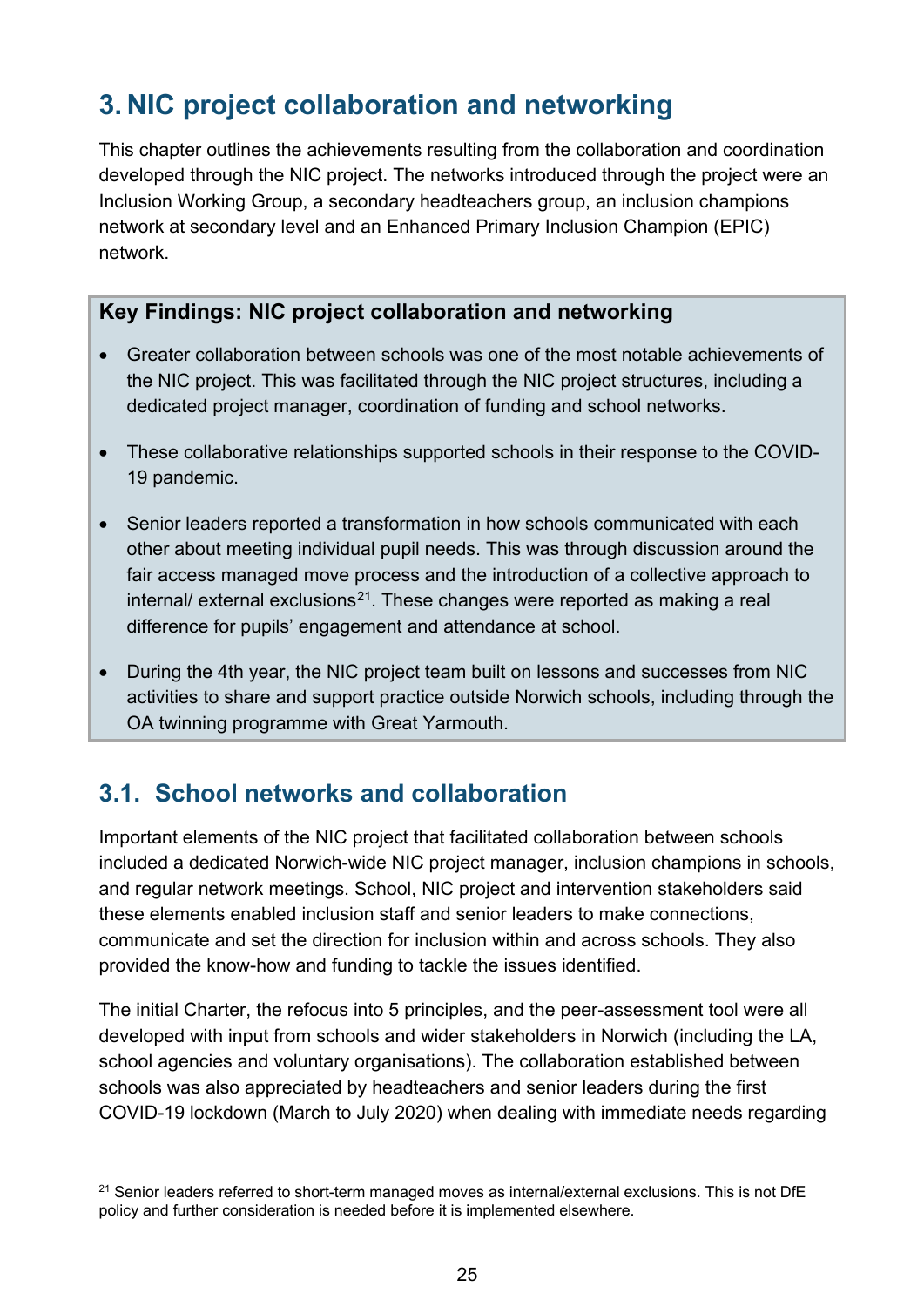# 3. NIC project collaboration and networking

This chapter outlines the achievements resulting from the collaboration and coordination developed through the NIC project. The networks introduced through the project were an Inclusion Working Group, a secondary headteachers group, an inclusion champions network at secondary level and an Enhanced Primary Inclusion Champion (EPIC) network.

> **Key Findings: NIC project collaboration and networking**
>
> - Greater collaboration between schools was one of the most notable achievements of the NIC project. This was facilitated through the NIC project structures, including a dedicated project manager, coordination of funding and school networks.
> - These collaborative relationships supported schools in their response to the COVID-19 pandemic.
> - Senior leaders reported a transformation in how schools communicated with each other about meeting individual pupil needs. This was through discussion around the fair access managed move process and the introduction of a collective approach to internal/ external exclusions[21]. These changes were reported as making a real difference for pupils' engagement and attendance at school.
> - During the 4th year, the NIC project team built on lessons and successes from NIC activities to share and support practice outside Norwich schools, including through the OA twinning programme with Great Yarmouth.

## 3.1. School networks and collaboration

Important elements of the NIC project that facilitated collaboration between schools included a dedicated Norwich-wide NIC project manager, inclusion champions in schools, and regular network meetings. School, NIC project and intervention stakeholders said these elements enabled inclusion staff and senior leaders to make connections, communicate and set the direction for inclusion within and across schools. They also provided the know-how and funding to tackle the issues identified.

The initial Charter, the refocus into 5 principles, and the peer-assessment tool were all developed with input from schools and wider stakeholders in Norwich (including the LA, school agencies and voluntary organisations). The collaboration established between schools was also appreciated by headteachers and senior leaders during the first COVID-19 lockdown (March to July 2020) when dealing with immediate needs regarding

[21] Senior leaders referred to short-term managed moves as internal/external exclusions. This is not DfE policy and further consideration is needed before it is implemented elsewhere.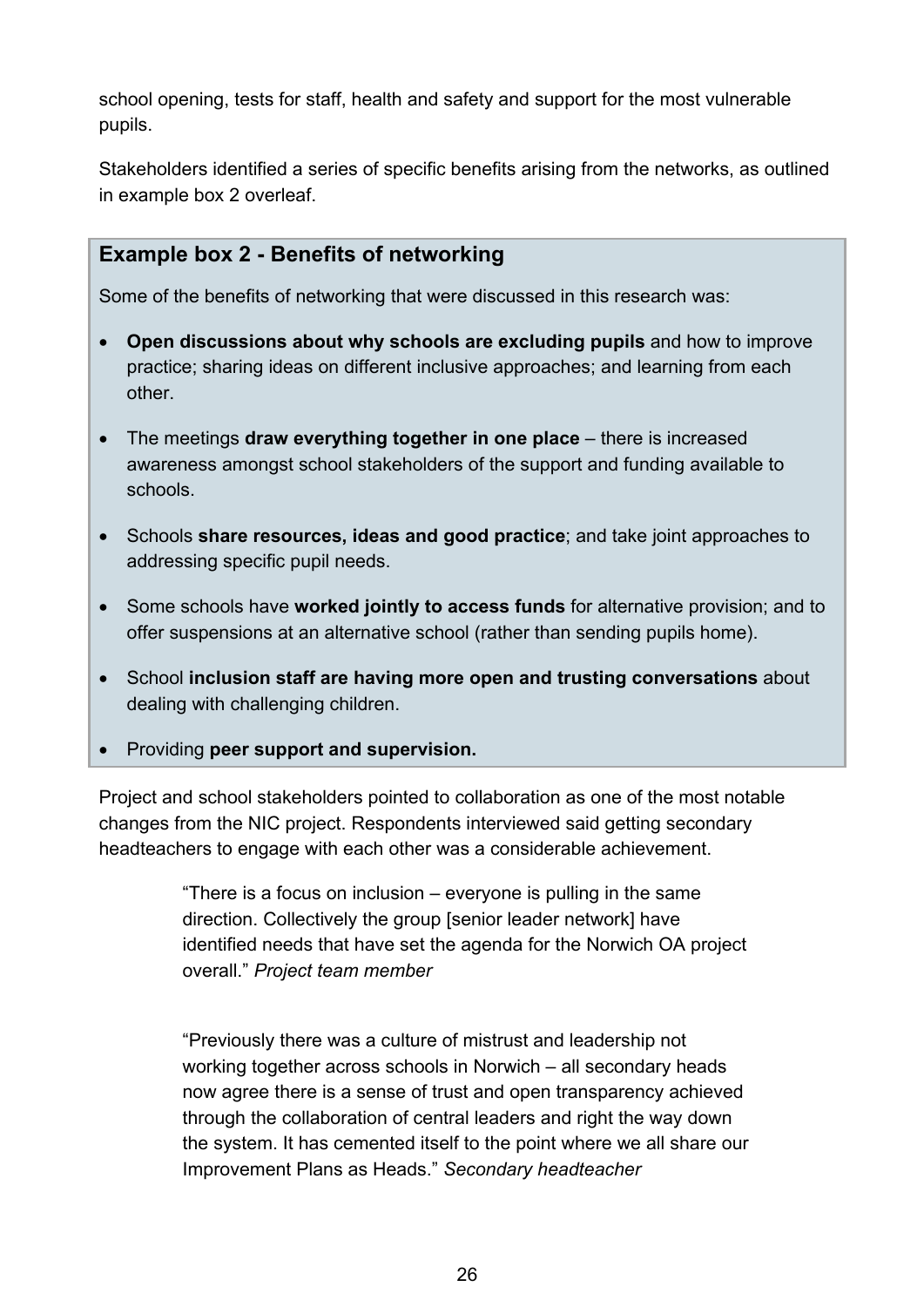school opening, tests for staff, health and safety and support for the most vulnerable pupils.

Stakeholders identified a series of specific benefits arising from the networks, as outlined in example box 2 overleaf.

### Example box 2 - Benefits of networking

Some of the benefits of networking that were discussed in this research was:

- **Open discussions about why schools are excluding pupils** and how to improve practice; sharing ideas on different inclusive approaches; and learning from each other.
- The meetings **draw everything together in one place** – there is increased awareness amongst school stakeholders of the support and funding available to schools.
- Schools **share resources, ideas and good practice**; and take joint approaches to addressing specific pupil needs.
- Some schools have **worked jointly to access funds** for alternative provision; and to offer suspensions at an alternative school (rather than sending pupils home).
- School **inclusion staff are having more open and trusting conversations** about dealing with challenging children.
- Providing **peer support and supervision.**

Project and school stakeholders pointed to collaboration as one of the most notable changes from the NIC project. Respondents interviewed said getting secondary headteachers to engage with each other was a considerable achievement.

> "There is a focus on inclusion – everyone is pulling in the same direction. Collectively the group [senior leader network] have identified needs that have set the agenda for the Norwich OA project overall." *Project team member*

> "Previously there was a culture of mistrust and leadership not working together across schools in Norwich – all secondary heads now agree there is a sense of trust and open transparency achieved through the collaboration of central leaders and right the way down the system. It has cemented itself to the point where we all share our Improvement Plans as Heads." *Secondary headteacher*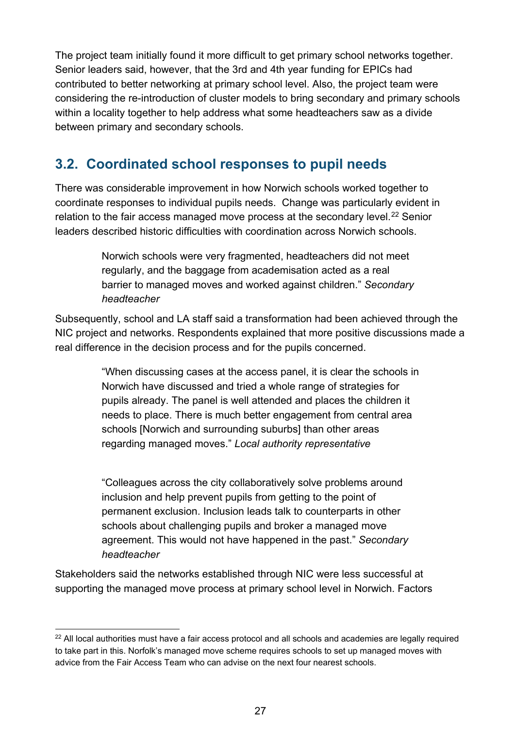The project team initially found it more difficult to get primary school networks together. Senior leaders said, however, that the 3rd and 4th year funding for EPICs had contributed to better networking at primary school level. Also, the project team were considering the re-introduction of cluster models to bring secondary and primary schools within a locality together to help address what some headteachers saw as a divide between primary and secondary schools.

## 3.2. Coordinated school responses to pupil needs

There was considerable improvement in how Norwich schools worked together to coordinate responses to individual pupils needs. Change was particularly evident in relation to the fair access managed move process at the secondary level.[22] Senior leaders described historic difficulties with coordination across Norwich schools.

> Norwich schools were very fragmented, headteachers did not meet regularly, and the baggage from academisation acted as a real barrier to managed moves and worked against children." *Secondary headteacher*

Subsequently, school and LA staff said a transformation had been achieved through the NIC project and networks. Respondents explained that more positive discussions made a real difference in the decision process and for the pupils concerned.

> "When discussing cases at the access panel, it is clear the schools in Norwich have discussed and tried a whole range of strategies for pupils already. The panel is well attended and places the children it needs to place. There is much better engagement from central area schools [Norwich and surrounding suburbs] than other areas regarding managed moves." *Local authority representative*

> "Colleagues across the city collaboratively solve problems around inclusion and help prevent pupils from getting to the point of permanent exclusion. Inclusion leads talk to counterparts in other schools about challenging pupils and broker a managed move agreement. This would not have happened in the past." *Secondary headteacher*

Stakeholders said the networks established through NIC were less successful at supporting the managed move process at primary school level in Norwich. Factors

[22] All local authorities must have a fair access protocol and all schools and academies are legally required to take part in this. Norfolk's managed move scheme requires schools to set up managed moves with advice from the Fair Access Team who can advise on the next four nearest schools.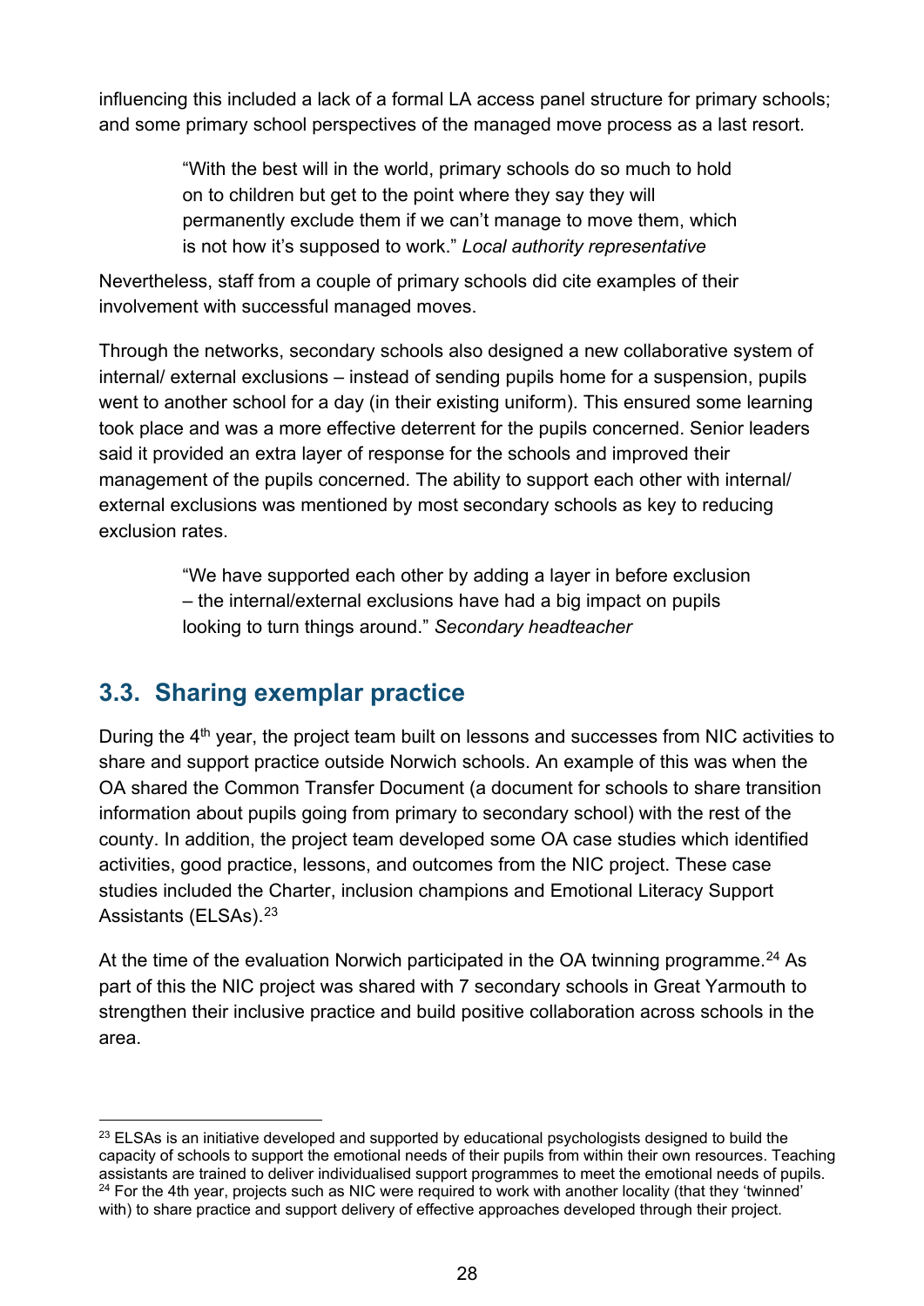influencing this included a lack of a formal LA access panel structure for primary schools; and some primary school perspectives of the managed move process as a last resort.

> "With the best will in the world, primary schools do so much to hold on to children but get to the point where they say they will permanently exclude them if we can't manage to move them, which is not how it's supposed to work." *Local authority representative*

Nevertheless, staff from a couple of primary schools did cite examples of their involvement with successful managed moves.

Through the networks, secondary schools also designed a new collaborative system of internal/ external exclusions – instead of sending pupils home for a suspension, pupils went to another school for a day (in their existing uniform). This ensured some learning took place and was a more effective deterrent for the pupils concerned. Senior leaders said it provided an extra layer of response for the schools and improved their management of the pupils concerned. The ability to support each other with internal/ external exclusions was mentioned by most secondary schools as key to reducing exclusion rates.

> "We have supported each other by adding a layer in before exclusion – the internal/external exclusions have had a big impact on pupils looking to turn things around." *Secondary headteacher*

## 3.3. Sharing exemplar practice

During the 4th year, the project team built on lessons and successes from NIC activities to share and support practice outside Norwich schools. An example of this was when the OA shared the Common Transfer Document (a document for schools to share transition information about pupils going from primary to secondary school) with the rest of the county. In addition, the project team developed some OA case studies which identified activities, good practice, lessons, and outcomes from the NIC project. These case studies included the Charter, inclusion champions and Emotional Literacy Support Assistants (ELSAs).[23]

At the time of the evaluation Norwich participated in the OA twinning programme.[24] As part of this the NIC project was shared with 7 secondary schools in Great Yarmouth to strengthen their inclusive practice and build positive collaboration across schools in the area.

---

[23] ELSAs is an initiative developed and supported by educational psychologists designed to build the capacity of schools to support the emotional needs of their pupils from within their own resources. Teaching assistants are trained to deliver individualised support programmes to meet the emotional needs of pupils.

[24] For the 4th year, projects such as NIC were required to work with another locality (that they 'twinned' with) to share practice and support delivery of effective approaches developed through their project.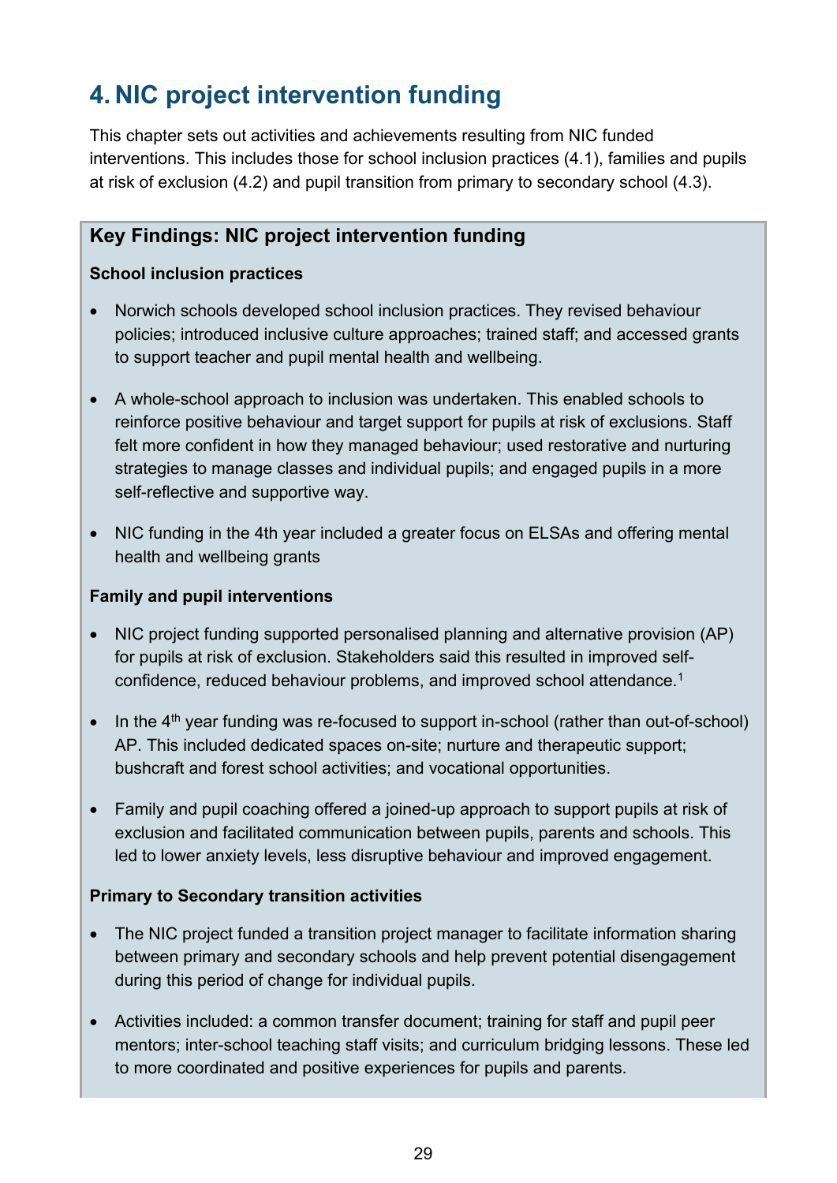# 4. NIC project intervention funding

This chapter sets out activities and achievements resulting from NIC funded interventions. This includes those for school inclusion practices (4.1), families and pupils at risk of exclusion (4.2) and pupil transition from primary to secondary school (4.3).

## Key Findings: NIC project intervention funding

**School inclusion practices**

- Norwich schools developed school inclusion practices. They revised behaviour policies; introduced inclusive culture approaches; trained staff; and accessed grants to support teacher and pupil mental health and wellbeing.

- A whole-school approach to inclusion was undertaken. This enabled schools to reinforce positive behaviour and target support for pupils at risk of exclusions. Staff felt more confident in how they managed behaviour; used restorative and nurturing strategies to manage classes and individual pupils; and engaged pupils in a more self-reflective and supportive way.

- NIC funding in the 4th year included a greater focus on ELSAs and offering mental health and wellbeing grants

**Family and pupil interventions**

- NIC project funding supported personalised planning and alternative provision (AP) for pupils at risk of exclusion. Stakeholders said this resulted in improved self-confidence, reduced behaviour problems, and improved school attendance.[1]

- In the 4th year funding was re-focused to support in-school (rather than out-of-school) AP. This included dedicated spaces on-site; nurture and therapeutic support; bushcraft and forest school activities; and vocational opportunities.

- Family and pupil coaching offered a joined-up approach to support pupils at risk of exclusion and facilitated communication between pupils, parents and schools. This led to lower anxiety levels, less disruptive behaviour and improved engagement.

**Primary to Secondary transition activities**

- The NIC project funded a transition project manager to facilitate information sharing between primary and secondary schools and help prevent potential disengagement during this period of change for individual pupils.

- Activities included: a common transfer document; training for staff and pupil peer mentors; inter-school teaching staff visits; and curriculum bridging lessons. These led to more coordinated and positive experiences for pupils and parents.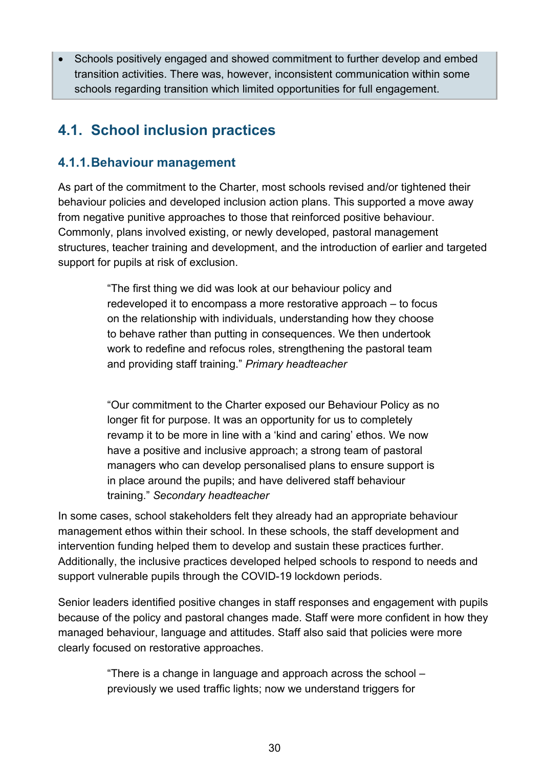- Schools positively engaged and showed commitment to further develop and embed transition activities. There was, however, inconsistent communication within some schools regarding transition which limited opportunities for full engagement.

## 4.1. School inclusion practices

### 4.1.1. Behaviour management

As part of the commitment to the Charter, most schools revised and/or tightened their behaviour policies and developed inclusion action plans. This supported a move away from negative punitive approaches to those that reinforced positive behaviour. Commonly, plans involved existing, or newly developed, pastoral management structures, teacher training and development, and the introduction of earlier and targeted support for pupils at risk of exclusion.

> "The first thing we did was look at our behaviour policy and redeveloped it to encompass a more restorative approach – to focus on the relationship with individuals, understanding how they choose to behave rather than putting in consequences. We then undertook work to redefine and refocus roles, strengthening the pastoral team and providing staff training." *Primary headteacher*

> "Our commitment to the Charter exposed our Behaviour Policy as no longer fit for purpose. It was an opportunity for us to completely revamp it to be more in line with a 'kind and caring' ethos. We now have a positive and inclusive approach; a strong team of pastoral managers who can develop personalised plans to ensure support is in place around the pupils; and have delivered staff behaviour training." *Secondary headteacher*

In some cases, school stakeholders felt they already had an appropriate behaviour management ethos within their school. In these schools, the staff development and intervention funding helped them to develop and sustain these practices further. Additionally, the inclusive practices developed helped schools to respond to needs and support vulnerable pupils through the COVID-19 lockdown periods.

Senior leaders identified positive changes in staff responses and engagement with pupils because of the policy and pastoral changes made. Staff were more confident in how they managed behaviour, language and attitudes. Staff also said that policies were more clearly focused on restorative approaches.

> "There is a change in language and approach across the school – previously we used traffic lights; now we understand triggers for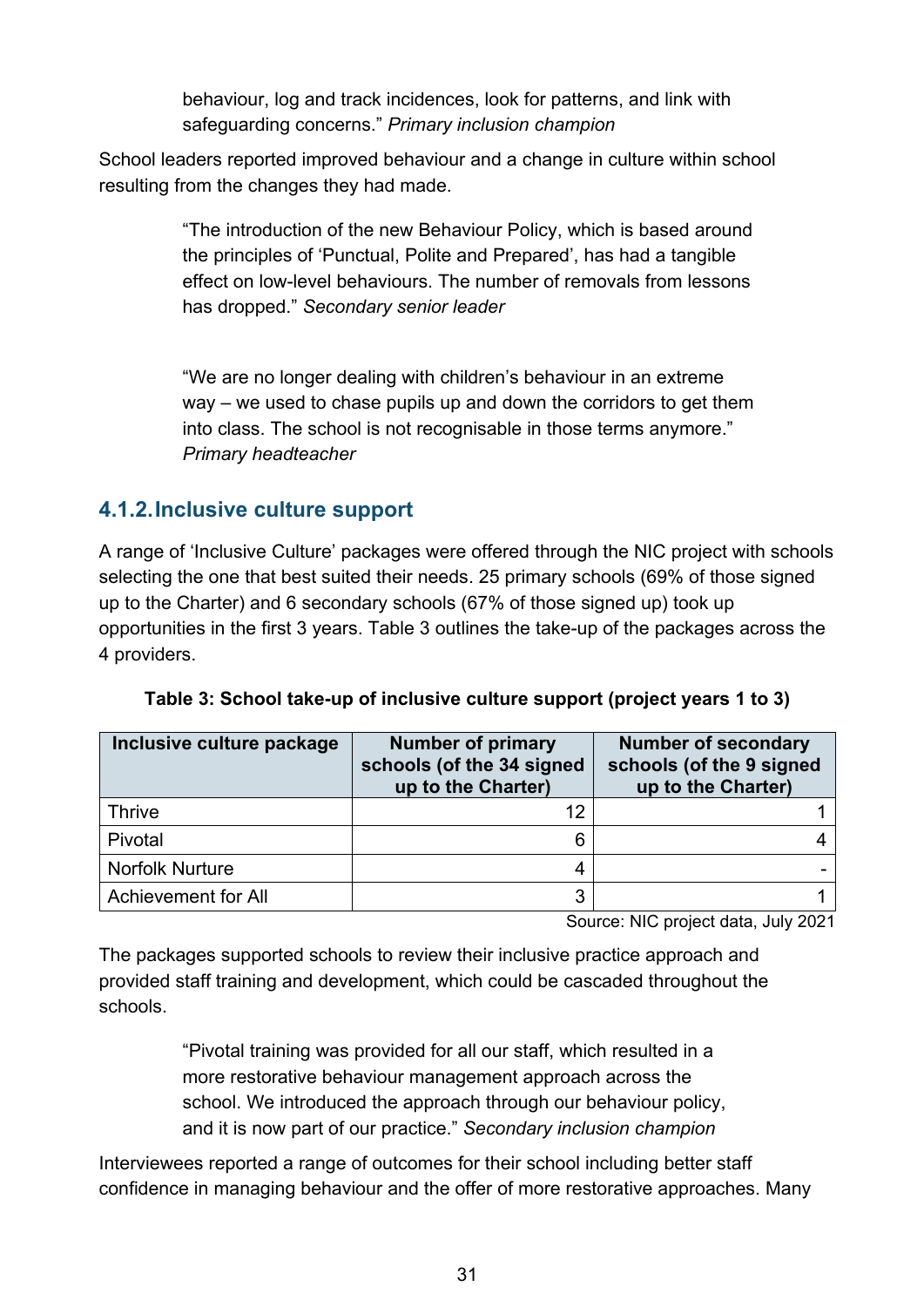> behaviour, log and track incidences, look for patterns, and link with safeguarding concerns." *Primary inclusion champion*

School leaders reported improved behaviour and a change in culture within school resulting from the changes they had made.

> "The introduction of the new Behaviour Policy, which is based around the principles of 'Punctual, Polite and Prepared', has had a tangible effect on low-level behaviours. The number of removals from lessons has dropped." *Secondary senior leader*

> "We are no longer dealing with children's behaviour in an extreme way – we used to chase pupils up and down the corridors to get them into class. The school is not recognisable in those terms anymore." *Primary headteacher*

### 4.1.2. Inclusive culture support

A range of 'Inclusive Culture' packages were offered through the NIC project with schools selecting the one that best suited their needs. 25 primary schools (69% of those signed up to the Charter) and 6 secondary schools (67% of those signed up) took up opportunities in the first 3 years. Table 3 outlines the take-up of the packages across the 4 providers.

**Table 3: School take-up of inclusive culture support (project years 1 to 3)**

| Inclusive culture package | Number of primary schools (of the 34 signed up to the Charter) | Number of secondary schools (of the 9 signed up to the Charter) |
|---|---:|---:|
| Thrive | 12 | 1 |
| Pivotal | 6 | 4 |
| Norfolk Nurture | 4 | - |
| Achievement for All | 3 | 1 |

Source: NIC project data, July 2021

The packages supported schools to review their inclusive practice approach and provided staff training and development, which could be cascaded throughout the schools.

> "Pivotal training was provided for all our staff, which resulted in a more restorative behaviour management approach across the school. We introduced the approach through our behaviour policy, and it is now part of our practice." *Secondary inclusion champion*

Interviewees reported a range of outcomes for their school including better staff confidence in managing behaviour and the offer of more restorative approaches. Many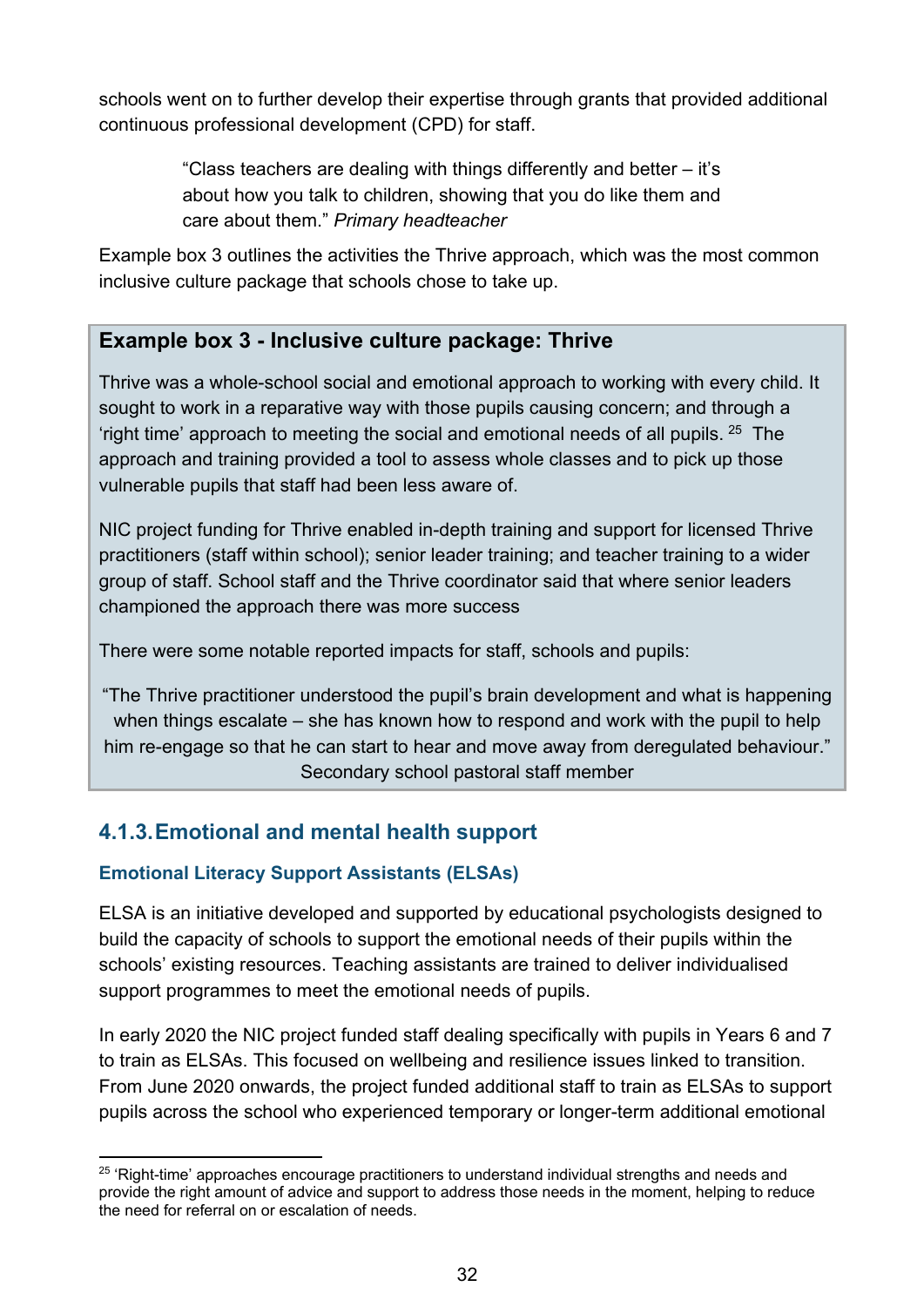schools went on to further develop their expertise through grants that provided additional continuous professional development (CPD) for staff.

> "Class teachers are dealing with things differently and better – it's about how you talk to children, showing that you do like them and care about them." *Primary headteacher*

Example box 3 outlines the activities the Thrive approach, which was the most common inclusive culture package that schools chose to take up.

> **Example box 3 - Inclusive culture package: Thrive**
>
> Thrive was a whole-school social and emotional approach to working with every child. It sought to work in a reparative way with those pupils causing concern; and through a 'right time' approach to meeting the social and emotional needs of all pupils. [25] The approach and training provided a tool to assess whole classes and to pick up those vulnerable pupils that staff had been less aware of.
>
> NIC project funding for Thrive enabled in-depth training and support for licensed Thrive practitioners (staff within school); senior leader training; and teacher training to a wider group of staff. School staff and the Thrive coordinator said that where senior leaders championed the approach there was more success
>
> There were some notable reported impacts for staff, schools and pupils:
>
> "The Thrive practitioner understood the pupil's brain development and what is happening when things escalate – she has known how to respond and work with the pupil to help him re-engage so that he can start to hear and move away from deregulated behaviour." Secondary school pastoral staff member

### 4.1.3. Emotional and mental health support

#### Emotional Literacy Support Assistants (ELSAs)

ELSA is an initiative developed and supported by educational psychologists designed to build the capacity of schools to support the emotional needs of their pupils within the schools' existing resources. Teaching assistants are trained to deliver individualised support programmes to meet the emotional needs of pupils.

In early 2020 the NIC project funded staff dealing specifically with pupils in Years 6 and 7 to train as ELSAs. This focused on wellbeing and resilience issues linked to transition. From June 2020 onwards, the project funded additional staff to train as ELSAs to support pupils across the school who experienced temporary or longer-term additional emotional

[25] 'Right-time' approaches encourage practitioners to understand individual strengths and needs and provide the right amount of advice and support to address those needs in the moment, helping to reduce the need for referral on or escalation of needs.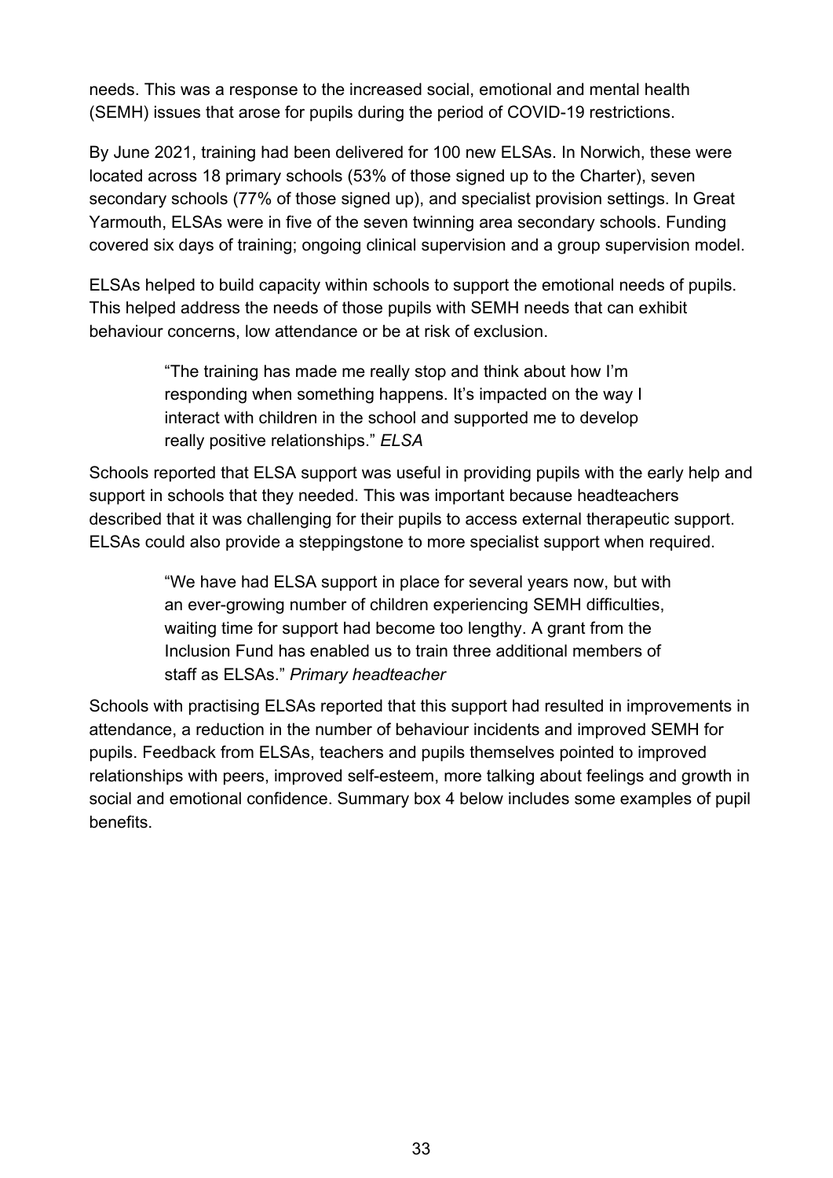needs. This was a response to the increased social, emotional and mental health (SEMH) issues that arose for pupils during the period of COVID-19 restrictions.

By June 2021, training had been delivered for 100 new ELSAs. In Norwich, these were located across 18 primary schools (53% of those signed up to the Charter), seven secondary schools (77% of those signed up), and specialist provision settings. In Great Yarmouth, ELSAs were in five of the seven twinning area secondary schools. Funding covered six days of training; ongoing clinical supervision and a group supervision model.

ELSAs helped to build capacity within schools to support the emotional needs of pupils. This helped address the needs of those pupils with SEMH needs that can exhibit behaviour concerns, low attendance or be at risk of exclusion.

> "The training has made me really stop and think about how I'm responding when something happens. It's impacted on the way I interact with children in the school and supported me to develop really positive relationships." *ELSA*

Schools reported that ELSA support was useful in providing pupils with the early help and support in schools that they needed. This was important because headteachers described that it was challenging for their pupils to access external therapeutic support. ELSAs could also provide a steppingstone to more specialist support when required.

> "We have had ELSA support in place for several years now, but with an ever-growing number of children experiencing SEMH difficulties, waiting time for support had become too lengthy. A grant from the Inclusion Fund has enabled us to train three additional members of staff as ELSAs." *Primary headteacher*

Schools with practising ELSAs reported that this support had resulted in improvements in attendance, a reduction in the number of behaviour incidents and improved SEMH for pupils. Feedback from ELSAs, teachers and pupils themselves pointed to improved relationships with peers, improved self-esteem, more talking about feelings and growth in social and emotional confidence. Summary box 4 below includes some examples of pupil benefits.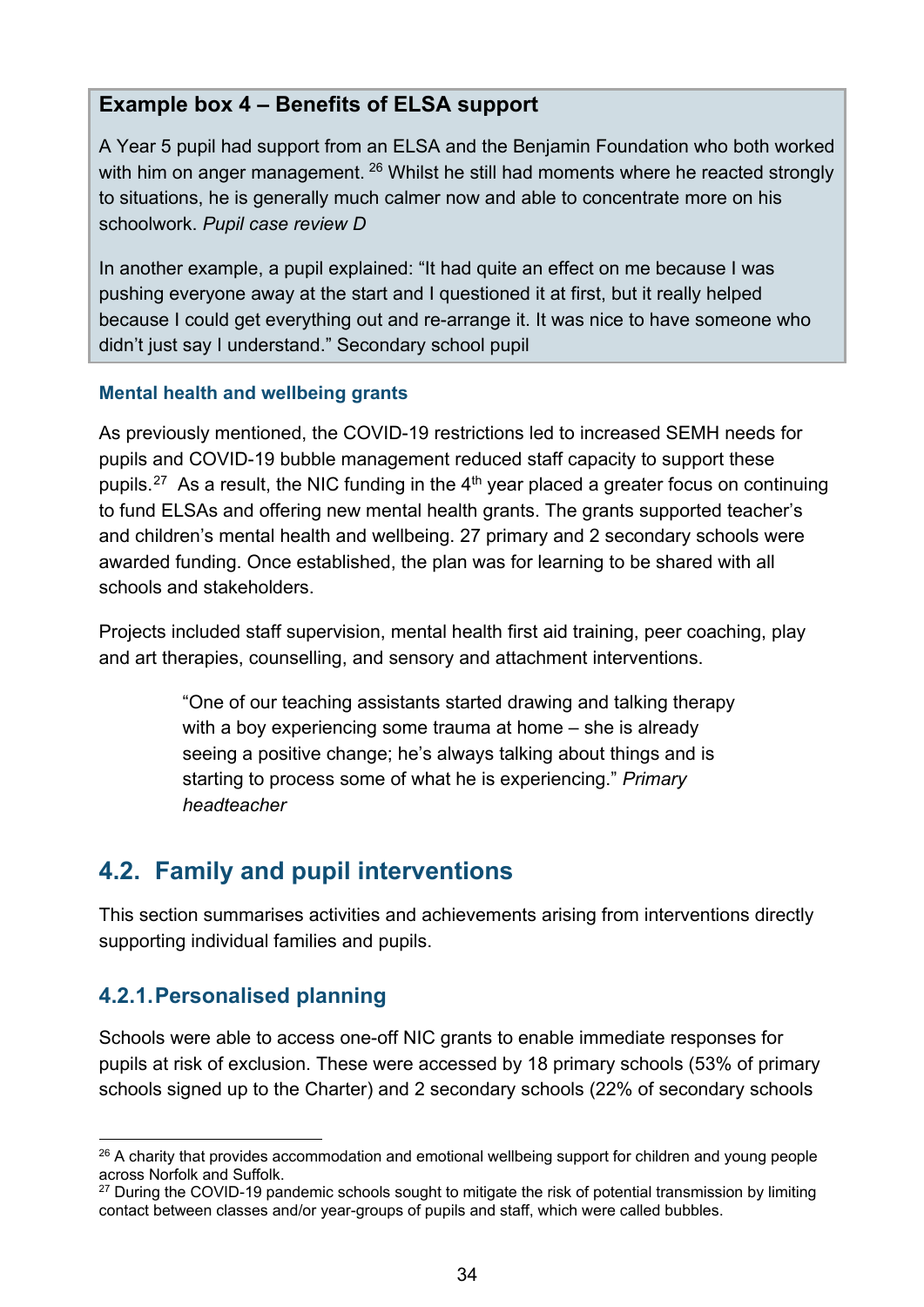**Example box 4 – Benefits of ELSA support**

A Year 5 pupil had support from an ELSA and the Benjamin Foundation who both worked with him on anger management. [26] Whilst he still had moments where he reacted strongly to situations, he is generally much calmer now and able to concentrate more on his schoolwork. *Pupil case review D*

In another example, a pupil explained: "It had quite an effect on me because I was pushing everyone away at the start and I questioned it at first, but it really helped because I could get everything out and re-arrange it. It was nice to have someone who didn't just say I understand." Secondary school pupil

#### Mental health and wellbeing grants

As previously mentioned, the COVID-19 restrictions led to increased SEMH needs for pupils and COVID-19 bubble management reduced staff capacity to support these pupils.[27] As a result, the NIC funding in the 4th year placed a greater focus on continuing to fund ELSAs and offering new mental health grants. The grants supported teacher's and children's mental health and wellbeing. 27 primary and 2 secondary schools were awarded funding. Once established, the plan was for learning to be shared with all schools and stakeholders.

Projects included staff supervision, mental health first aid training, peer coaching, play and art therapies, counselling, and sensory and attachment interventions.

> "One of our teaching assistants started drawing and talking therapy with a boy experiencing some trauma at home – she is already seeing a positive change; he's always talking about things and is starting to process some of what he is experiencing." *Primary headteacher*

## 4.2. Family and pupil interventions

This section summarises activities and achievements arising from interventions directly supporting individual families and pupils.

### 4.2.1. Personalised planning

Schools were able to access one-off NIC grants to enable immediate responses for pupils at risk of exclusion. These were accessed by 18 primary schools (53% of primary schools signed up to the Charter) and 2 secondary schools (22% of secondary schools

---

[26] A charity that provides accommodation and emotional wellbeing support for children and young people across Norfolk and Suffolk.

[27] During the COVID-19 pandemic schools sought to mitigate the risk of potential transmission by limiting contact between classes and/or year-groups of pupils and staff, which were called bubbles.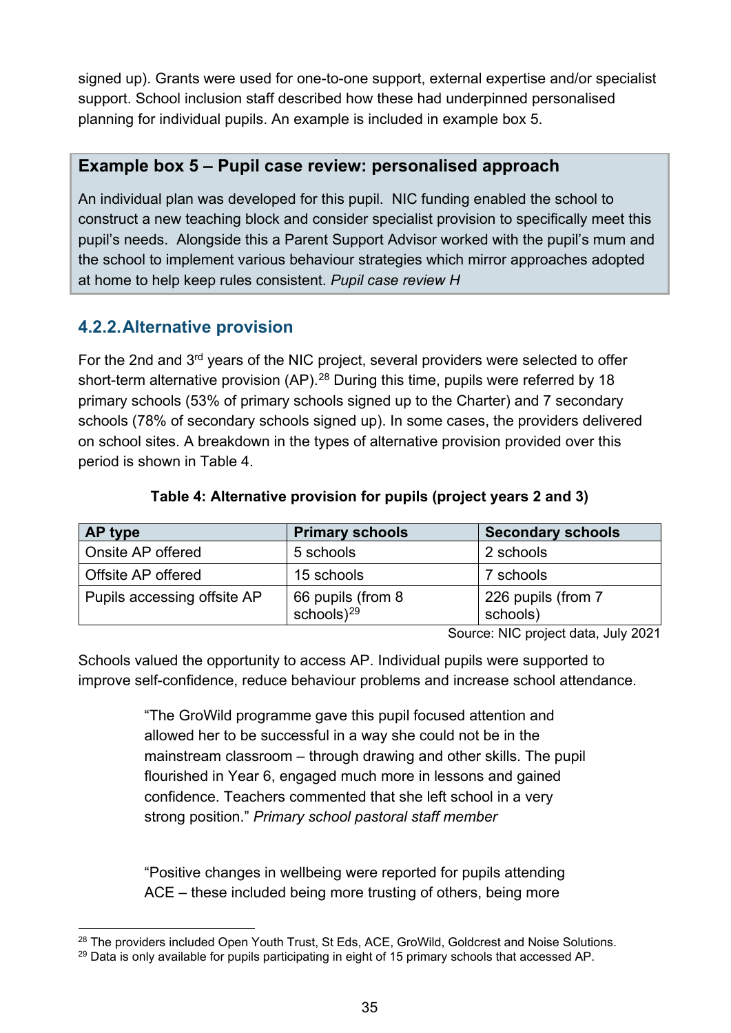signed up). Grants were used for one-to-one support, external expertise and/or specialist support. School inclusion staff described how these had underpinned personalised planning for individual pupils. An example is included in example box 5.

> **Example box 5 – Pupil case review: personalised approach**
>
> An individual plan was developed for this pupil. NIC funding enabled the school to construct a new teaching block and consider specialist provision to specifically meet this pupil's needs. Alongside this a Parent Support Advisor worked with the pupil's mum and the school to implement various behaviour strategies which mirror approaches adopted at home to help keep rules consistent. *Pupil case review H*

### 4.2.2. Alternative provision

For the 2nd and 3rd years of the NIC project, several providers were selected to offer short-term alternative provision (AP).[28] During this time, pupils were referred by 18 primary schools (53% of primary schools signed up to the Charter) and 7 secondary schools (78% of secondary schools signed up). In some cases, the providers delivered on school sites. A breakdown in the types of alternative provision provided over this period is shown in Table 4.

**Table 4: Alternative provision for pupils (project years 2 and 3)**

| AP type | Primary schools | Secondary schools |
|---|---|---|
| Onsite AP offered | 5 schools | 2 schools |
| Offsite AP offered | 15 schools | 7 schools |
| Pupils accessing offsite AP | 66 pupils (from 8 schools)[29] | 226 pupils (from 7 schools) |

Source: NIC project data, July 2021

Schools valued the opportunity to access AP. Individual pupils were supported to improve self-confidence, reduce behaviour problems and increase school attendance.

> "The GroWild programme gave this pupil focused attention and allowed her to be successful in a way she could not be in the mainstream classroom – through drawing and other skills. The pupil flourished in Year 6, engaged much more in lessons and gained confidence. Teachers commented that she left school in a very strong position." *Primary school pastoral staff member*

> "Positive changes in wellbeing were reported for pupils attending ACE – these included being more trusting of others, being more

[28] The providers included Open Youth Trust, St Eds, ACE, GroWild, Goldcrest and Noise Solutions.

[29] Data is only available for pupils participating in eight of 15 primary schools that accessed AP.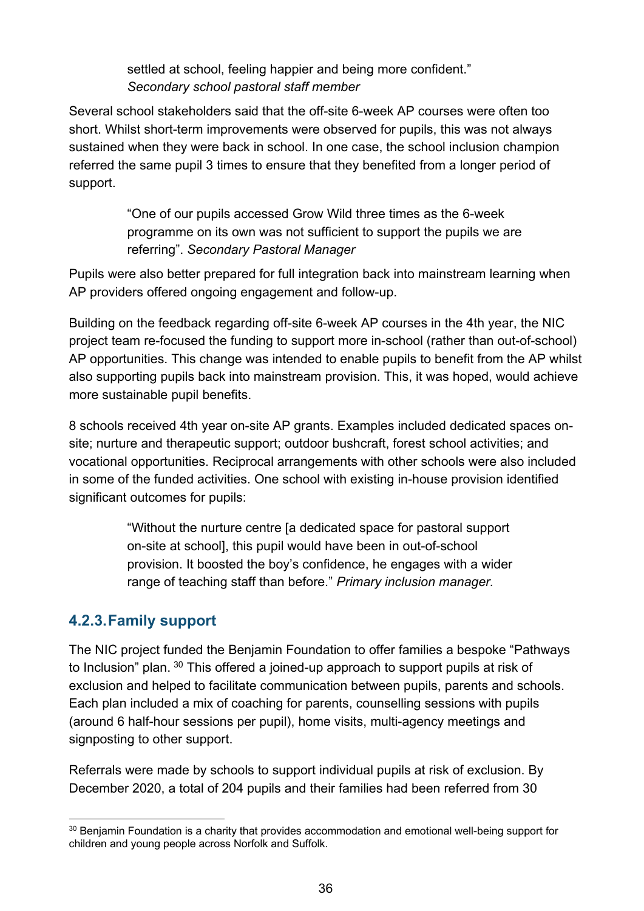> settled at school, feeling happier and being more confident."
> *Secondary school pastoral staff member*

Several school stakeholders said that the off-site 6-week AP courses were often too short. Whilst short-term improvements were observed for pupils, this was not always sustained when they were back in school. In one case, the school inclusion champion referred the same pupil 3 times to ensure that they benefited from a longer period of support.

> "One of our pupils accessed Grow Wild three times as the 6-week programme on its own was not sufficient to support the pupils we are referring". *Secondary Pastoral Manager*

Pupils were also better prepared for full integration back into mainstream learning when AP providers offered ongoing engagement and follow-up.

Building on the feedback regarding off-site 6-week AP courses in the 4th year, the NIC project team re-focused the funding to support more in-school (rather than out-of-school) AP opportunities. This change was intended to enable pupils to benefit from the AP whilst also supporting pupils back into mainstream provision. This, it was hoped, would achieve more sustainable pupil benefits.

8 schools received 4th year on-site AP grants. Examples included dedicated spaces on-site; nurture and therapeutic support; outdoor bushcraft, forest school activities; and vocational opportunities. Reciprocal arrangements with other schools were also included in some of the funded activities. One school with existing in-house provision identified significant outcomes for pupils:

> "Without the nurture centre [a dedicated space for pastoral support on-site at school], this pupil would have been in out-of-school provision. It boosted the boy's confidence, he engages with a wider range of teaching staff than before." *Primary inclusion manager.*

### 4.2.3. Family support

The NIC project funded the Benjamin Foundation to offer families a bespoke "Pathways to Inclusion" plan. [30] This offered a joined-up approach to support pupils at risk of exclusion and helped to facilitate communication between pupils, parents and schools. Each plan included a mix of coaching for parents, counselling sessions with pupils (around 6 half-hour sessions per pupil), home visits, multi-agency meetings and signposting to other support.

Referrals were made by schools to support individual pupils at risk of exclusion. By December 2020, a total of 204 pupils and their families had been referred from 30

[30] Benjamin Foundation is a charity that provides accommodation and emotional well-being support for children and young people across Norfolk and Suffolk.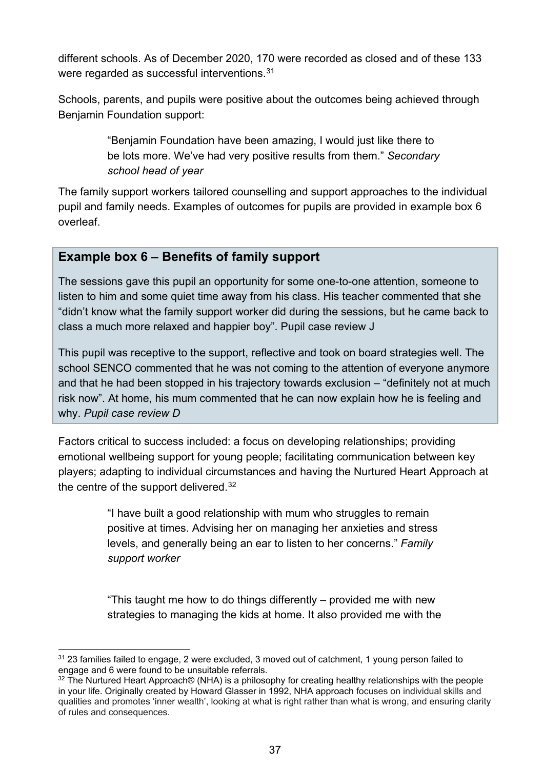different schools. As of December 2020, 170 were recorded as closed and of these 133 were regarded as successful interventions.[31]

Schools, parents, and pupils were positive about the outcomes being achieved through Benjamin Foundation support:

> "Benjamin Foundation have been amazing, I would just like there to be lots more. We've had very positive results from them." *Secondary school head of year*

The family support workers tailored counselling and support approaches to the individual pupil and family needs. Examples of outcomes for pupils are provided in example box 6 overleaf.

### Example box 6 – Benefits of family support

The sessions gave this pupil an opportunity for some one-to-one attention, someone to listen to him and some quiet time away from his class. His teacher commented that she "didn't know what the family support worker did during the sessions, but he came back to class a much more relaxed and happier boy". Pupil case review J

This pupil was receptive to the support, reflective and took on board strategies well. The school SENCO commented that he was not coming to the attention of everyone anymore and that he had been stopped in his trajectory towards exclusion – "definitely not at much risk now". At home, his mum commented that he can now explain how he is feeling and why. *Pupil case review D*

Factors critical to success included: a focus on developing relationships; providing emotional wellbeing support for young people; facilitating communication between key players; adapting to individual circumstances and having the Nurtured Heart Approach at the centre of the support delivered.[32]

> "I have built a good relationship with mum who struggles to remain positive at times. Advising her on managing her anxieties and stress levels, and generally being an ear to listen to her concerns." *Family support worker*

> "This taught me how to do things differently – provided me with new strategies to managing the kids at home. It also provided me with the

---

[31] 23 families failed to engage, 2 were excluded, 3 moved out of catchment, 1 young person failed to engage and 6 were found to be unsuitable referrals.

[32] The Nurtured Heart Approach® (NHA) is a philosophy for creating healthy relationships with the people in your life. Originally created by Howard Glasser in 1992, NHA approach focuses on individual skills and qualities and promotes 'inner wealth', looking at what is right rather than what is wrong, and ensuring clarity of rules and consequences.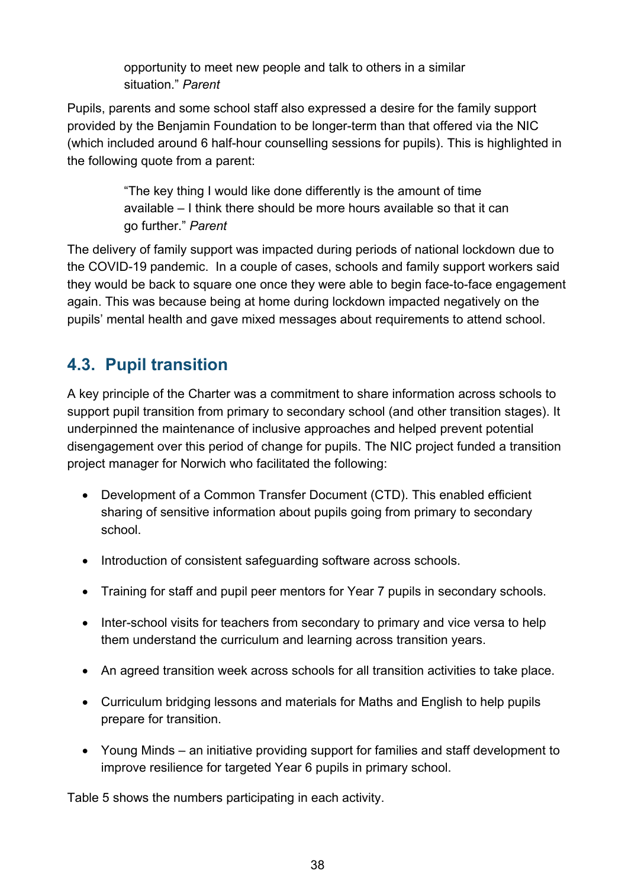> opportunity to meet new people and talk to others in a similar situation." *Parent*

Pupils, parents and some school staff also expressed a desire for the family support provided by the Benjamin Foundation to be longer-term than that offered via the NIC (which included around 6 half-hour counselling sessions for pupils). This is highlighted in the following quote from a parent:

> "The key thing I would like done differently is the amount of time available – I think there should be more hours available so that it can go further." *Parent*

The delivery of family support was impacted during periods of national lockdown due to the COVID-19 pandemic. In a couple of cases, schools and family support workers said they would be back to square one once they were able to begin face-to-face engagement again. This was because being at home during lockdown impacted negatively on the pupils' mental health and gave mixed messages about requirements to attend school.

## 4.3. Pupil transition

A key principle of the Charter was a commitment to share information across schools to support pupil transition from primary to secondary school (and other transition stages). It underpinned the maintenance of inclusive approaches and helped prevent potential disengagement over this period of change for pupils. The NIC project funded a transition project manager for Norwich who facilitated the following:

- Development of a Common Transfer Document (CTD). This enabled efficient sharing of sensitive information about pupils going from primary to secondary school.
- Introduction of consistent safeguarding software across schools.
- Training for staff and pupil peer mentors for Year 7 pupils in secondary schools.
- Inter-school visits for teachers from secondary to primary and vice versa to help them understand the curriculum and learning across transition years.
- An agreed transition week across schools for all transition activities to take place.
- Curriculum bridging lessons and materials for Maths and English to help pupils prepare for transition.
- Young Minds – an initiative providing support for families and staff development to improve resilience for targeted Year 6 pupils in primary school.

Table 5 shows the numbers participating in each activity.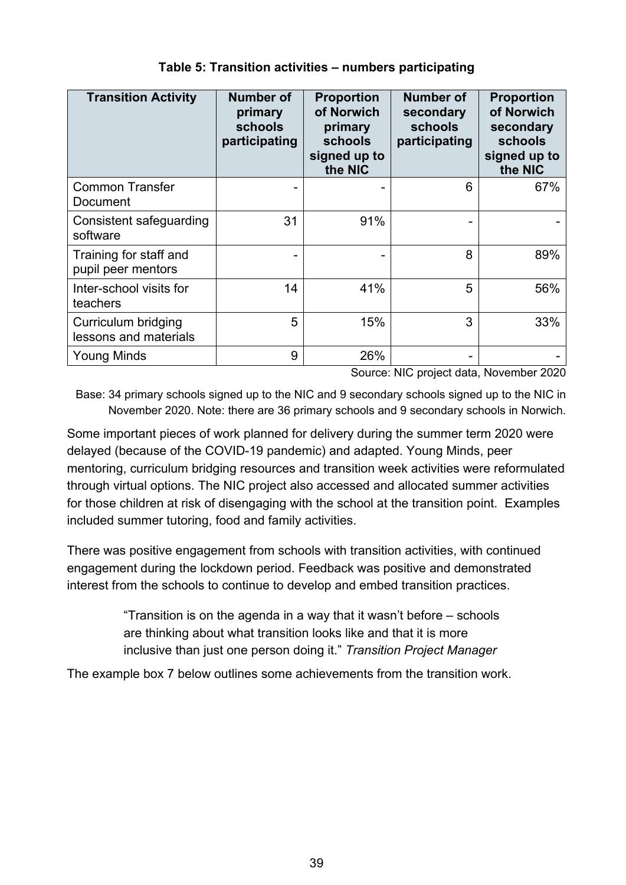**Table 5: Transition activities – numbers participating**

| Transition Activity | Number of primary schools participating | Proportion of Norwich primary schools signed up to the NIC | Number of secondary schools participating | Proportion of Norwich secondary schools signed up to the NIC |
|---|---|---|---|---|
| Common Transfer Document | - | - | 6 | 67% |
| Consistent safeguarding software | 31 | 91% | - | - |
| Training for staff and pupil peer mentors | - | - | 8 | 89% |
| Inter-school visits for teachers | 14 | 41% | 5 | 56% |
| Curriculum bridging lessons and materials | 5 | 15% | 3 | 33% |
| Young Minds | 9 | 26% | - | - |

Source: NIC project data, November 2020

Base: 34 primary schools signed up to the NIC and 9 secondary schools signed up to the NIC in November 2020. Note: there are 36 primary schools and 9 secondary schools in Norwich.

Some important pieces of work planned for delivery during the summer term 2020 were delayed (because of the COVID-19 pandemic) and adapted. Young Minds, peer mentoring, curriculum bridging resources and transition week activities were reformulated through virtual options. The NIC project also accessed and allocated summer activities for those children at risk of disengaging with the school at the transition point. Examples included summer tutoring, food and family activities.

There was positive engagement from schools with transition activities, with continued engagement during the lockdown period. Feedback was positive and demonstrated interest from the schools to continue to develop and embed transition practices.

> "Transition is on the agenda in a way that it wasn't before – schools are thinking about what transition looks like and that it is more inclusive than just one person doing it." *Transition Project Manager*

The example box 7 below outlines some achievements from the transition work.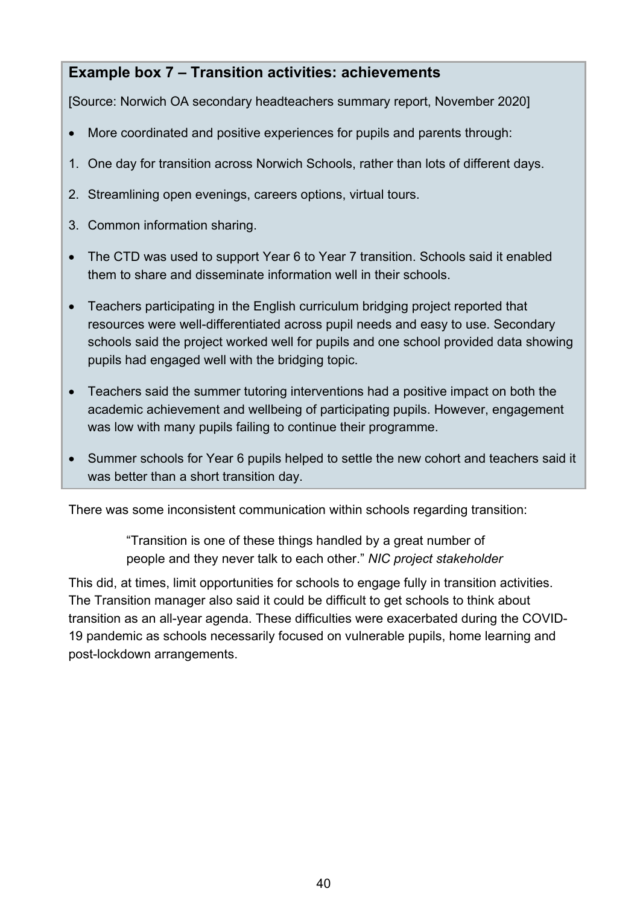**Example box 7 – Transition activities: achievements**

[Source: Norwich OA secondary headteachers summary report, November 2020]

- More coordinated and positive experiences for pupils and parents through:

1. One day for transition across Norwich Schools, rather than lots of different days.
2. Streamlining open evenings, careers options, virtual tours.
3. Common information sharing.

- The CTD was used to support Year 6 to Year 7 transition. Schools said it enabled them to share and disseminate information well in their schools.
- Teachers participating in the English curriculum bridging project reported that resources were well-differentiated across pupil needs and easy to use. Secondary schools said the project worked well for pupils and one school provided data showing pupils had engaged well with the bridging topic.
- Teachers said the summer tutoring interventions had a positive impact on both the academic achievement and wellbeing of participating pupils. However, engagement was low with many pupils failing to continue their programme.
- Summer schools for Year 6 pupils helped to settle the new cohort and teachers said it was better than a short transition day.

There was some inconsistent communication within schools regarding transition:

> "Transition is one of these things handled by a great number of people and they never talk to each other." *NIC project stakeholder*

This did, at times, limit opportunities for schools to engage fully in transition activities. The Transition manager also said it could be difficult to get schools to think about transition as an all-year agenda. These difficulties were exacerbated during the COVID-19 pandemic as schools necessarily focused on vulnerable pupils, home learning and post-lockdown arrangements.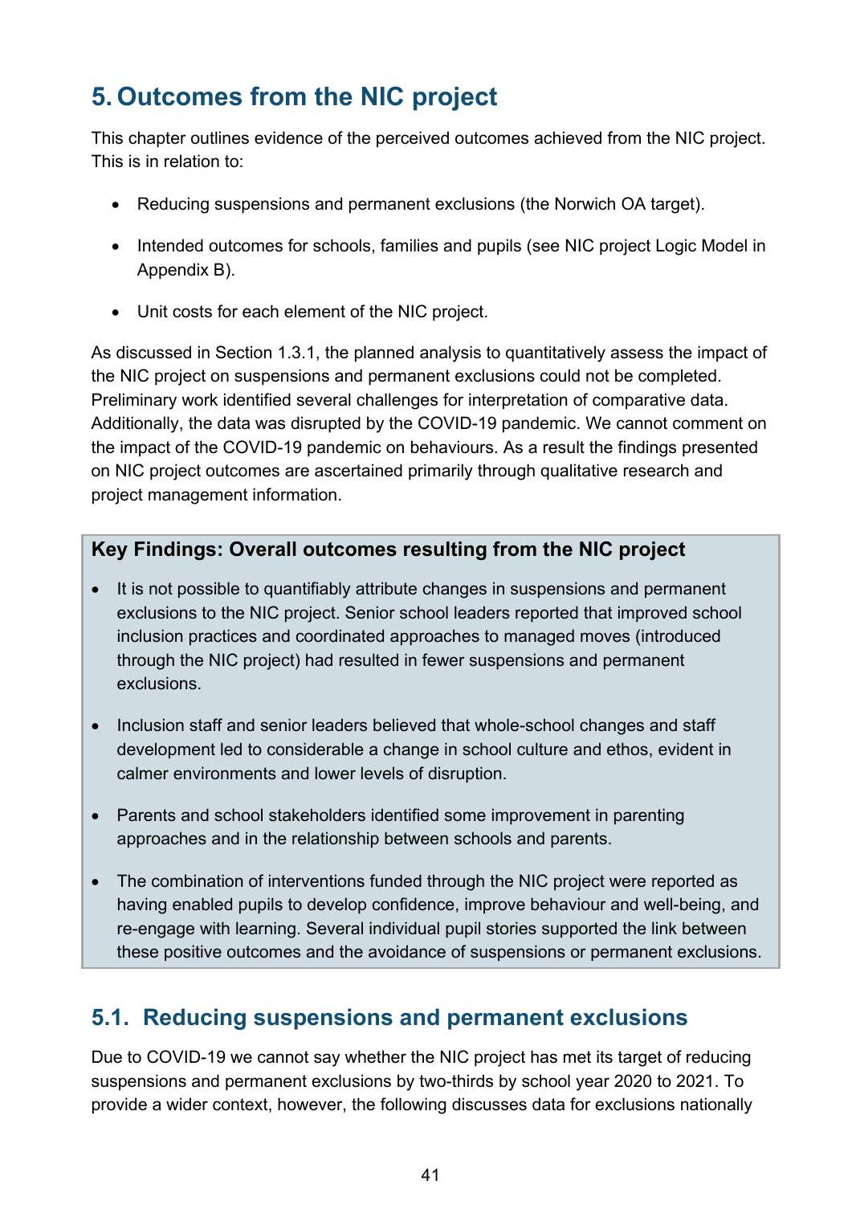# 5. Outcomes from the NIC project

This chapter outlines evidence of the perceived outcomes achieved from the NIC project. This is in relation to:

- Reducing suspensions and permanent exclusions (the Norwich OA target).
- Intended outcomes for schools, families and pupils (see NIC project Logic Model in Appendix B).
- Unit costs for each element of the NIC project.

As discussed in Section 1.3.1, the planned analysis to quantitatively assess the impact of the NIC project on suspensions and permanent exclusions could not be completed. Preliminary work identified several challenges for interpretation of comparative data. Additionally, the data was disrupted by the COVID-19 pandemic. We cannot comment on the impact of the COVID-19 pandemic on behaviours. As a result the findings presented on NIC project outcomes are ascertained primarily through qualitative research and project management information.

**Key Findings: Overall outcomes resulting from the NIC project**

- It is not possible to quantifiably attribute changes in suspensions and permanent exclusions to the NIC project. Senior school leaders reported that improved school inclusion practices and coordinated approaches to managed moves (introduced through the NIC project) had resulted in fewer suspensions and permanent exclusions.
- Inclusion staff and senior leaders believed that whole-school changes and staff development led to considerable a change in school culture and ethos, evident in calmer environments and lower levels of disruption.
- Parents and school stakeholders identified some improvement in parenting approaches and in the relationship between schools and parents.
- The combination of interventions funded through the NIC project were reported as having enabled pupils to develop confidence, improve behaviour and well-being, and re-engage with learning. Several individual pupil stories supported the link between these positive outcomes and the avoidance of suspensions or permanent exclusions.

## 5.1. Reducing suspensions and permanent exclusions

Due to COVID-19 we cannot say whether the NIC project has met its target of reducing suspensions and permanent exclusions by two-thirds by school year 2020 to 2021. To provide a wider context, however, the following discusses data for exclusions nationally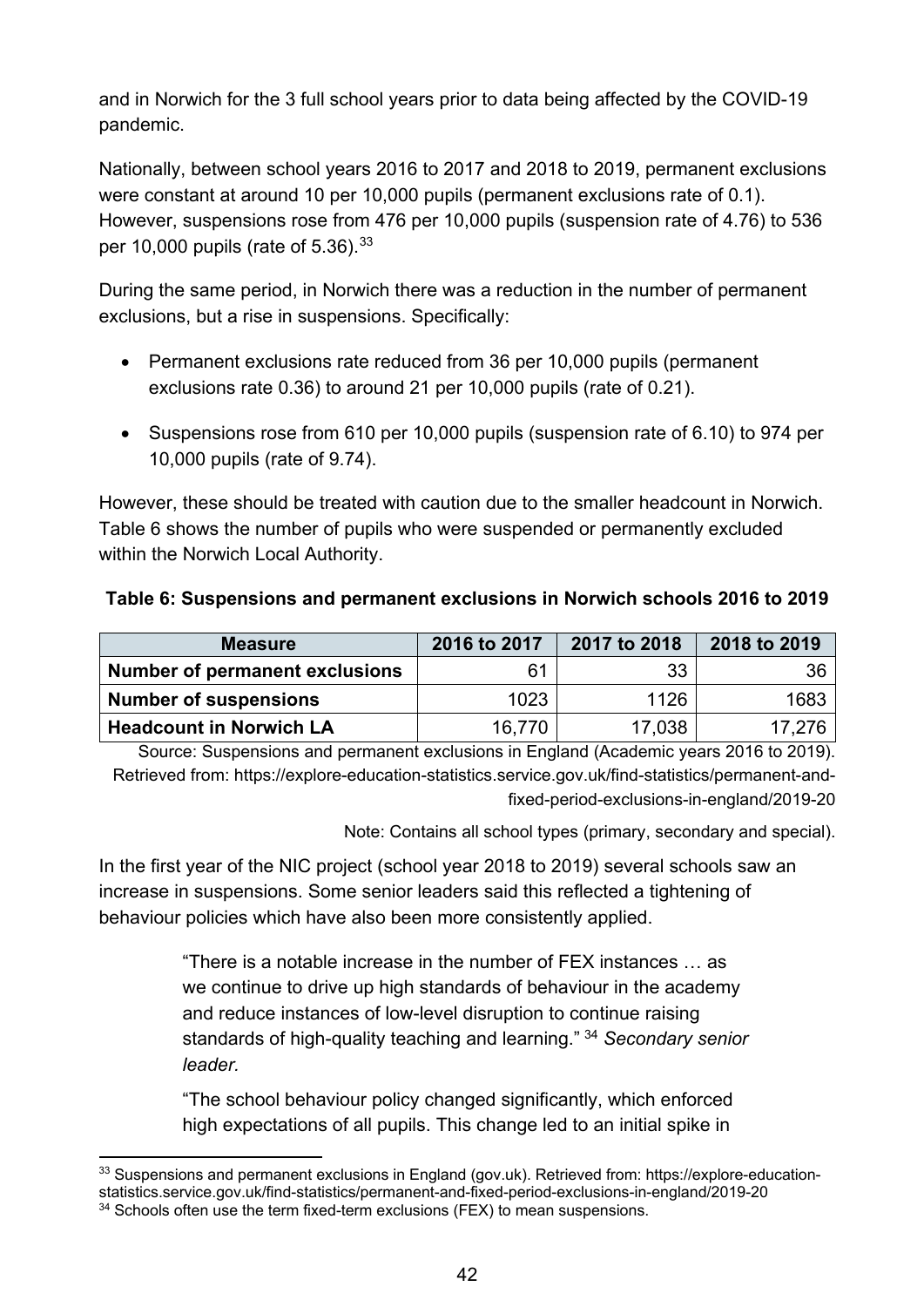and in Norwich for the 3 full school years prior to data being affected by the COVID-19 pandemic.

Nationally, between school years 2016 to 2017 and 2018 to 2019, permanent exclusions were constant at around 10 per 10,000 pupils (permanent exclusions rate of 0.1). However, suspensions rose from 476 per 10,000 pupils (suspension rate of 4.76) to 536 per 10,000 pupils (rate of 5.36).[33]

During the same period, in Norwich there was a reduction in the number of permanent exclusions, but a rise in suspensions. Specifically:

- Permanent exclusions rate reduced from 36 per 10,000 pupils (permanent exclusions rate 0.36) to around 21 per 10,000 pupils (rate of 0.21).
- Suspensions rose from 610 per 10,000 pupils (suspension rate of 6.10) to 974 per 10,000 pupils (rate of 9.74).

However, these should be treated with caution due to the smaller headcount in Norwich. Table 6 shows the number of pupils who were suspended or permanently excluded within the Norwich Local Authority.

**Table 6: Suspensions and permanent exclusions in Norwich schools 2016 to 2019**

| Measure | 2016 to 2017 | 2017 to 2018 | 2018 to 2019 |
|---|---|---|---|
| **Number of permanent exclusions** | 61 | 33 | 36 |
| **Number of suspensions** | 1023 | 1126 | 1683 |
| **Headcount in Norwich LA** | 16,770 | 17,038 | 17,276 |

Source: Suspensions and permanent exclusions in England (Academic years 2016 to 2019). Retrieved from: https://explore-education-statistics.service.gov.uk/find-statistics/permanent-and-fixed-period-exclusions-in-england/2019-20

Note: Contains all school types (primary, secondary and special).

In the first year of the NIC project (school year 2018 to 2019) several schools saw an increase in suspensions. Some senior leaders said this reflected a tightening of behaviour policies which have also been more consistently applied.

> "There is a notable increase in the number of FEX instances … as we continue to drive up high standards of behaviour in the academy and reduce instances of low-level disruption to continue raising standards of high-quality teaching and learning." [34] *Secondary senior leader.*

> "The school behaviour policy changed significantly, which enforced high expectations of all pupils. This change led to an initial spike in

[33] Suspensions and permanent exclusions in England (gov.uk). Retrieved from: https://explore-education-statistics.service.gov.uk/find-statistics/permanent-and-fixed-period-exclusions-in-england/2019-20

[34] Schools often use the term fixed-term exclusions (FEX) to mean suspensions.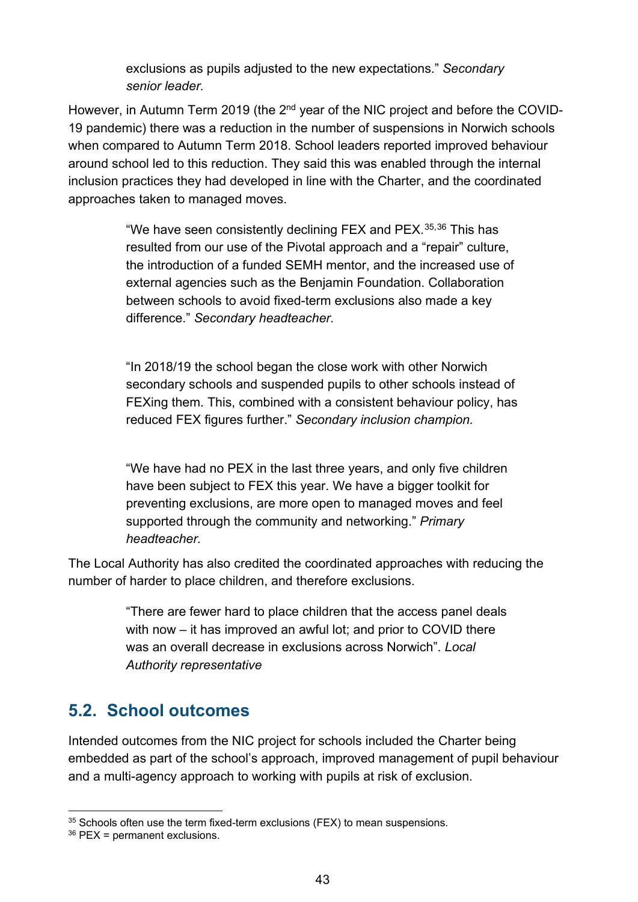> exclusions as pupils adjusted to the new expectations." *Secondary senior leader.*

However, in Autumn Term 2019 (the 2nd year of the NIC project and before the COVID-19 pandemic) there was a reduction in the number of suspensions in Norwich schools when compared to Autumn Term 2018. School leaders reported improved behaviour around school led to this reduction. They said this was enabled through the internal inclusion practices they had developed in line with the Charter, and the coordinated approaches taken to managed moves.

> "We have seen consistently declining FEX and PEX.[35,36] This has resulted from our use of the Pivotal approach and a "repair" culture, the introduction of a funded SEMH mentor, and the increased use of external agencies such as the Benjamin Foundation. Collaboration between schools to avoid fixed-term exclusions also made a key difference." *Secondary headteacher.*

> "In 2018/19 the school began the close work with other Norwich secondary schools and suspended pupils to other schools instead of FEXing them. This, combined with a consistent behaviour policy, has reduced FEX figures further." *Secondary inclusion champion.*

> "We have had no PEX in the last three years, and only five children have been subject to FEX this year. We have a bigger toolkit for preventing exclusions, are more open to managed moves and feel supported through the community and networking." *Primary headteacher.*

The Local Authority has also credited the coordinated approaches with reducing the number of harder to place children, and therefore exclusions.

> "There are fewer hard to place children that the access panel deals with now – it has improved an awful lot; and prior to COVID there was an overall decrease in exclusions across Norwich". *Local Authority representative*

## 5.2. School outcomes

Intended outcomes from the NIC project for schools included the Charter being embedded as part of the school's approach, improved management of pupil behaviour and a multi-agency approach to working with pupils at risk of exclusion.

[35] Schools often use the term fixed-term exclusions (FEX) to mean suspensions.

[36] PEX = permanent exclusions.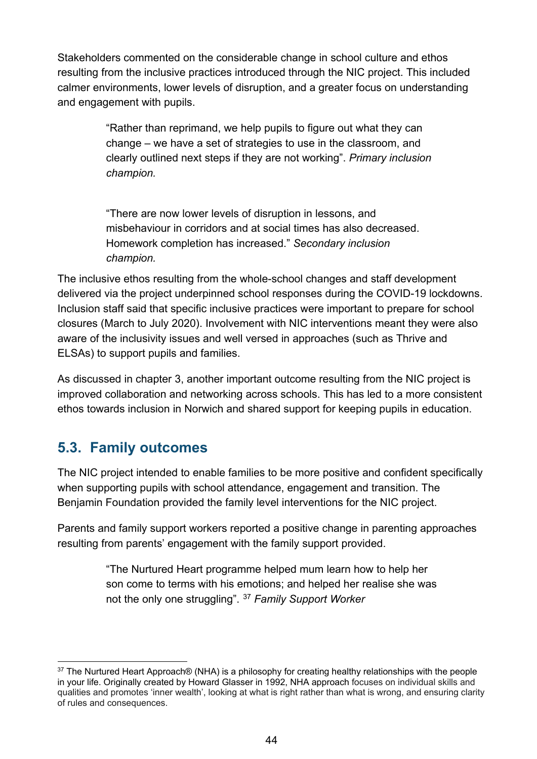Stakeholders commented on the considerable change in school culture and ethos resulting from the inclusive practices introduced through the NIC project. This included calmer environments, lower levels of disruption, and a greater focus on understanding and engagement with pupils.

> "Rather than reprimand, we help pupils to figure out what they can change – we have a set of strategies to use in the classroom, and clearly outlined next steps if they are not working". *Primary inclusion champion.*

> "There are now lower levels of disruption in lessons, and misbehaviour in corridors and at social times has also decreased. Homework completion has increased." *Secondary inclusion champion.*

The inclusive ethos resulting from the whole-school changes and staff development delivered via the project underpinned school responses during the COVID-19 lockdowns. Inclusion staff said that specific inclusive practices were important to prepare for school closures (March to July 2020). Involvement with NIC interventions meant they were also aware of the inclusivity issues and well versed in approaches (such as Thrive and ELSAs) to support pupils and families.

As discussed in chapter 3, another important outcome resulting from the NIC project is improved collaboration and networking across schools. This has led to a more consistent ethos towards inclusion in Norwich and shared support for keeping pupils in education.

## 5.3. Family outcomes

The NIC project intended to enable families to be more positive and confident specifically when supporting pupils with school attendance, engagement and transition. The Benjamin Foundation provided the family level interventions for the NIC project.

Parents and family support workers reported a positive change in parenting approaches resulting from parents' engagement with the family support provided.

> "The Nurtured Heart programme helped mum learn how to help her son come to terms with his emotions; and helped her realise she was not the only one struggling". [37] *Family Support Worker*

[37] The Nurtured Heart Approach® (NHA) is a philosophy for creating healthy relationships with the people in your life. Originally created by Howard Glasser in 1992, NHA approach focuses on individual skills and qualities and promotes 'inner wealth', looking at what is right rather than what is wrong, and ensuring clarity of rules and consequences.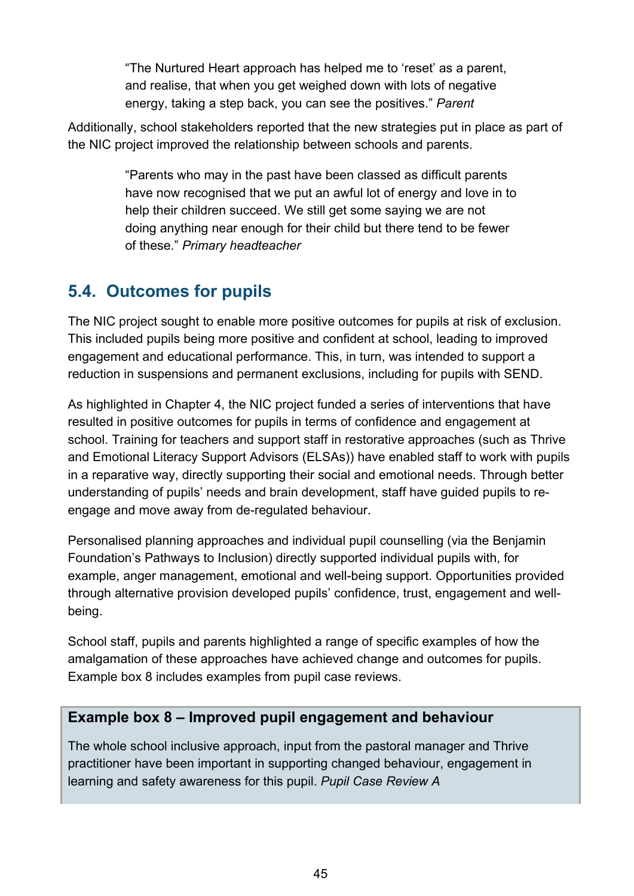> "The Nurtured Heart approach has helped me to 'reset' as a parent, and realise, that when you get weighed down with lots of negative energy, taking a step back, you can see the positives." *Parent*

Additionally, school stakeholders reported that the new strategies put in place as part of the NIC project improved the relationship between schools and parents.

> "Parents who may in the past have been classed as difficult parents have now recognised that we put an awful lot of energy and love in to help their children succeed. We still get some saying we are not doing anything near enough for their child but there tend to be fewer of these." *Primary headteacher*

## 5.4. Outcomes for pupils

The NIC project sought to enable more positive outcomes for pupils at risk of exclusion. This included pupils being more positive and confident at school, leading to improved engagement and educational performance. This, in turn, was intended to support a reduction in suspensions and permanent exclusions, including for pupils with SEND.

As highlighted in Chapter 4, the NIC project funded a series of interventions that have resulted in positive outcomes for pupils in terms of confidence and engagement at school. Training for teachers and support staff in restorative approaches (such as Thrive and Emotional Literacy Support Advisors (ELSAs)) have enabled staff to work with pupils in a reparative way, directly supporting their social and emotional needs. Through better understanding of pupils' needs and brain development, staff have guided pupils to re-engage and move away from de-regulated behaviour.

Personalised planning approaches and individual pupil counselling (via the Benjamin Foundation's Pathways to Inclusion) directly supported individual pupils with, for example, anger management, emotional and well-being support. Opportunities provided through alternative provision developed pupils' confidence, trust, engagement and well-being.

School staff, pupils and parents highlighted a range of specific examples of how the amalgamation of these approaches have achieved change and outcomes for pupils. Example box 8 includes examples from pupil case reviews.

**Example box 8 – Improved pupil engagement and behaviour**

The whole school inclusive approach, input from the pastoral manager and Thrive practitioner have been important in supporting changed behaviour, engagement in learning and safety awareness for this pupil. *Pupil Case Review A*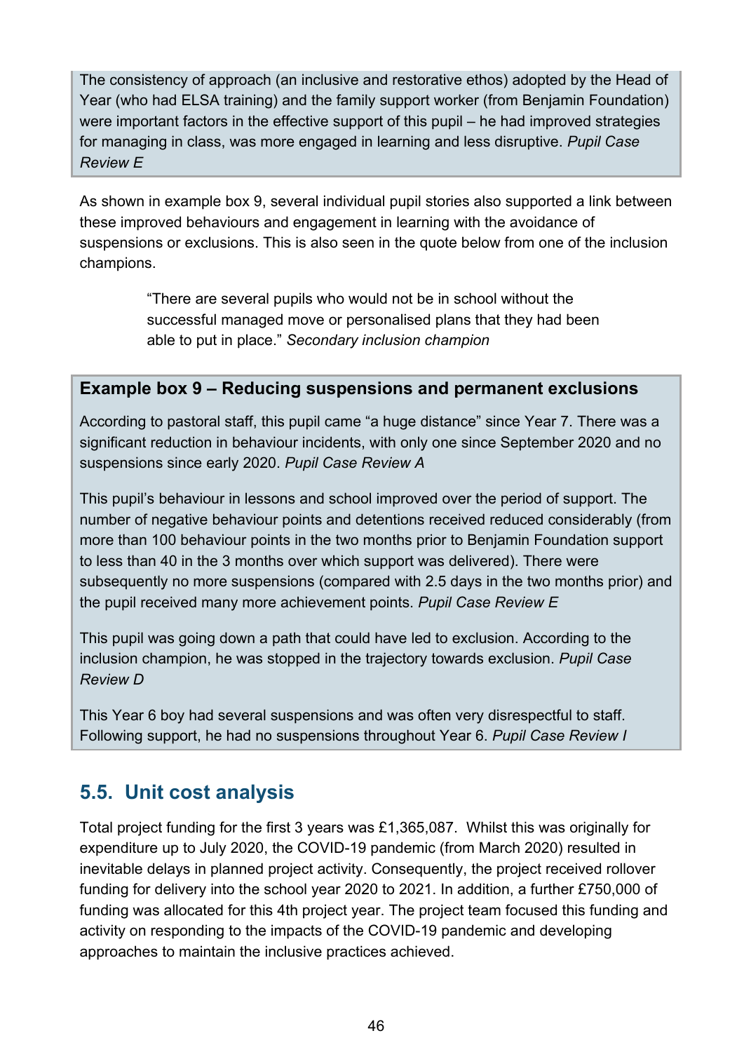The consistency of approach (an inclusive and restorative ethos) adopted by the Head of Year (who had ELSA training) and the family support worker (from Benjamin Foundation) were important factors in the effective support of this pupil – he had improved strategies for managing in class, was more engaged in learning and less disruptive. *Pupil Case Review E*

As shown in example box 9, several individual pupil stories also supported a link between these improved behaviours and engagement in learning with the avoidance of suspensions or exclusions. This is also seen in the quote below from one of the inclusion champions.

> "There are several pupils who would not be in school without the successful managed move or personalised plans that they had been able to put in place." *Secondary inclusion champion*

**Example box 9 – Reducing suspensions and permanent exclusions**

According to pastoral staff, this pupil came "a huge distance" since Year 7. There was a significant reduction in behaviour incidents, with only one since September 2020 and no suspensions since early 2020. *Pupil Case Review A*

This pupil's behaviour in lessons and school improved over the period of support. The number of negative behaviour points and detentions received reduced considerably (from more than 100 behaviour points in the two months prior to Benjamin Foundation support to less than 40 in the 3 months over which support was delivered). There were subsequently no more suspensions (compared with 2.5 days in the two months prior) and the pupil received many more achievement points. *Pupil Case Review E*

This pupil was going down a path that could have led to exclusion. According to the inclusion champion, he was stopped in the trajectory towards exclusion. *Pupil Case Review D*

This Year 6 boy had several suspensions and was often very disrespectful to staff. Following support, he had no suspensions throughout Year 6. *Pupil Case Review I*

## 5.5. Unit cost analysis

Total project funding for the first 3 years was £1,365,087. Whilst this was originally for expenditure up to July 2020, the COVID-19 pandemic (from March 2020) resulted in inevitable delays in planned project activity. Consequently, the project received rollover funding for delivery into the school year 2020 to 2021. In addition, a further £750,000 of funding was allocated for this 4th project year. The project team focused this funding and activity on responding to the impacts of the COVID-19 pandemic and developing approaches to maintain the inclusive practices achieved.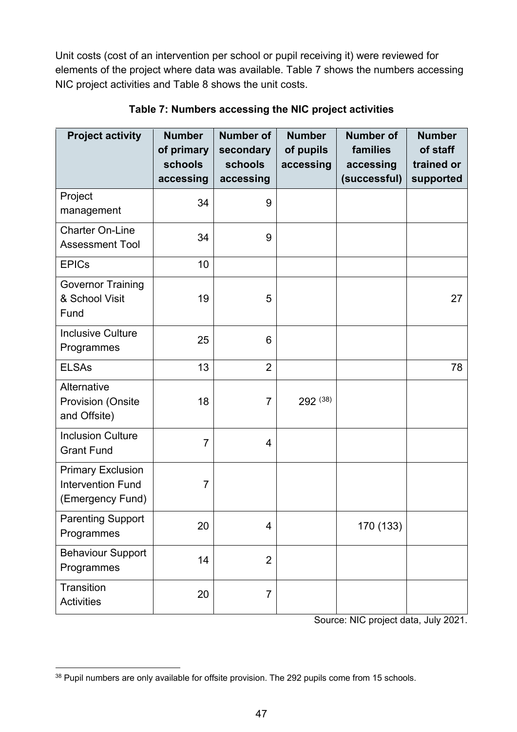Unit costs (cost of an intervention per school or pupil receiving it) were reviewed for elements of the project where data was available. Table 7 shows the numbers accessing NIC project activities and Table 8 shows the unit costs.

**Table 7: Numbers accessing the NIC project activities**

| Project activity | Number of primary schools accessing | Number of secondary schools accessing | Number of pupils accessing | Number of families accessing (successful) | Number of staff trained or supported |
|---|---|---|---|---|---|
| Project management | 34 | 9 | | | |
| Charter On-Line Assessment Tool | 34 | 9 | | | |
| EPICs | 10 | | | | |
| Governor Training & School Visit Fund | 19 | 5 | | | 27 |
| Inclusive Culture Programmes | 25 | 6 | | | |
| ELSAs | 13 | 2 | | | 78 |
| Alternative Provision (Onsite and Offsite) | 18 | 7 | 292 [38] | | |
| Inclusion Culture Grant Fund | 7 | 4 | | | |
| Primary Exclusion Intervention Fund (Emergency Fund) | 7 | | | | |
| Parenting Support Programmes | 20 | 4 | | 170 (133) | |
| Behaviour Support Programmes | 14 | 2 | | | |
| Transition Activities | 20 | 7 | | | |

Source: NIC project data, July 2021.

[38] Pupil numbers are only available for offsite provision. The 292 pupils come from 15 schools.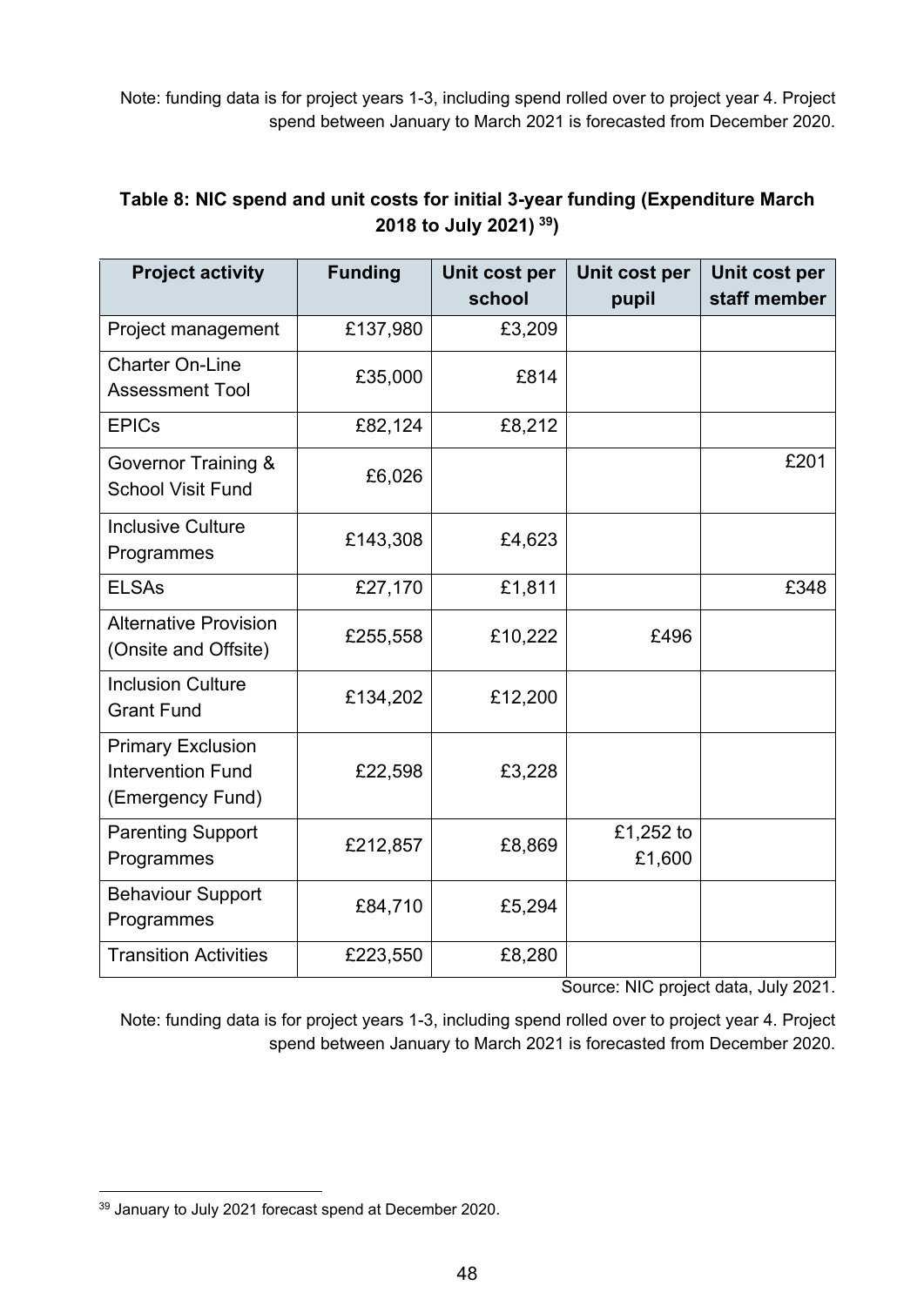Note: funding data is for project years 1-3, including spend rolled over to project year 4. Project spend between January to March 2021 is forecasted from December 2020.

**Table 8: NIC spend and unit costs for initial 3-year funding (Expenditure March 2018 to July 2021) [39])**

| Project activity | Funding | Unit cost per school | Unit cost per pupil | Unit cost per staff member |
|---|---|---|---|---|
| Project management | £137,980 | £3,209 | | |
| Charter On-Line Assessment Tool | £35,000 | £814 | | |
| EPICs | £82,124 | £8,212 | | |
| Governor Training & School Visit Fund | £6,026 | | | £201 |
| Inclusive Culture Programmes | £143,308 | £4,623 | | |
| ELSAs | £27,170 | £1,811 | | £348 |
| Alternative Provision (Onsite and Offsite) | £255,558 | £10,222 | £496 | |
| Inclusion Culture Grant Fund | £134,202 | £12,200 | | |
| Primary Exclusion Intervention Fund (Emergency Fund) | £22,598 | £3,228 | | |
| Parenting Support Programmes | £212,857 | £8,869 | £1,252 to £1,600 | |
| Behaviour Support Programmes | £84,710 | £5,294 | | |
| Transition Activities | £223,550 | £8,280 | | |

Source: NIC project data, July 2021.

Note: funding data is for project years 1-3, including spend rolled over to project year 4. Project spend between January to March 2021 is forecasted from December 2020.

[39] January to July 2021 forecast spend at December 2020.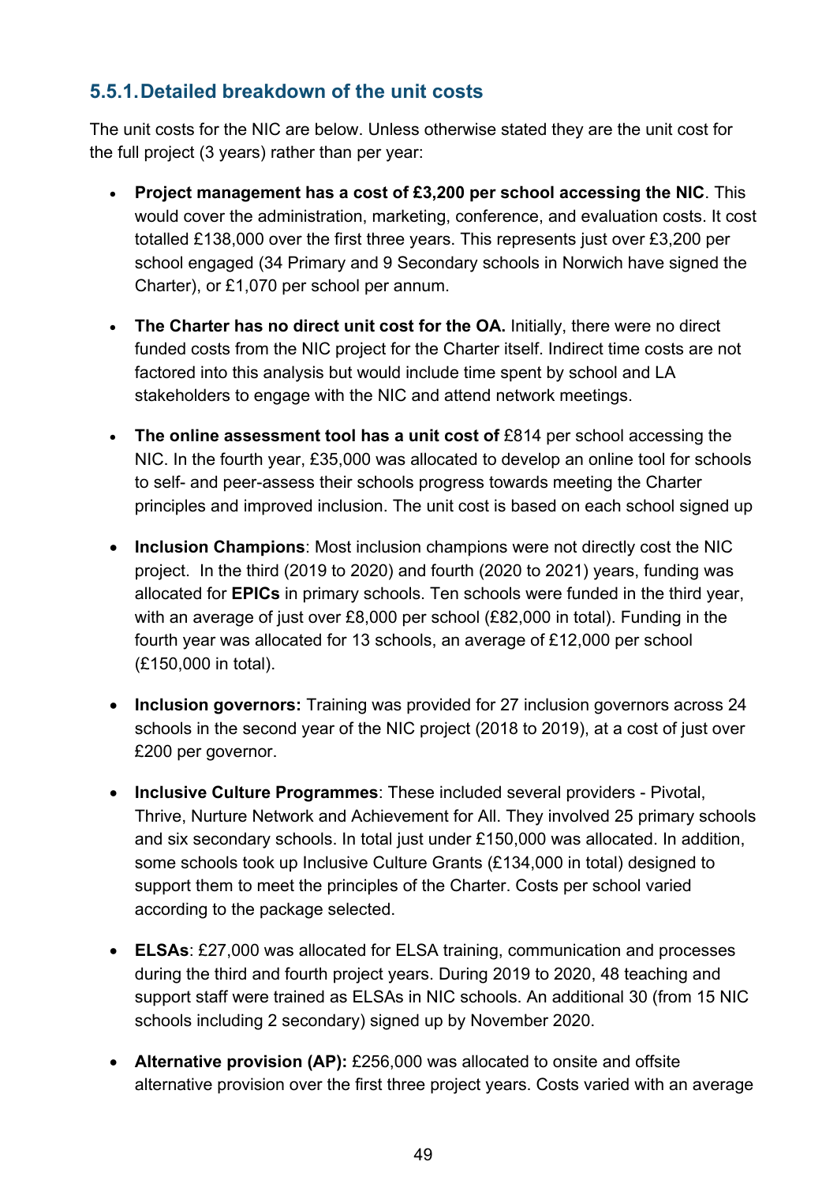### 5.5.1. Detailed breakdown of the unit costs

The unit costs for the NIC are below. Unless otherwise stated they are the unit cost for the full project (3 years) rather than per year:

- **Project management has a cost of £3,200 per school accessing the NIC**. This would cover the administration, marketing, conference, and evaluation costs. It cost totalled £138,000 over the first three years. This represents just over £3,200 per school engaged (34 Primary and 9 Secondary schools in Norwich have signed the Charter), or £1,070 per school per annum.

- **The Charter has no direct unit cost for the OA.** Initially, there were no direct funded costs from the NIC project for the Charter itself. Indirect time costs are not factored into this analysis but would include time spent by school and LA stakeholders to engage with the NIC and attend network meetings.

- **The online assessment tool has a unit cost of** £814 per school accessing the NIC. In the fourth year, £35,000 was allocated to develop an online tool for schools to self- and peer-assess their schools progress towards meeting the Charter principles and improved inclusion. The unit cost is based on each school signed up

- **Inclusion Champions**: Most inclusion champions were not directly cost the NIC project. In the third (2019 to 2020) and fourth (2020 to 2021) years, funding was allocated for **EPICs** in primary schools. Ten schools were funded in the third year, with an average of just over £8,000 per school (£82,000 in total). Funding in the fourth year was allocated for 13 schools, an average of £12,000 per school (£150,000 in total).

- **Inclusion governors:** Training was provided for 27 inclusion governors across 24 schools in the second year of the NIC project (2018 to 2019), at a cost of just over £200 per governor.

- **Inclusive Culture Programmes**: These included several providers - Pivotal, Thrive, Nurture Network and Achievement for All. They involved 25 primary schools and six secondary schools. In total just under £150,000 was allocated. In addition, some schools took up Inclusive Culture Grants (£134,000 in total) designed to support them to meet the principles of the Charter. Costs per school varied according to the package selected.

- **ELSAs**: £27,000 was allocated for ELSA training, communication and processes during the third and fourth project years. During 2019 to 2020, 48 teaching and support staff were trained as ELSAs in NIC schools. An additional 30 (from 15 NIC schools including 2 secondary) signed up by November 2020.

- **Alternative provision (AP):** £256,000 was allocated to onsite and offsite alternative provision over the first three project years. Costs varied with an average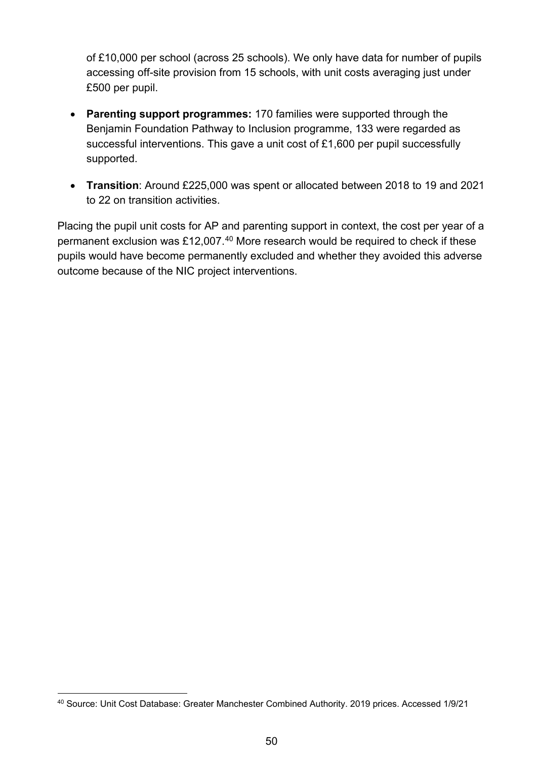of £10,000 per school (across 25 schools). We only have data for number of pupils accessing off-site provision from 15 schools, with unit costs averaging just under £500 per pupil.

- **Parenting support programmes:** 170 families were supported through the Benjamin Foundation Pathway to Inclusion programme, 133 were regarded as successful interventions. This gave a unit cost of £1,600 per pupil successfully supported.
- **Transition**: Around £225,000 was spent or allocated between 2018 to 19 and 2021 to 22 on transition activities.

Placing the pupil unit costs for AP and parenting support in context, the cost per year of a permanent exclusion was £12,007.[40] More research would be required to check if these pupils would have become permanently excluded and whether they avoided this adverse outcome because of the NIC project interventions.

[40] Source: Unit Cost Database: Greater Manchester Combined Authority. 2019 prices. Accessed 1/9/21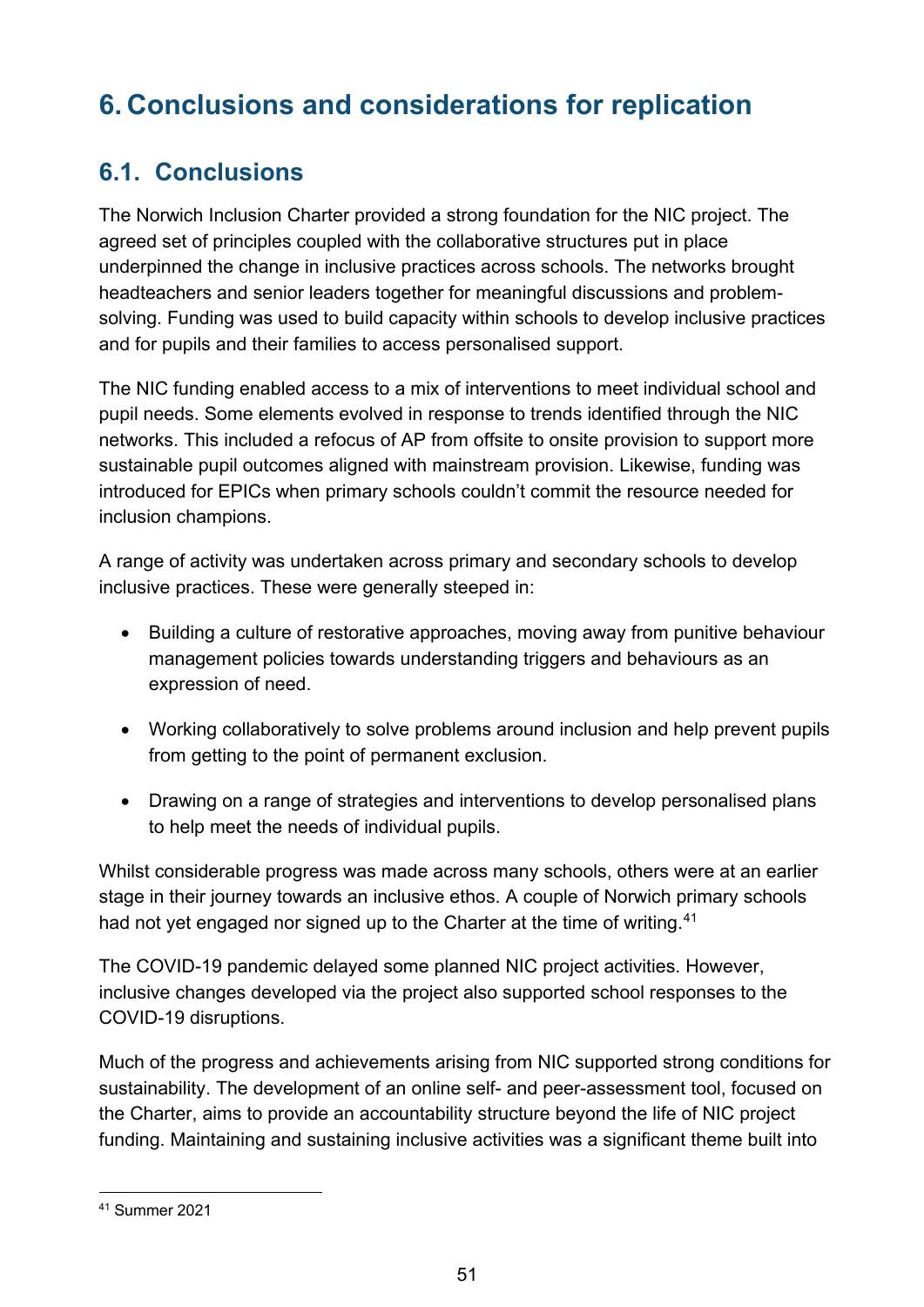# 6. Conclusions and considerations for replication

## 6.1. Conclusions

The Norwich Inclusion Charter provided a strong foundation for the NIC project. The agreed set of principles coupled with the collaborative structures put in place underpinned the change in inclusive practices across schools. The networks brought headteachers and senior leaders together for meaningful discussions and problem-solving. Funding was used to build capacity within schools to develop inclusive practices and for pupils and their families to access personalised support.

The NIC funding enabled access to a mix of interventions to meet individual school and pupil needs. Some elements evolved in response to trends identified through the NIC networks. This included a refocus of AP from offsite to onsite provision to support more sustainable pupil outcomes aligned with mainstream provision. Likewise, funding was introduced for EPICs when primary schools couldn't commit the resource needed for inclusion champions.

A range of activity was undertaken across primary and secondary schools to develop inclusive practices. These were generally steeped in:

- Building a culture of restorative approaches, moving away from punitive behaviour management policies towards understanding triggers and behaviours as an expression of need.
- Working collaboratively to solve problems around inclusion and help prevent pupils from getting to the point of permanent exclusion.
- Drawing on a range of strategies and interventions to develop personalised plans to help meet the needs of individual pupils.

Whilst considerable progress was made across many schools, others were at an earlier stage in their journey towards an inclusive ethos. A couple of Norwich primary schools had not yet engaged nor signed up to the Charter at the time of writing.[41]

The COVID-19 pandemic delayed some planned NIC project activities. However, inclusive changes developed via the project also supported school responses to the COVID-19 disruptions.

Much of the progress and achievements arising from NIC supported strong conditions for sustainability. The development of an online self- and peer-assessment tool, focused on the Charter, aims to provide an accountability structure beyond the life of NIC project funding. Maintaining and sustaining inclusive activities was a significant theme built into

[41] Summer 2021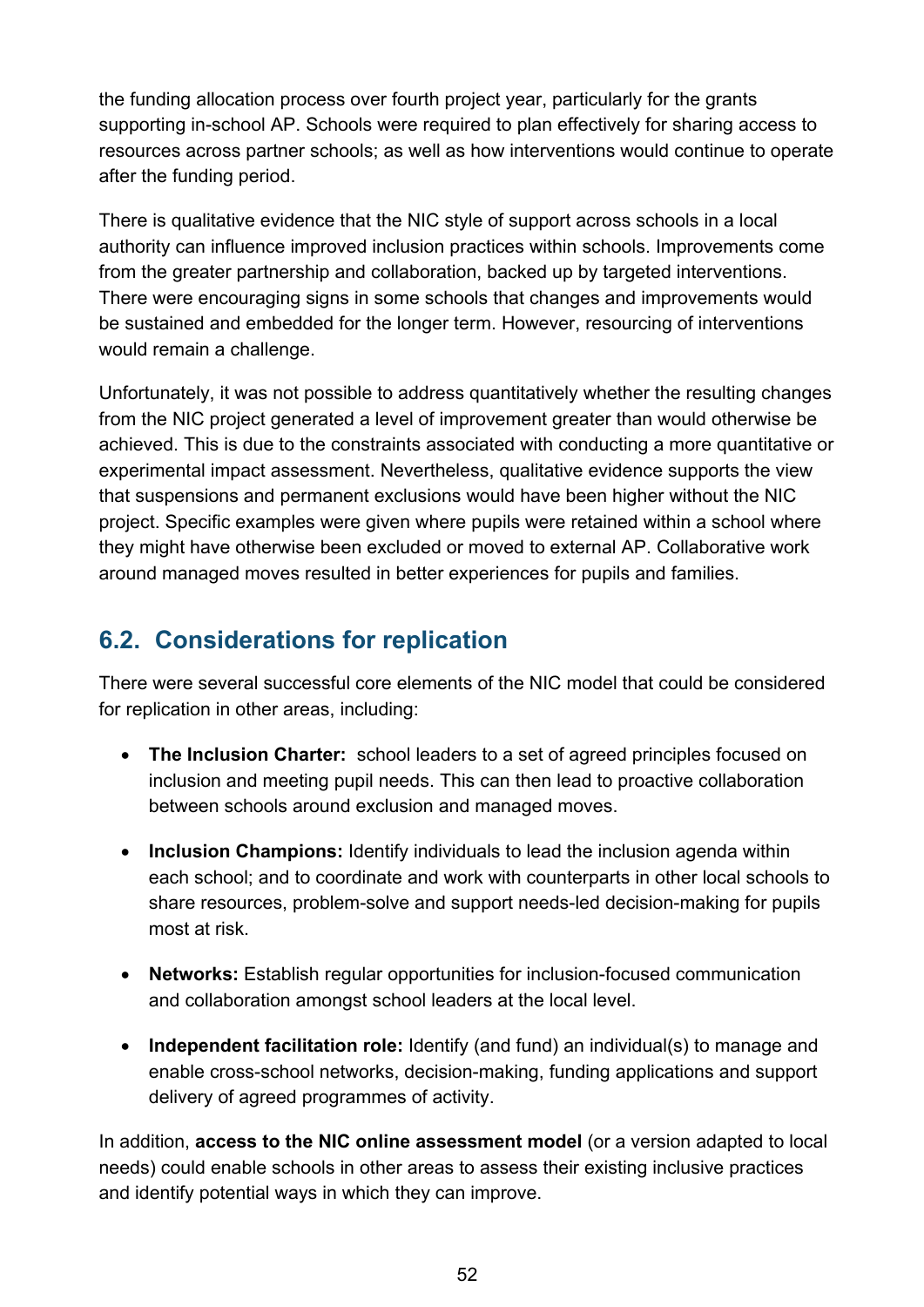the funding allocation process over fourth project year, particularly for the grants supporting in-school AP. Schools were required to plan effectively for sharing access to resources across partner schools; as well as how interventions would continue to operate after the funding period.

There is qualitative evidence that the NIC style of support across schools in a local authority can influence improved inclusion practices within schools. Improvements come from the greater partnership and collaboration, backed up by targeted interventions. There were encouraging signs in some schools that changes and improvements would be sustained and embedded for the longer term. However, resourcing of interventions would remain a challenge.

Unfortunately, it was not possible to address quantitatively whether the resulting changes from the NIC project generated a level of improvement greater than would otherwise be achieved. This is due to the constraints associated with conducting a more quantitative or experimental impact assessment. Nevertheless, qualitative evidence supports the view that suspensions and permanent exclusions would have been higher without the NIC project. Specific examples were given where pupils were retained within a school where they might have otherwise been excluded or moved to external AP. Collaborative work around managed moves resulted in better experiences for pupils and families.

## 6.2. Considerations for replication

There were several successful core elements of the NIC model that could be considered for replication in other areas, including:

- **The Inclusion Charter:** school leaders to a set of agreed principles focused on inclusion and meeting pupil needs. This can then lead to proactive collaboration between schools around exclusion and managed moves.
- **Inclusion Champions:** Identify individuals to lead the inclusion agenda within each school; and to coordinate and work with counterparts in other local schools to share resources, problem-solve and support needs-led decision-making for pupils most at risk.
- **Networks:** Establish regular opportunities for inclusion-focused communication and collaboration amongst school leaders at the local level.
- **Independent facilitation role:** Identify (and fund) an individual(s) to manage and enable cross-school networks, decision-making, funding applications and support delivery of agreed programmes of activity.

In addition, **access to the NIC online assessment model** (or a version adapted to local needs) could enable schools in other areas to assess their existing inclusive practices and identify potential ways in which they can improve.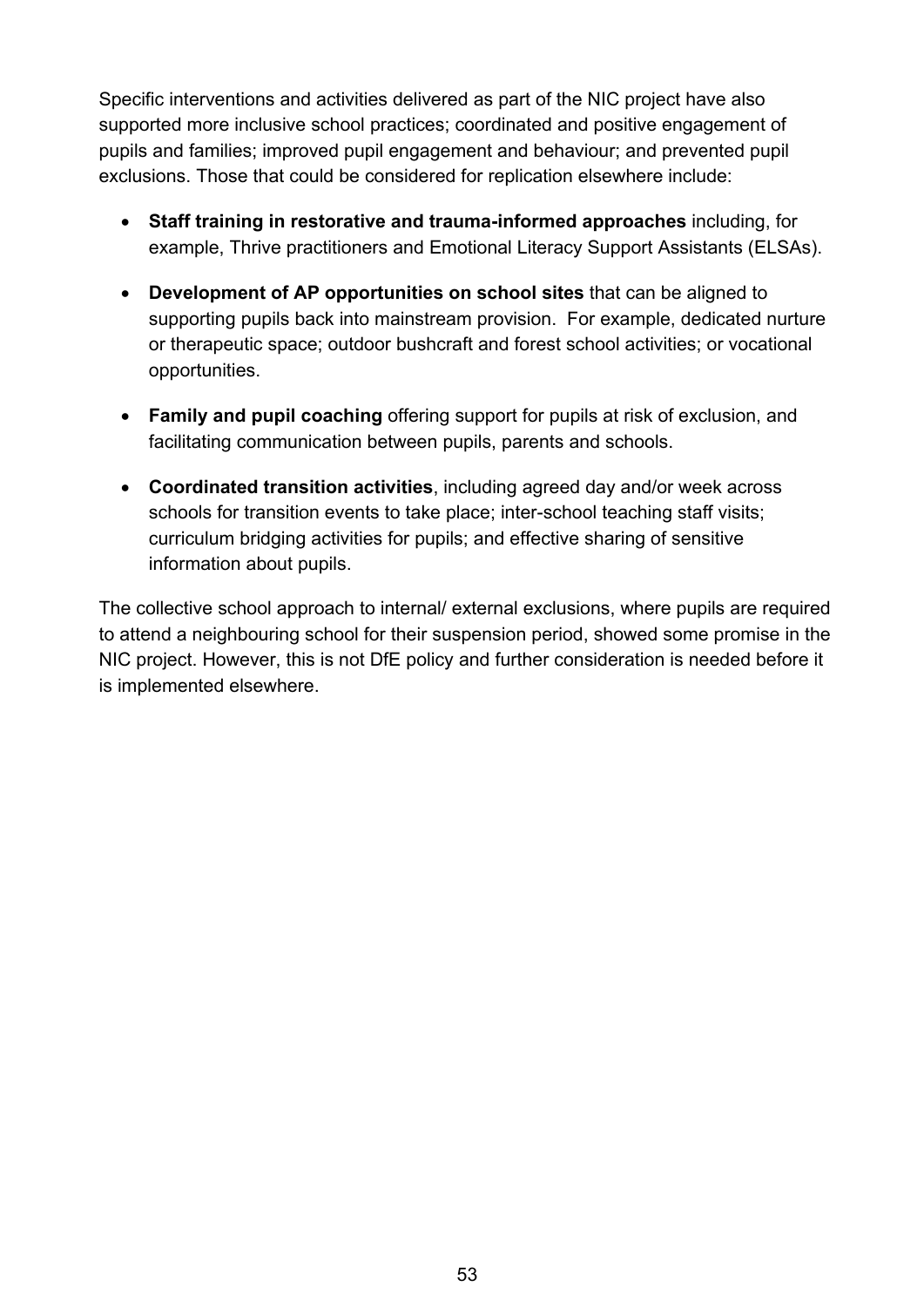Specific interventions and activities delivered as part of the NIC project have also supported more inclusive school practices; coordinated and positive engagement of pupils and families; improved pupil engagement and behaviour; and prevented pupil exclusions. Those that could be considered for replication elsewhere include:

- **Staff training in restorative and trauma-informed approaches** including, for example, Thrive practitioners and Emotional Literacy Support Assistants (ELSAs).
- **Development of AP opportunities on school sites** that can be aligned to supporting pupils back into mainstream provision. For example, dedicated nurture or therapeutic space; outdoor bushcraft and forest school activities; or vocational opportunities.
- **Family and pupil coaching** offering support for pupils at risk of exclusion, and facilitating communication between pupils, parents and schools.
- **Coordinated transition activities**, including agreed day and/or week across schools for transition events to take place; inter-school teaching staff visits; curriculum bridging activities for pupils; and effective sharing of sensitive information about pupils.

The collective school approach to internal/ external exclusions, where pupils are required to attend a neighbouring school for their suspension period, showed some promise in the NIC project. However, this is not DfE policy and further consideration is needed before it is implemented elsewhere.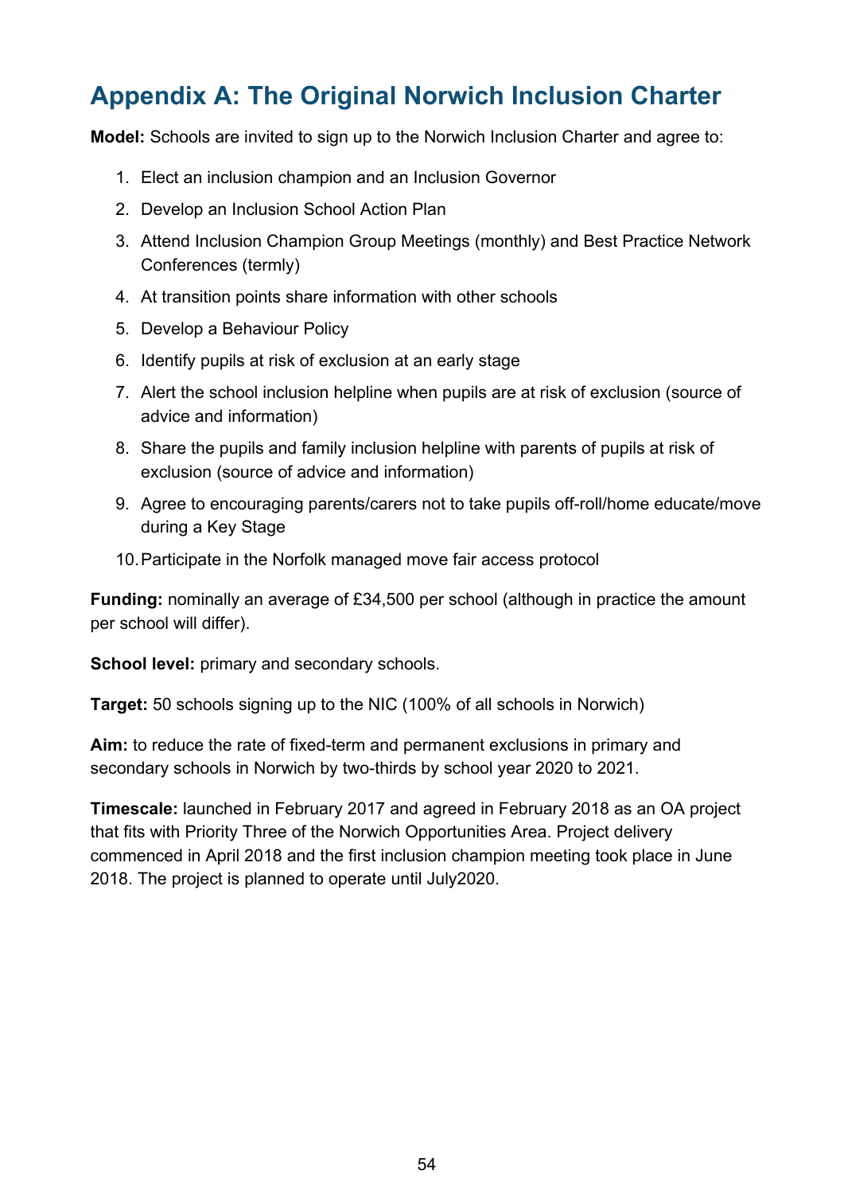# Appendix A: The Original Norwich Inclusion Charter

**Model:** Schools are invited to sign up to the Norwich Inclusion Charter and agree to:

1. Elect an inclusion champion and an Inclusion Governor
2. Develop an Inclusion School Action Plan
3. Attend Inclusion Champion Group Meetings (monthly) and Best Practice Network Conferences (termly)
4. At transition points share information with other schools
5. Develop a Behaviour Policy
6. Identify pupils at risk of exclusion at an early stage
7. Alert the school inclusion helpline when pupils are at risk of exclusion (source of advice and information)
8. Share the pupils and family inclusion helpline with parents of pupils at risk of exclusion (source of advice and information)
9. Agree to encouraging parents/carers not to take pupils off-roll/home educate/move during a Key Stage
10. Participate in the Norfolk managed move fair access protocol

**Funding:** nominally an average of £34,500 per school (although in practice the amount per school will differ).

**School level:** primary and secondary schools.

**Target:** 50 schools signing up to the NIC (100% of all schools in Norwich)

**Aim:** to reduce the rate of fixed-term and permanent exclusions in primary and secondary schools in Norwich by two-thirds by school year 2020 to 2021.

**Timescale:** launched in February 2017 and agreed in February 2018 as an OA project that fits with Priority Three of the Norwich Opportunities Area. Project delivery commenced in April 2018 and the first inclusion champion meeting took place in June 2018. The project is planned to operate until July2020.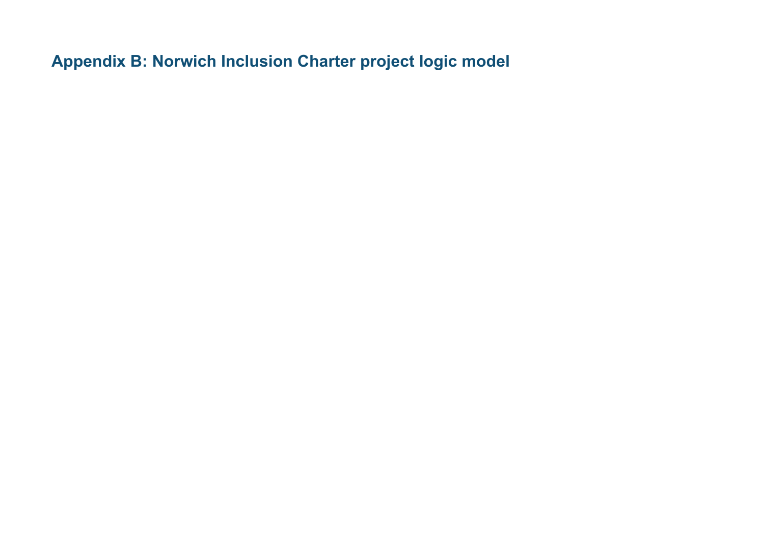## Appendix B: Norwich Inclusion Charter project logic model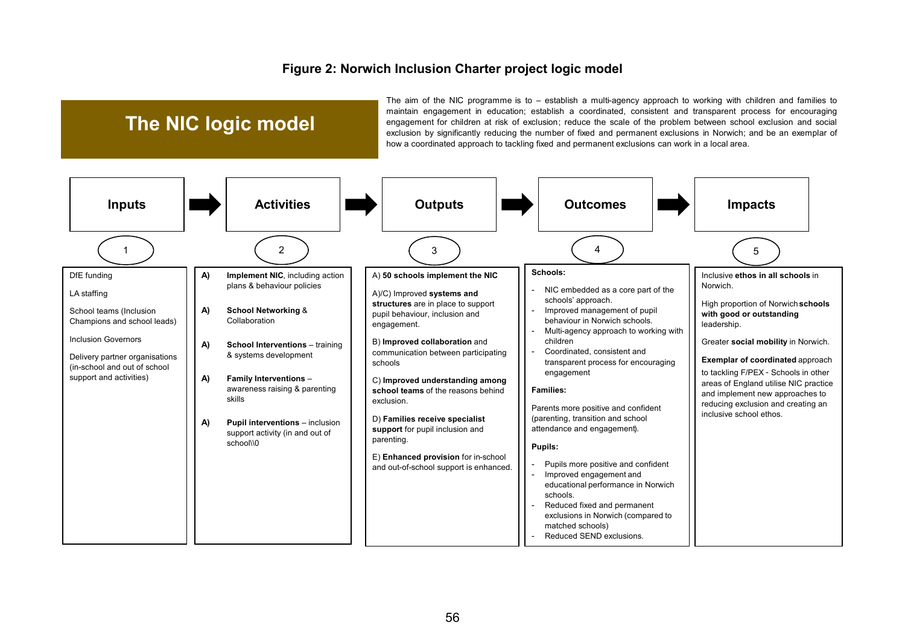**Figure 2: Norwich Inclusion Charter project logic model**

# The NIC logic model

The aim of the NIC programme is to – establish a multi-agency approach to working with children and families to maintain engagement in education; establish a coordinated, consistent and transparent process for encouraging engagement for children at risk of exclusion; reduce the scale of the problem between school exclusion and social exclusion by significantly reducing the number of fixed and permanent exclusions in Norwich; and be an exemplar of how a coordinated approach to tackling fixed and permanent exclusions can work in a local area.

| Inputs (1) | Activities (2) | Outputs (3) | Outcomes (4) | Impacts (5) |
|---|---|---|---|---|
| DfE funding<br><br>LA staffing<br><br>School teams (Inclusion Champions and school leads)<br><br>Inclusion Governors<br><br>Delivery partner organisations (in-school and out of school support and activities) | **A)** **Implement NIC**, including action plans & behaviour policies<br><br>**A)** **School Networking** & Collaboration<br><br>**A)** **School Interventions** – training & systems development<br><br>**A)** **Family Interventions** – awareness raising & parenting skills<br><br>**A)** **Pupil interventions** – inclusion support activity (in and out of school\\0 | A) **50 schools implement the NIC**<br><br>A)/C) Improved **systems and structures** are in place to support pupil behaviour, inclusion and engagement.<br><br>B) **Improved collaboration** and communication between participating schools<br><br>C) **Improved understanding among school teams** of the reasons behind exclusion.<br><br>D) **Families receive specialist support** for pupil inclusion and parenting.<br><br>E) **Enhanced provision** for in-school and out-of-school support is enhanced. | **Schools:**<br>- NIC embedded as a core part of the schools' approach.<br>- Improved management of pupil behaviour in Norwich schools.<br>- Multi-agency approach to working with children<br>- Coordinated, consistent and transparent process for encouraging engagement<br><br>**Families:**<br>Parents more positive and confident (parenting, transition and school attendance and engagement).<br><br>**Pupils:**<br>- Pupils more positive and confident<br>- Improved engagement and educational performance in Norwich schools.<br>- Reduced fixed and permanent exclusions in Norwich (compared to matched schools)<br>- Reduced SEND exclusions. | Inclusive **ethos in all schools** in Norwich.<br><br>High proportion of Norwich **schools with good or outstanding** leadership.<br><br>Greater **social mobility** in Norwich.<br><br>**Exemplar of coordinated** approach to tackling F/PEX - Schools in other areas of England utilise NIC practice and implement new approaches to reducing exclusion and creating an inclusive school ethos. |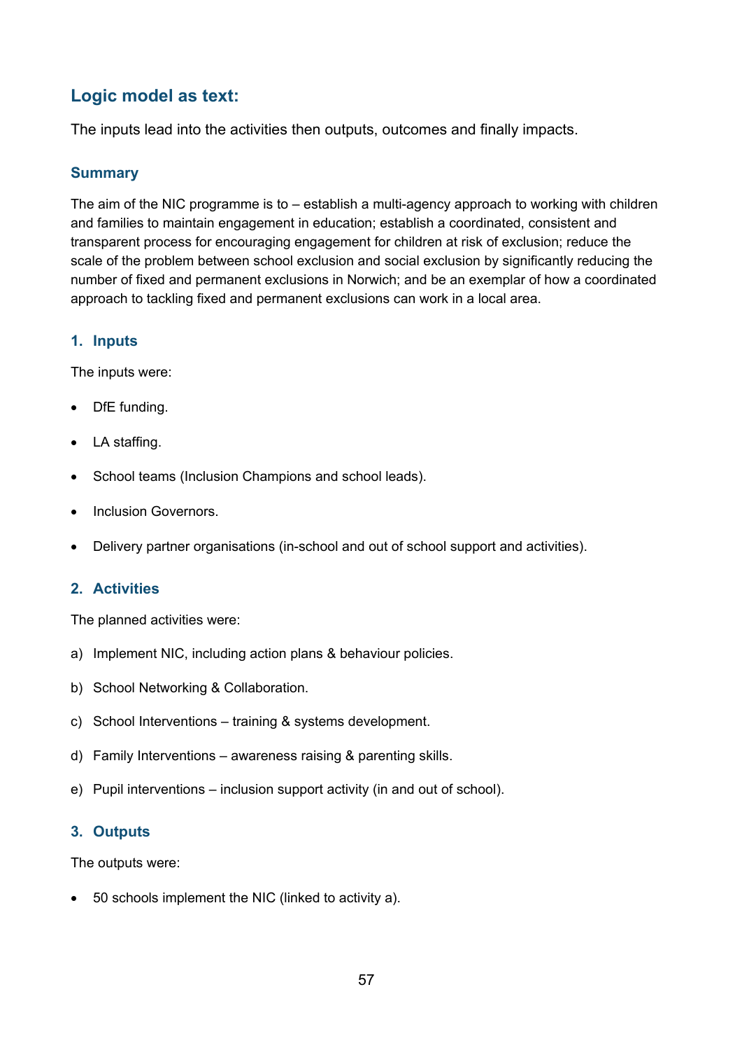## Logic model as text:

The inputs lead into the activities then outputs, outcomes and finally impacts.

### Summary

The aim of the NIC programme is to – establish a multi-agency approach to working with children and families to maintain engagement in education; establish a coordinated, consistent and transparent process for encouraging engagement for children at risk of exclusion; reduce the scale of the problem between school exclusion and social exclusion by significantly reducing the number of fixed and permanent exclusions in Norwich; and be an exemplar of how a coordinated approach to tackling fixed and permanent exclusions can work in a local area.

### 1. Inputs

The inputs were:

- DfE funding.
- LA staffing.
- School teams (Inclusion Champions and school leads).
- Inclusion Governors.
- Delivery partner organisations (in-school and out of school support and activities).

### 2. Activities

The planned activities were:

a) Implement NIC, including action plans & behaviour policies.

b) School Networking & Collaboration.

c) School Interventions – training & systems development.

d) Family Interventions – awareness raising & parenting skills.

e) Pupil interventions – inclusion support activity (in and out of school).

### 3. Outputs

The outputs were:

- 50 schools implement the NIC (linked to activity a).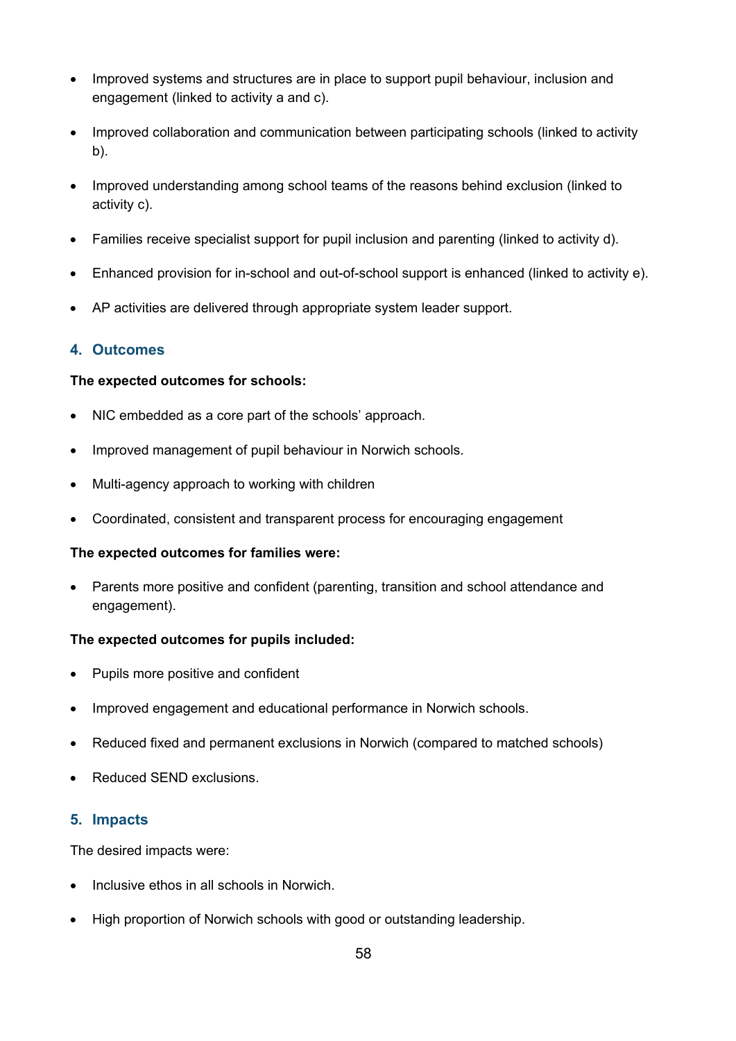- Improved systems and structures are in place to support pupil behaviour, inclusion and engagement (linked to activity a and c).
- Improved collaboration and communication between participating schools (linked to activity b).
- Improved understanding among school teams of the reasons behind exclusion (linked to activity c).
- Families receive specialist support for pupil inclusion and parenting (linked to activity d).
- Enhanced provision for in-school and out-of-school support is enhanced (linked to activity e).
- AP activities are delivered through appropriate system leader support.

## 4. Outcomes

**The expected outcomes for schools:**

- NIC embedded as a core part of the schools' approach.
- Improved management of pupil behaviour in Norwich schools.
- Multi-agency approach to working with children
- Coordinated, consistent and transparent process for encouraging engagement

**The expected outcomes for families were:**

- Parents more positive and confident (parenting, transition and school attendance and engagement).

**The expected outcomes for pupils included:**

- Pupils more positive and confident
- Improved engagement and educational performance in Norwich schools.
- Reduced fixed and permanent exclusions in Norwich (compared to matched schools)
- Reduced SEND exclusions.

## 5. Impacts

The desired impacts were:

- Inclusive ethos in all schools in Norwich.
- High proportion of Norwich schools with good or outstanding leadership.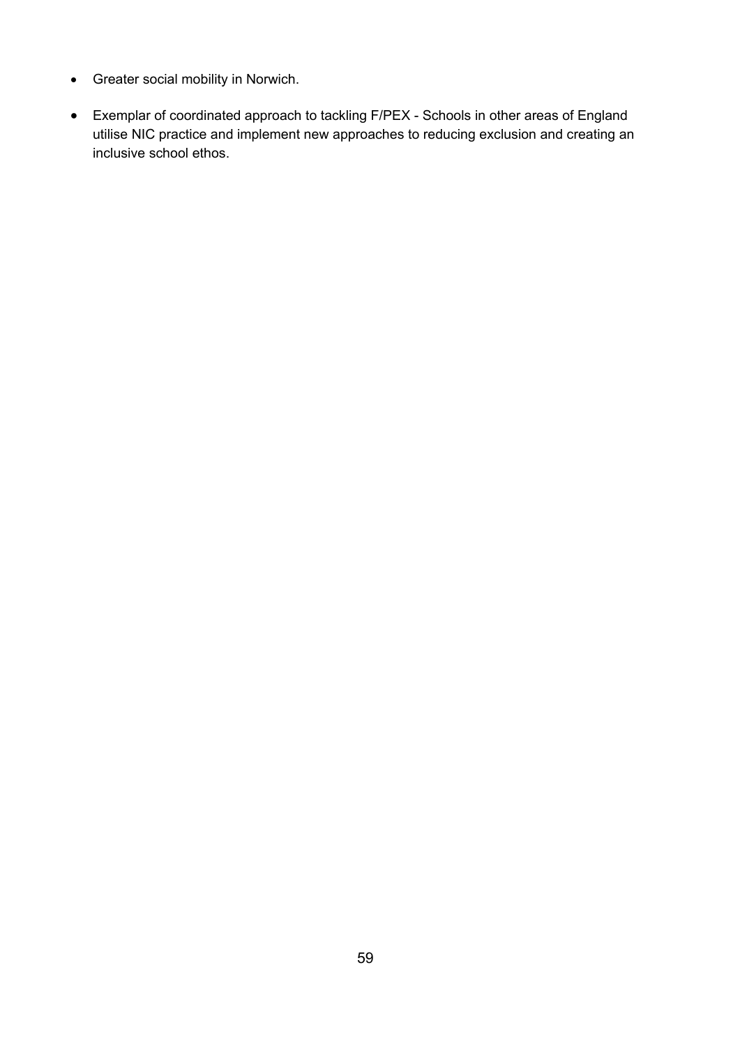- Greater social mobility in Norwich.
- Exemplar of coordinated approach to tackling F/PEX - Schools in other areas of England utilise NIC practice and implement new approaches to reducing exclusion and creating an inclusive school ethos.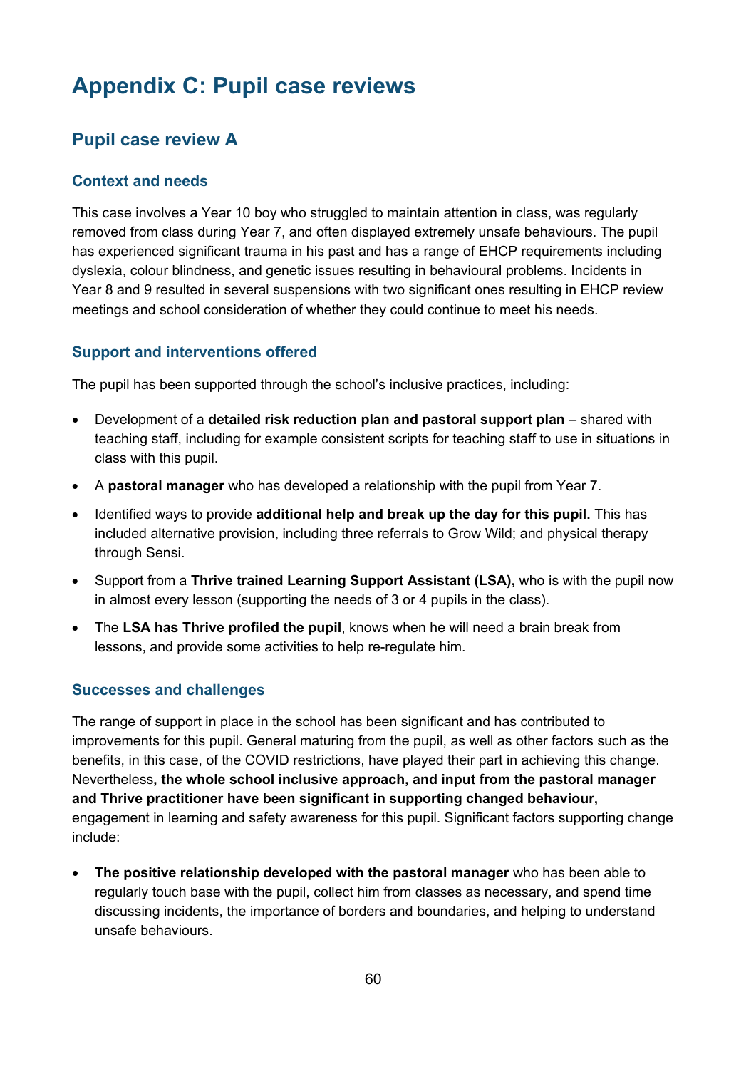# Appendix C: Pupil case reviews

## Pupil case review A

### Context and needs

This case involves a Year 10 boy who struggled to maintain attention in class, was regularly removed from class during Year 7, and often displayed extremely unsafe behaviours. The pupil has experienced significant trauma in his past and has a range of EHCP requirements including dyslexia, colour blindness, and genetic issues resulting in behavioural problems. Incidents in Year 8 and 9 resulted in several suspensions with two significant ones resulting in EHCP review meetings and school consideration of whether they could continue to meet his needs.

### Support and interventions offered

The pupil has been supported through the school's inclusive practices, including:

- Development of a **detailed risk reduction plan and pastoral support plan** – shared with teaching staff, including for example consistent scripts for teaching staff to use in situations in class with this pupil.
- A **pastoral manager** who has developed a relationship with the pupil from Year 7.
- Identified ways to provide **additional help and break up the day for this pupil.** This has included alternative provision, including three referrals to Grow Wild; and physical therapy through Sensi.
- Support from a **Thrive trained Learning Support Assistant (LSA),** who is with the pupil now in almost every lesson (supporting the needs of 3 or 4 pupils in the class).
- The **LSA has Thrive profiled the pupil**, knows when he will need a brain break from lessons, and provide some activities to help re-regulate him.

### Successes and challenges

The range of support in place in the school has been significant and has contributed to improvements for this pupil. General maturing from the pupil, as well as other factors such as the benefits, in this case, of the COVID restrictions, have played their part in achieving this change. Nevertheless**, the whole school inclusive approach, and input from the pastoral manager and Thrive practitioner have been significant in supporting changed behaviour,** engagement in learning and safety awareness for this pupil. Significant factors supporting change include:

- **The positive relationship developed with the pastoral manager** who has been able to regularly touch base with the pupil, collect him from classes as necessary, and spend time discussing incidents, the importance of borders and boundaries, and helping to understand unsafe behaviours.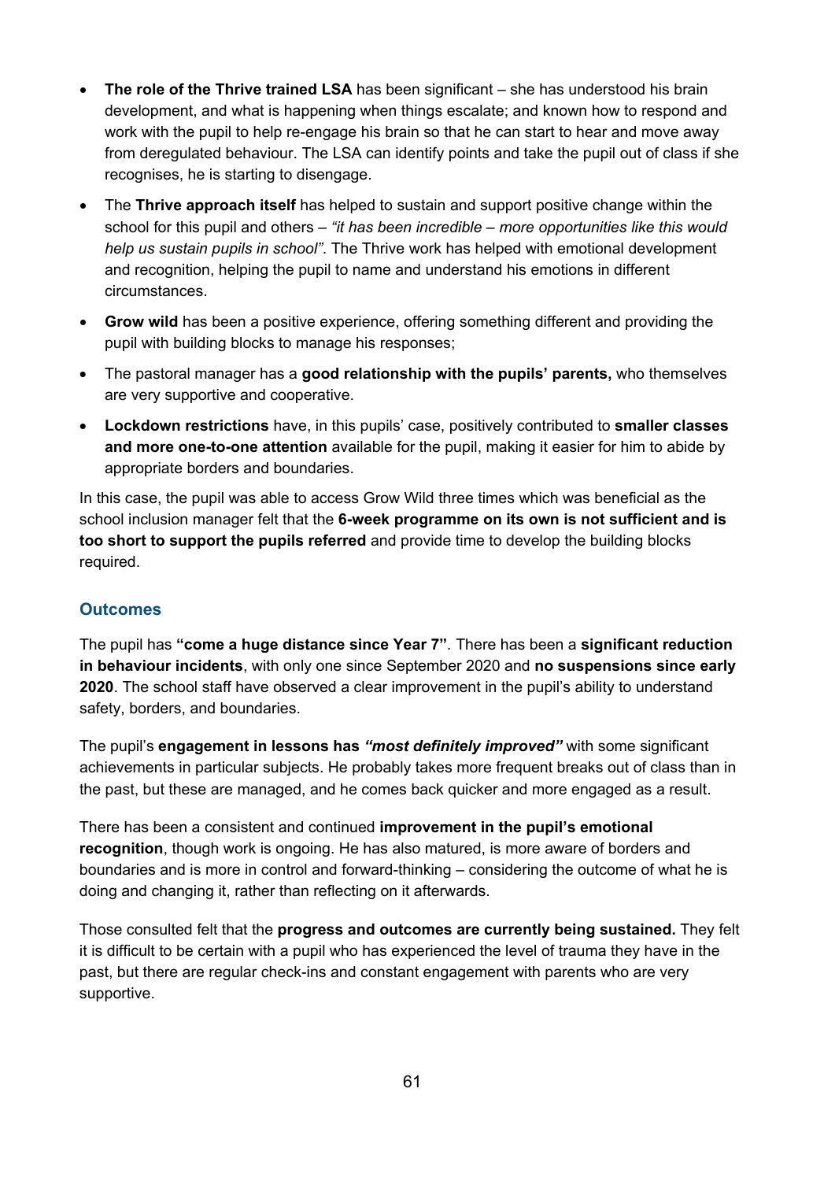- **The role of the Thrive trained LSA** has been significant – she has understood his brain development, and what is happening when things escalate; and known how to respond and work with the pupil to help re-engage his brain so that he can start to hear and move away from deregulated behaviour. The LSA can identify points and take the pupil out of class if she recognises, he is starting to disengage.
- The **Thrive approach itself** has helped to sustain and support positive change within the school for this pupil and others – *"it has been incredible – more opportunities like this would help us sustain pupils in school"*. The Thrive work has helped with emotional development and recognition, helping the pupil to name and understand his emotions in different circumstances.
- **Grow wild** has been a positive experience, offering something different and providing the pupil with building blocks to manage his responses;
- The pastoral manager has a **good relationship with the pupils' parents,** who themselves are very supportive and cooperative.
- **Lockdown restrictions** have, in this pupils' case, positively contributed to **smaller classes and more one-to-one attention** available for the pupil, making it easier for him to abide by appropriate borders and boundaries.

In this case, the pupil was able to access Grow Wild three times which was beneficial as the school inclusion manager felt that the **6-week programme on its own is not sufficient and is too short to support the pupils referred** and provide time to develop the building blocks required.

### Outcomes

The pupil has **"come a huge distance since Year 7"**. There has been a **significant reduction in behaviour incidents**, with only one since September 2020 and **no suspensions since early 2020**. The school staff have observed a clear improvement in the pupil's ability to understand safety, borders, and boundaries.

The pupil's **engagement in lessons has *"most definitely improved"*** with some significant achievements in particular subjects. He probably takes more frequent breaks out of class than in the past, but these are managed, and he comes back quicker and more engaged as a result.

There has been a consistent and continued **improvement in the pupil's emotional recognition**, though work is ongoing. He has also matured, is more aware of borders and boundaries and is more in control and forward-thinking – considering the outcome of what he is doing and changing it, rather than reflecting on it afterwards.

Those consulted felt that the **progress and outcomes are currently being sustained.** They felt it is difficult to be certain with a pupil who has experienced the level of trauma they have in the past, but there are regular check-ins and constant engagement with parents who are very supportive.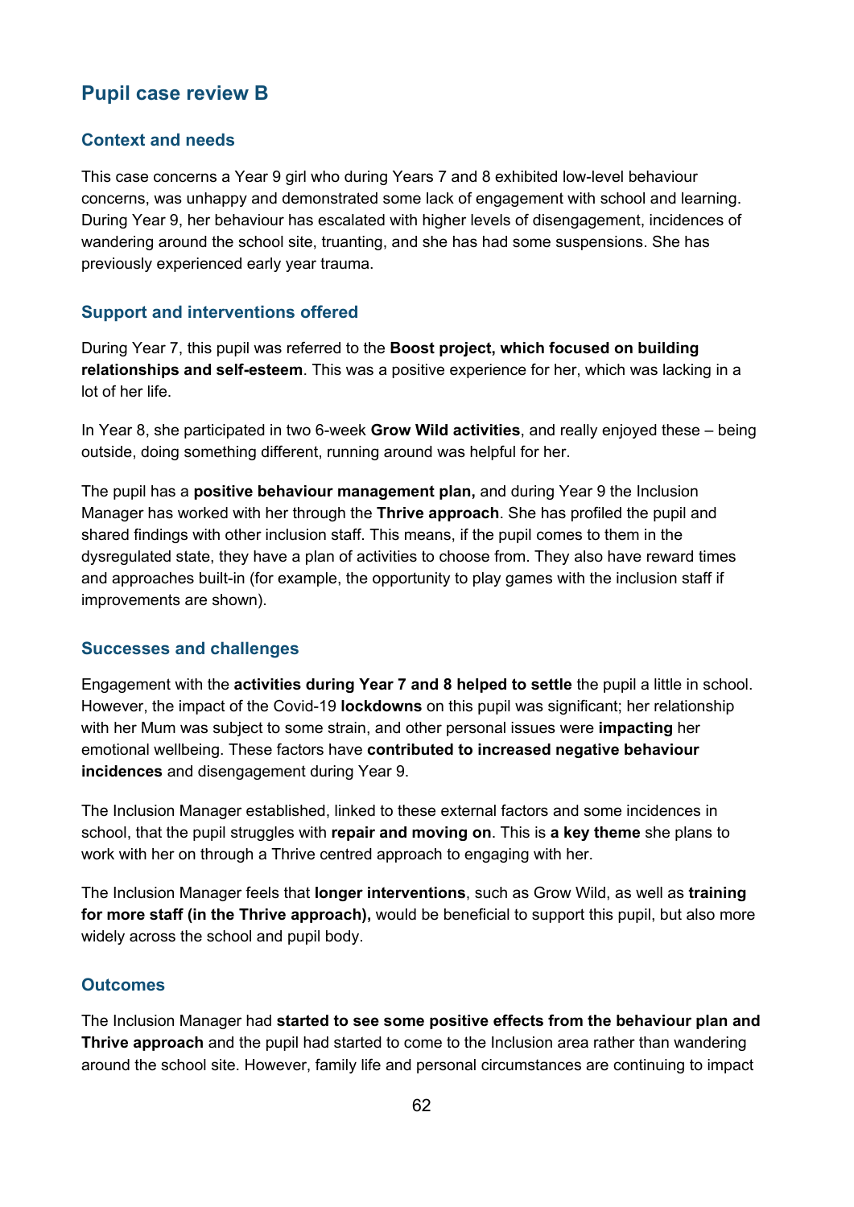## Pupil case review B

### Context and needs

This case concerns a Year 9 girl who during Years 7 and 8 exhibited low-level behaviour concerns, was unhappy and demonstrated some lack of engagement with school and learning. During Year 9, her behaviour has escalated with higher levels of disengagement, incidences of wandering around the school site, truanting, and she has had some suspensions. She has previously experienced early year trauma.

### Support and interventions offered

During Year 7, this pupil was referred to the **Boost project, which focused on building relationships and self-esteem**. This was a positive experience for her, which was lacking in a lot of her life.

In Year 8, she participated in two 6-week **Grow Wild activities**, and really enjoyed these – being outside, doing something different, running around was helpful for her.

The pupil has a **positive behaviour management plan,** and during Year 9 the Inclusion Manager has worked with her through the **Thrive approach**. She has profiled the pupil and shared findings with other inclusion staff. This means, if the pupil comes to them in the dysregulated state, they have a plan of activities to choose from. They also have reward times and approaches built-in (for example, the opportunity to play games with the inclusion staff if improvements are shown).

### Successes and challenges

Engagement with the **activities during Year 7 and 8 helped to settle** the pupil a little in school. However, the impact of the Covid-19 **lockdowns** on this pupil was significant; her relationship with her Mum was subject to some strain, and other personal issues were **impacting** her emotional wellbeing. These factors have **contributed to increased negative behaviour incidences** and disengagement during Year 9.

The Inclusion Manager established, linked to these external factors and some incidences in school, that the pupil struggles with **repair and moving on**. This is **a key theme** she plans to work with her on through a Thrive centred approach to engaging with her.

The Inclusion Manager feels that **longer interventions**, such as Grow Wild, as well as **training for more staff (in the Thrive approach),** would be beneficial to support this pupil, but also more widely across the school and pupil body.

### Outcomes

The Inclusion Manager had **started to see some positive effects from the behaviour plan and Thrive approach** and the pupil had started to come to the Inclusion area rather than wandering around the school site. However, family life and personal circumstances are continuing to impact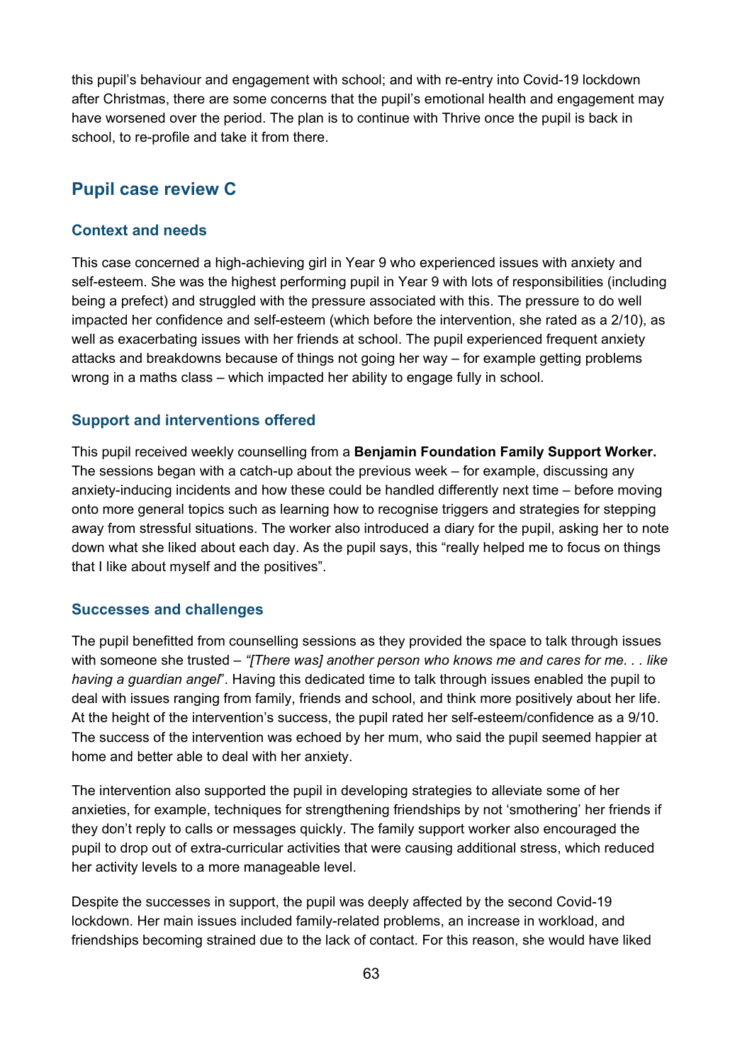this pupil's behaviour and engagement with school; and with re-entry into Covid-19 lockdown after Christmas, there are some concerns that the pupil's emotional health and engagement may have worsened over the period. The plan is to continue with Thrive once the pupil is back in school, to re-profile and take it from there.

## Pupil case review C

### Context and needs

This case concerned a high-achieving girl in Year 9 who experienced issues with anxiety and self-esteem. She was the highest performing pupil in Year 9 with lots of responsibilities (including being a prefect) and struggled with the pressure associated with this. The pressure to do well impacted her confidence and self-esteem (which before the intervention, she rated as a 2/10), as well as exacerbating issues with her friends at school. The pupil experienced frequent anxiety attacks and breakdowns because of things not going her way – for example getting problems wrong in a maths class – which impacted her ability to engage fully in school.

### Support and interventions offered

This pupil received weekly counselling from a **Benjamin Foundation Family Support Worker.** The sessions began with a catch-up about the previous week – for example, discussing any anxiety-inducing incidents and how these could be handled differently next time – before moving onto more general topics such as learning how to recognise triggers and strategies for stepping away from stressful situations. The worker also introduced a diary for the pupil, asking her to note down what she liked about each day. As the pupil says, this "really helped me to focus on things that I like about myself and the positives".

### Successes and challenges

The pupil benefitted from counselling sessions as they provided the space to talk through issues with someone she trusted – *"[There was] another person who knows me and cares for me. . . like having a guardian angel*". Having this dedicated time to talk through issues enabled the pupil to deal with issues ranging from family, friends and school, and think more positively about her life. At the height of the intervention's success, the pupil rated her self-esteem/confidence as a 9/10. The success of the intervention was echoed by her mum, who said the pupil seemed happier at home and better able to deal with her anxiety.

The intervention also supported the pupil in developing strategies to alleviate some of her anxieties, for example, techniques for strengthening friendships by not 'smothering' her friends if they don't reply to calls or messages quickly. The family support worker also encouraged the pupil to drop out of extra-curricular activities that were causing additional stress, which reduced her activity levels to a more manageable level.

Despite the successes in support, the pupil was deeply affected by the second Covid-19 lockdown. Her main issues included family-related problems, an increase in workload, and friendships becoming strained due to the lack of contact. For this reason, she would have liked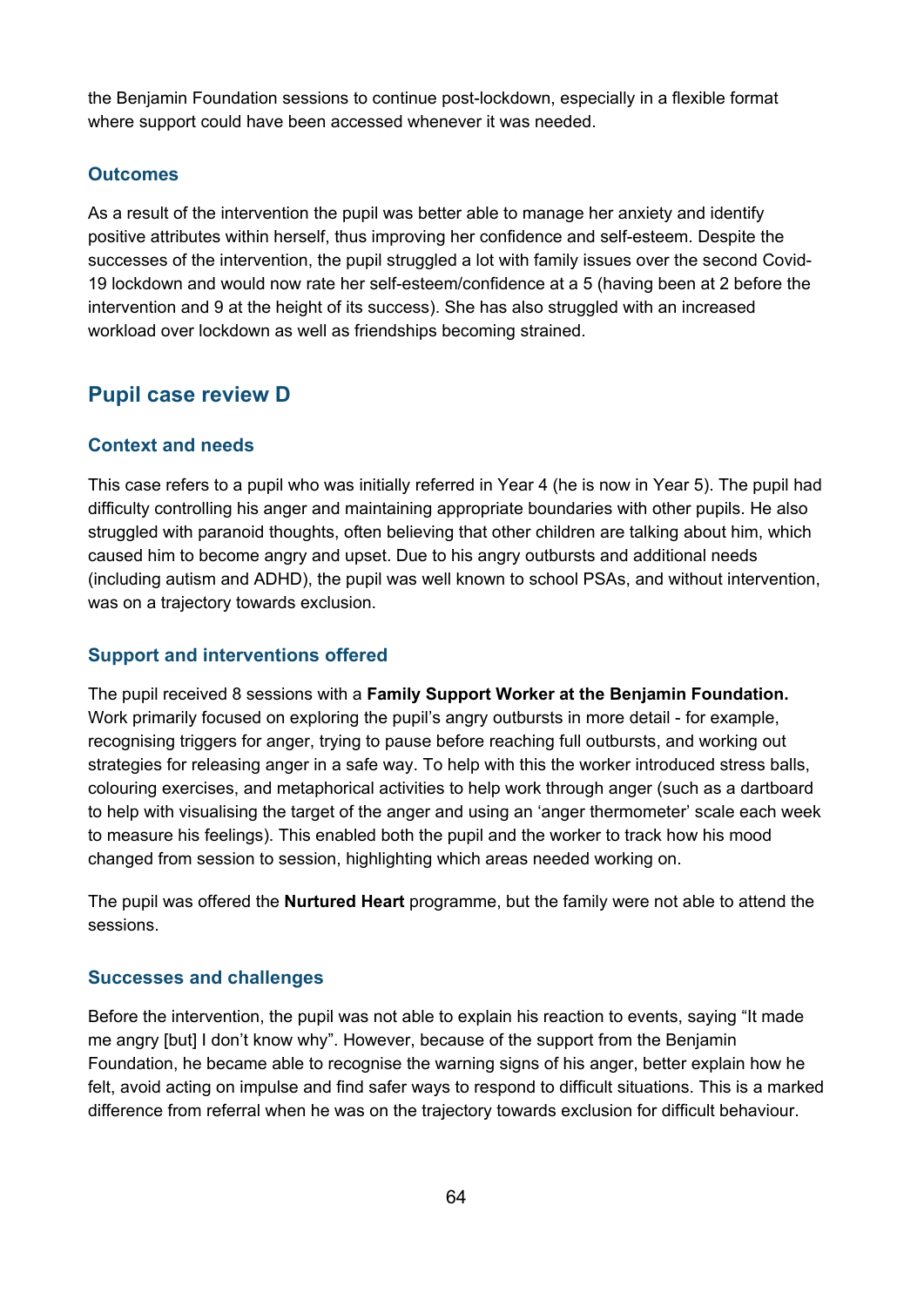the Benjamin Foundation sessions to continue post-lockdown, especially in a flexible format where support could have been accessed whenever it was needed.

### Outcomes

As a result of the intervention the pupil was better able to manage her anxiety and identify positive attributes within herself, thus improving her confidence and self-esteem. Despite the successes of the intervention, the pupil struggled a lot with family issues over the second Covid-19 lockdown and would now rate her self-esteem/confidence at a 5 (having been at 2 before the intervention and 9 at the height of its success). She has also struggled with an increased workload over lockdown as well as friendships becoming strained.

## Pupil case review D

### Context and needs

This case refers to a pupil who was initially referred in Year 4 (he is now in Year 5). The pupil had difficulty controlling his anger and maintaining appropriate boundaries with other pupils. He also struggled with paranoid thoughts, often believing that other children are talking about him, which caused him to become angry and upset. Due to his angry outbursts and additional needs (including autism and ADHD), the pupil was well known to school PSAs, and without intervention, was on a trajectory towards exclusion.

### Support and interventions offered

The pupil received 8 sessions with a **Family Support Worker at the Benjamin Foundation.** Work primarily focused on exploring the pupil's angry outbursts in more detail - for example, recognising triggers for anger, trying to pause before reaching full outbursts, and working out strategies for releasing anger in a safe way. To help with this the worker introduced stress balls, colouring exercises, and metaphorical activities to help work through anger (such as a dartboard to help with visualising the target of the anger and using an 'anger thermometer' scale each week to measure his feelings). This enabled both the pupil and the worker to track how his mood changed from session to session, highlighting which areas needed working on.

The pupil was offered the **Nurtured Heart** programme, but the family were not able to attend the sessions.

### Successes and challenges

Before the intervention, the pupil was not able to explain his reaction to events, saying "It made me angry [but] I don't know why". However, because of the support from the Benjamin Foundation, he became able to recognise the warning signs of his anger, better explain how he felt, avoid acting on impulse and find safer ways to respond to difficult situations. This is a marked difference from referral when he was on the trajectory towards exclusion for difficult behaviour.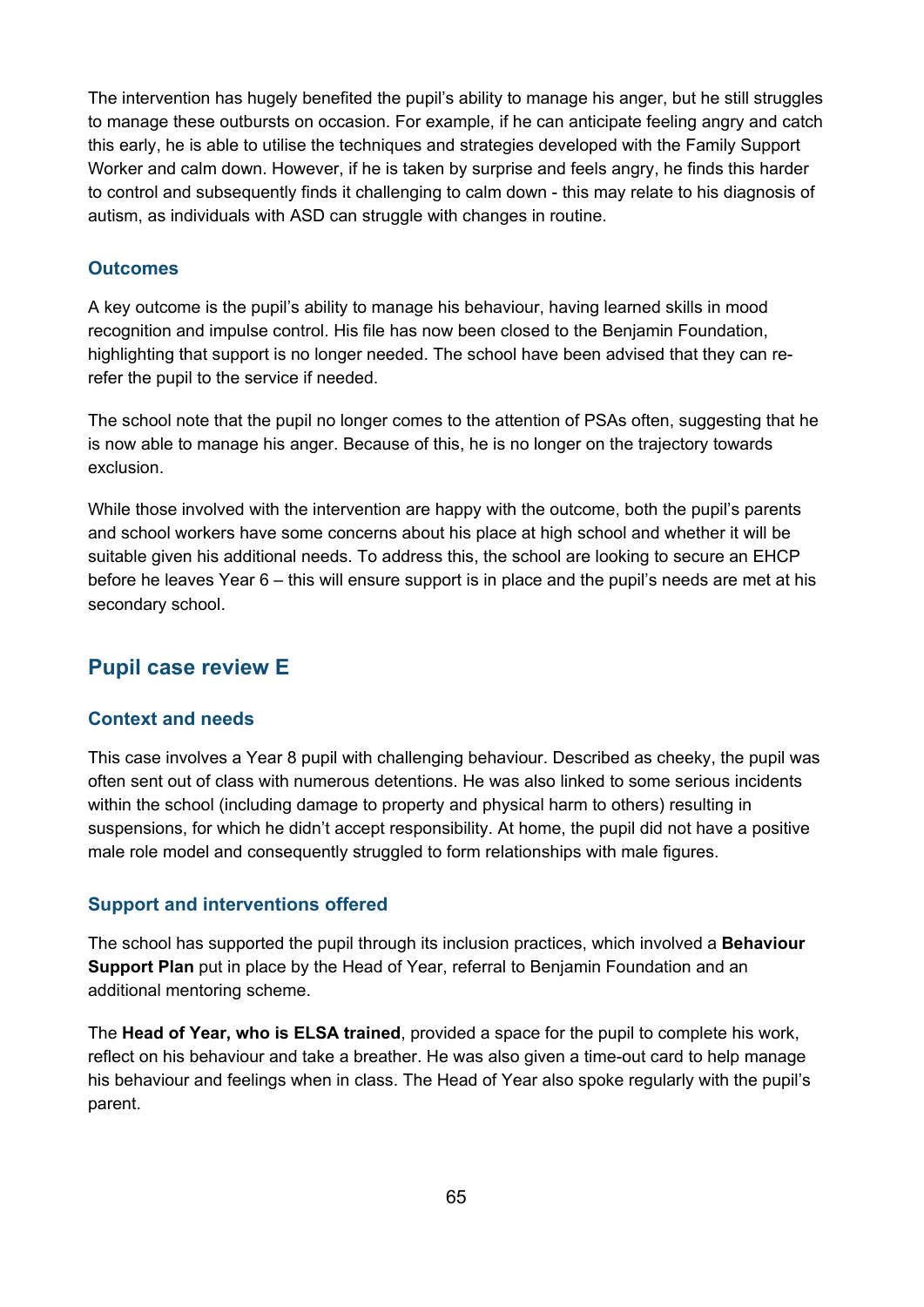The intervention has hugely benefited the pupil's ability to manage his anger, but he still struggles to manage these outbursts on occasion. For example, if he can anticipate feeling angry and catch this early, he is able to utilise the techniques and strategies developed with the Family Support Worker and calm down. However, if he is taken by surprise and feels angry, he finds this harder to control and subsequently finds it challenging to calm down - this may relate to his diagnosis of autism, as individuals with ASD can struggle with changes in routine.

### Outcomes

A key outcome is the pupil's ability to manage his behaviour, having learned skills in mood recognition and impulse control. His file has now been closed to the Benjamin Foundation, highlighting that support is no longer needed. The school have been advised that they can re-refer the pupil to the service if needed.

The school note that the pupil no longer comes to the attention of PSAs often, suggesting that he is now able to manage his anger. Because of this, he is no longer on the trajectory towards exclusion.

While those involved with the intervention are happy with the outcome, both the pupil's parents and school workers have some concerns about his place at high school and whether it will be suitable given his additional needs. To address this, the school are looking to secure an EHCP before he leaves Year 6 – this will ensure support is in place and the pupil's needs are met at his secondary school.

## Pupil case review E

### Context and needs

This case involves a Year 8 pupil with challenging behaviour. Described as cheeky, the pupil was often sent out of class with numerous detentions. He was also linked to some serious incidents within the school (including damage to property and physical harm to others) resulting in suspensions, for which he didn't accept responsibility. At home, the pupil did not have a positive male role model and consequently struggled to form relationships with male figures.

### Support and interventions offered

The school has supported the pupil through its inclusion practices, which involved a **Behaviour Support Plan** put in place by the Head of Year, referral to Benjamin Foundation and an additional mentoring scheme.

The **Head of Year, who is ELSA trained**, provided a space for the pupil to complete his work, reflect on his behaviour and take a breather. He was also given a time-out card to help manage his behaviour and feelings when in class. The Head of Year also spoke regularly with the pupil's parent.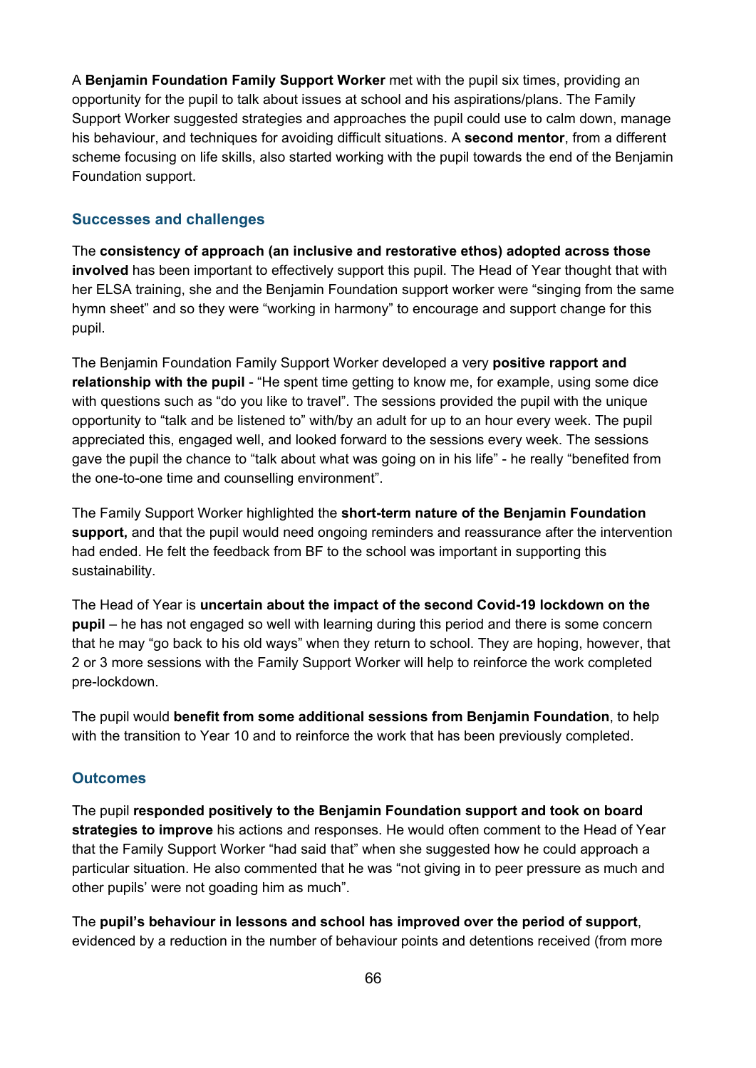A **Benjamin Foundation Family Support Worker** met with the pupil six times, providing an opportunity for the pupil to talk about issues at school and his aspirations/plans. The Family Support Worker suggested strategies and approaches the pupil could use to calm down, manage his behaviour, and techniques for avoiding difficult situations. A **second mentor**, from a different scheme focusing on life skills, also started working with the pupil towards the end of the Benjamin Foundation support.

### Successes and challenges

The **consistency of approach (an inclusive and restorative ethos) adopted across those involved** has been important to effectively support this pupil. The Head of Year thought that with her ELSA training, she and the Benjamin Foundation support worker were "singing from the same hymn sheet" and so they were "working in harmony" to encourage and support change for this pupil.

The Benjamin Foundation Family Support Worker developed a very **positive rapport and relationship with the pupil** - "He spent time getting to know me, for example, using some dice with questions such as "do you like to travel". The sessions provided the pupil with the unique opportunity to "talk and be listened to" with/by an adult for up to an hour every week. The pupil appreciated this, engaged well, and looked forward to the sessions every week. The sessions gave the pupil the chance to "talk about what was going on in his life" - he really "benefited from the one-to-one time and counselling environment".

The Family Support Worker highlighted the **short-term nature of the Benjamin Foundation support,** and that the pupil would need ongoing reminders and reassurance after the intervention had ended. He felt the feedback from BF to the school was important in supporting this sustainability.

The Head of Year is **uncertain about the impact of the second Covid-19 lockdown on the pupil** – he has not engaged so well with learning during this period and there is some concern that he may "go back to his old ways" when they return to school. They are hoping, however, that 2 or 3 more sessions with the Family Support Worker will help to reinforce the work completed pre-lockdown.

The pupil would **benefit from some additional sessions from Benjamin Foundation**, to help with the transition to Year 10 and to reinforce the work that has been previously completed.

### Outcomes

The pupil **responded positively to the Benjamin Foundation support and took on board strategies to improve** his actions and responses. He would often comment to the Head of Year that the Family Support Worker "had said that" when she suggested how he could approach a particular situation. He also commented that he was "not giving in to peer pressure as much and other pupils' were not goading him as much".

The **pupil's behaviour in lessons and school has improved over the period of support**, evidenced by a reduction in the number of behaviour points and detentions received (from more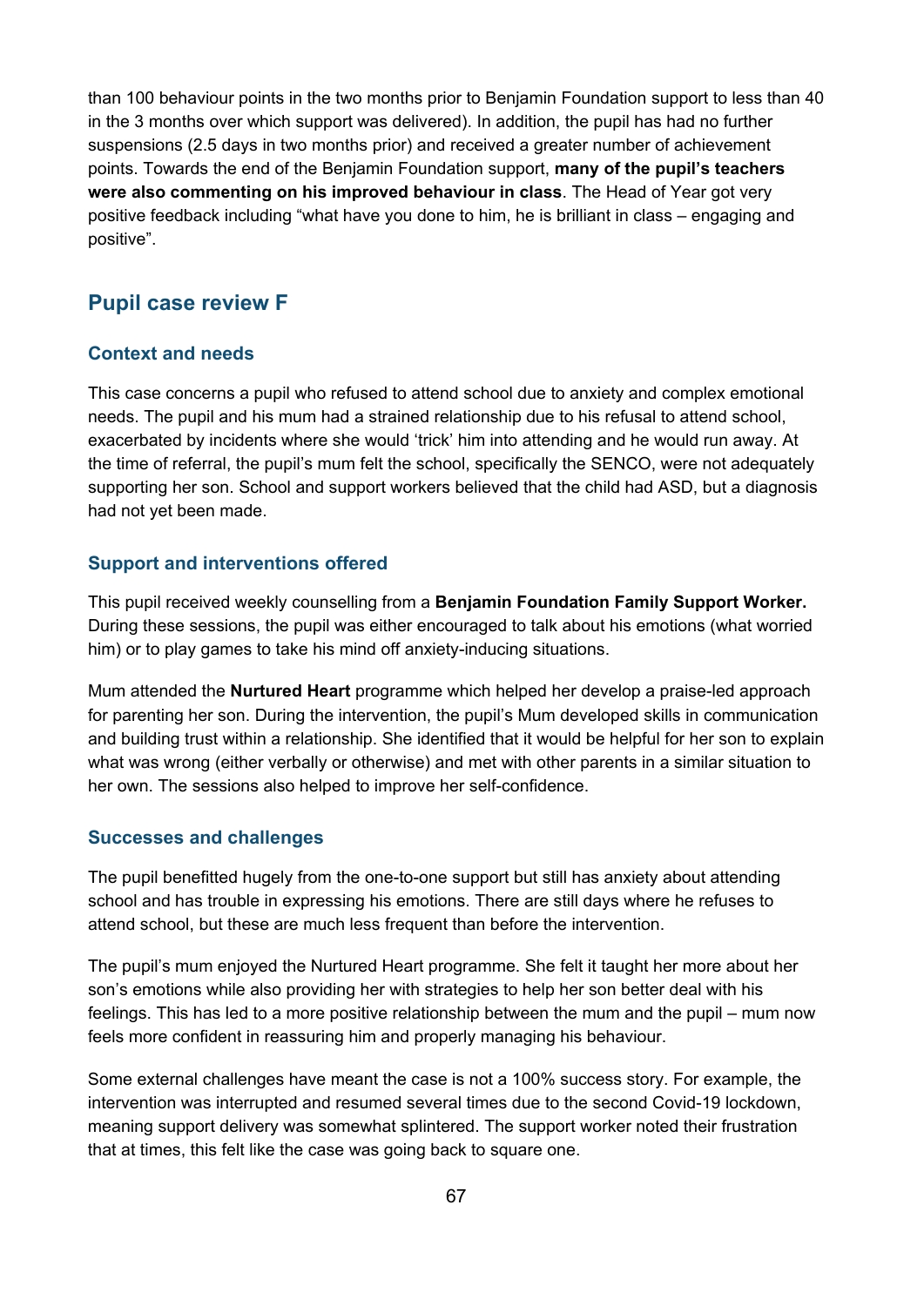than 100 behaviour points in the two months prior to Benjamin Foundation support to less than 40 in the 3 months over which support was delivered). In addition, the pupil has had no further suspensions (2.5 days in two months prior) and received a greater number of achievement points. Towards the end of the Benjamin Foundation support, **many of the pupil's teachers were also commenting on his improved behaviour in class**. The Head of Year got very positive feedback including "what have you done to him, he is brilliant in class – engaging and positive".

## Pupil case review F

### Context and needs

This case concerns a pupil who refused to attend school due to anxiety and complex emotional needs. The pupil and his mum had a strained relationship due to his refusal to attend school, exacerbated by incidents where she would 'trick' him into attending and he would run away. At the time of referral, the pupil's mum felt the school, specifically the SENCO, were not adequately supporting her son. School and support workers believed that the child had ASD, but a diagnosis had not yet been made.

### Support and interventions offered

This pupil received weekly counselling from a **Benjamin Foundation Family Support Worker.** During these sessions, the pupil was either encouraged to talk about his emotions (what worried him) or to play games to take his mind off anxiety-inducing situations.

Mum attended the **Nurtured Heart** programme which helped her develop a praise-led approach for parenting her son. During the intervention, the pupil's Mum developed skills in communication and building trust within a relationship. She identified that it would be helpful for her son to explain what was wrong (either verbally or otherwise) and met with other parents in a similar situation to her own. The sessions also helped to improve her self-confidence.

### Successes and challenges

The pupil benefitted hugely from the one-to-one support but still has anxiety about attending school and has trouble in expressing his emotions. There are still days where he refuses to attend school, but these are much less frequent than before the intervention.

The pupil's mum enjoyed the Nurtured Heart programme. She felt it taught her more about her son's emotions while also providing her with strategies to help her son better deal with his feelings. This has led to a more positive relationship between the mum and the pupil – mum now feels more confident in reassuring him and properly managing his behaviour.

Some external challenges have meant the case is not a 100% success story. For example, the intervention was interrupted and resumed several times due to the second Covid-19 lockdown, meaning support delivery was somewhat splintered. The support worker noted their frustration that at times, this felt like the case was going back to square one.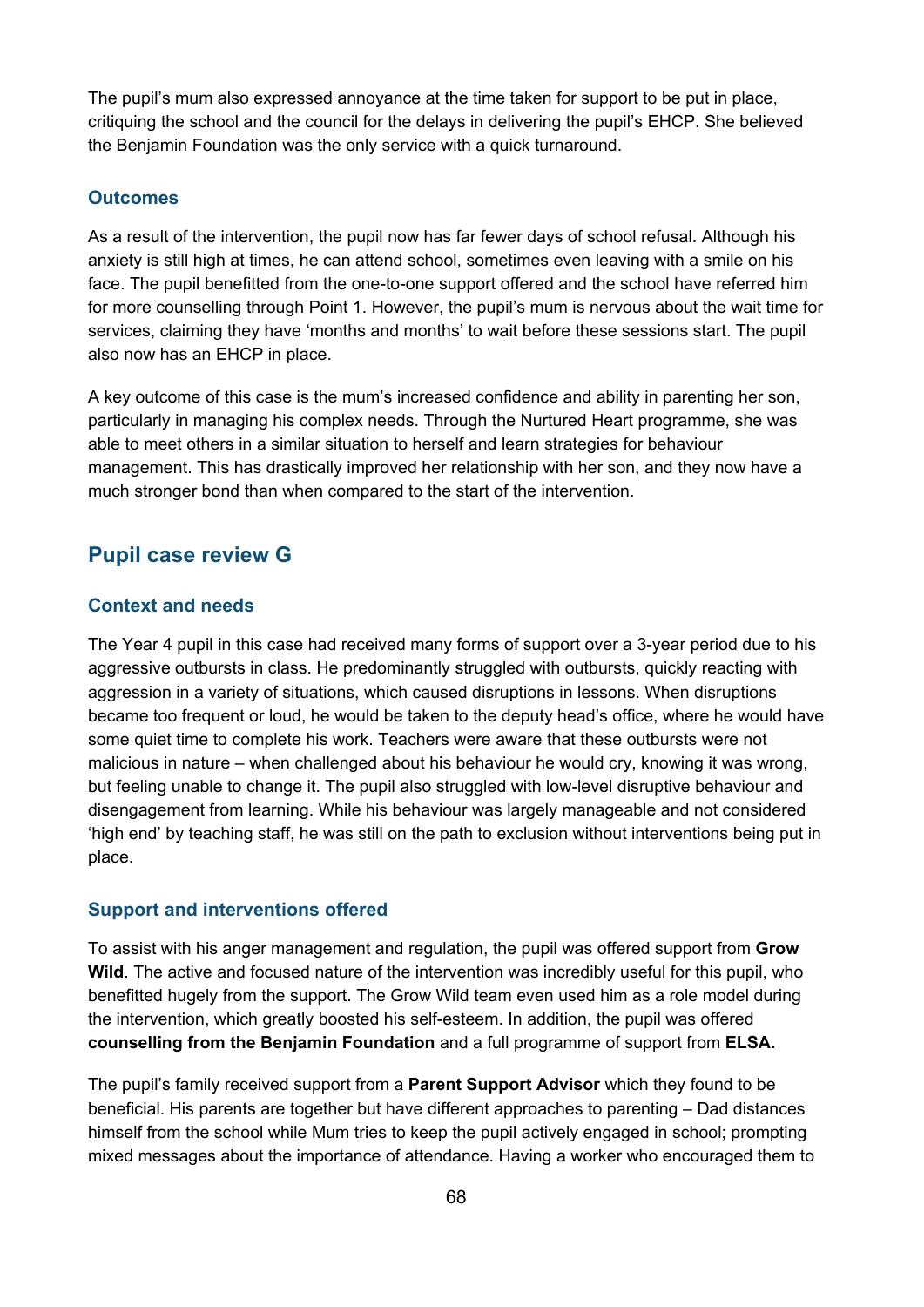The pupil's mum also expressed annoyance at the time taken for support to be put in place, critiquing the school and the council for the delays in delivering the pupil's EHCP. She believed the Benjamin Foundation was the only service with a quick turnaround.

### Outcomes

As a result of the intervention, the pupil now has far fewer days of school refusal. Although his anxiety is still high at times, he can attend school, sometimes even leaving with a smile on his face. The pupil benefitted from the one-to-one support offered and the school have referred him for more counselling through Point 1. However, the pupil's mum is nervous about the wait time for services, claiming they have 'months and months' to wait before these sessions start. The pupil also now has an EHCP in place.

A key outcome of this case is the mum's increased confidence and ability in parenting her son, particularly in managing his complex needs. Through the Nurtured Heart programme, she was able to meet others in a similar situation to herself and learn strategies for behaviour management. This has drastically improved her relationship with her son, and they now have a much stronger bond than when compared to the start of the intervention.

## Pupil case review G

### Context and needs

The Year 4 pupil in this case had received many forms of support over a 3-year period due to his aggressive outbursts in class. He predominantly struggled with outbursts, quickly reacting with aggression in a variety of situations, which caused disruptions in lessons. When disruptions became too frequent or loud, he would be taken to the deputy head's office, where he would have some quiet time to complete his work. Teachers were aware that these outbursts were not malicious in nature – when challenged about his behaviour he would cry, knowing it was wrong, but feeling unable to change it. The pupil also struggled with low-level disruptive behaviour and disengagement from learning. While his behaviour was largely manageable and not considered 'high end' by teaching staff, he was still on the path to exclusion without interventions being put in place.

### Support and interventions offered

To assist with his anger management and regulation, the pupil was offered support from **Grow Wild**. The active and focused nature of the intervention was incredibly useful for this pupil, who benefitted hugely from the support. The Grow Wild team even used him as a role model during the intervention, which greatly boosted his self-esteem. In addition, the pupil was offered **counselling from the Benjamin Foundation** and a full programme of support from **ELSA.**

The pupil's family received support from a **Parent Support Advisor** which they found to be beneficial. His parents are together but have different approaches to parenting – Dad distances himself from the school while Mum tries to keep the pupil actively engaged in school; prompting mixed messages about the importance of attendance. Having a worker who encouraged them to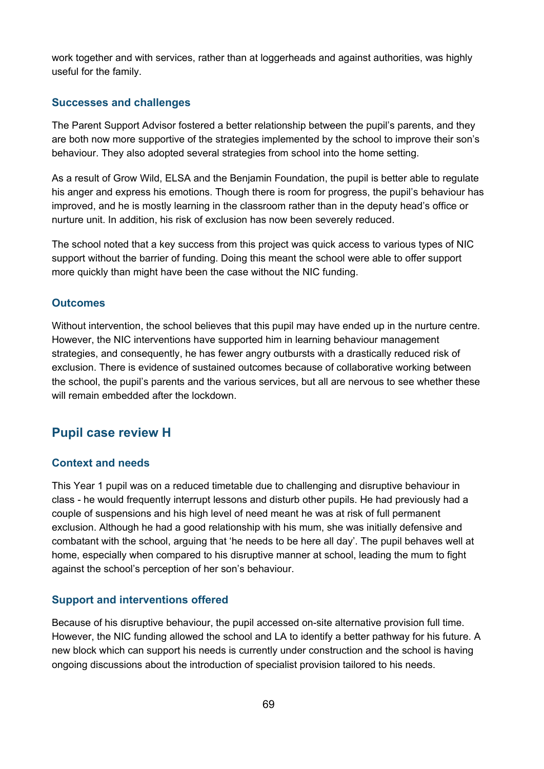work together and with services, rather than at loggerheads and against authorities, was highly useful for the family.

### Successes and challenges

The Parent Support Advisor fostered a better relationship between the pupil's parents, and they are both now more supportive of the strategies implemented by the school to improve their son's behaviour. They also adopted several strategies from school into the home setting.

As a result of Grow Wild, ELSA and the Benjamin Foundation, the pupil is better able to regulate his anger and express his emotions. Though there is room for progress, the pupil's behaviour has improved, and he is mostly learning in the classroom rather than in the deputy head's office or nurture unit. In addition, his risk of exclusion has now been severely reduced.

The school noted that a key success from this project was quick access to various types of NIC support without the barrier of funding. Doing this meant the school were able to offer support more quickly than might have been the case without the NIC funding.

### Outcomes

Without intervention, the school believes that this pupil may have ended up in the nurture centre. However, the NIC interventions have supported him in learning behaviour management strategies, and consequently, he has fewer angry outbursts with a drastically reduced risk of exclusion. There is evidence of sustained outcomes because of collaborative working between the school, the pupil's parents and the various services, but all are nervous to see whether these will remain embedded after the lockdown.

## Pupil case review H

### Context and needs

This Year 1 pupil was on a reduced timetable due to challenging and disruptive behaviour in class - he would frequently interrupt lessons and disturb other pupils. He had previously had a couple of suspensions and his high level of need meant he was at risk of full permanent exclusion. Although he had a good relationship with his mum, she was initially defensive and combatant with the school, arguing that 'he needs to be here all day'. The pupil behaves well at home, especially when compared to his disruptive manner at school, leading the mum to fight against the school's perception of her son's behaviour.

### Support and interventions offered

Because of his disruptive behaviour, the pupil accessed on-site alternative provision full time. However, the NIC funding allowed the school and LA to identify a better pathway for his future. A new block which can support his needs is currently under construction and the school is having ongoing discussions about the introduction of specialist provision tailored to his needs.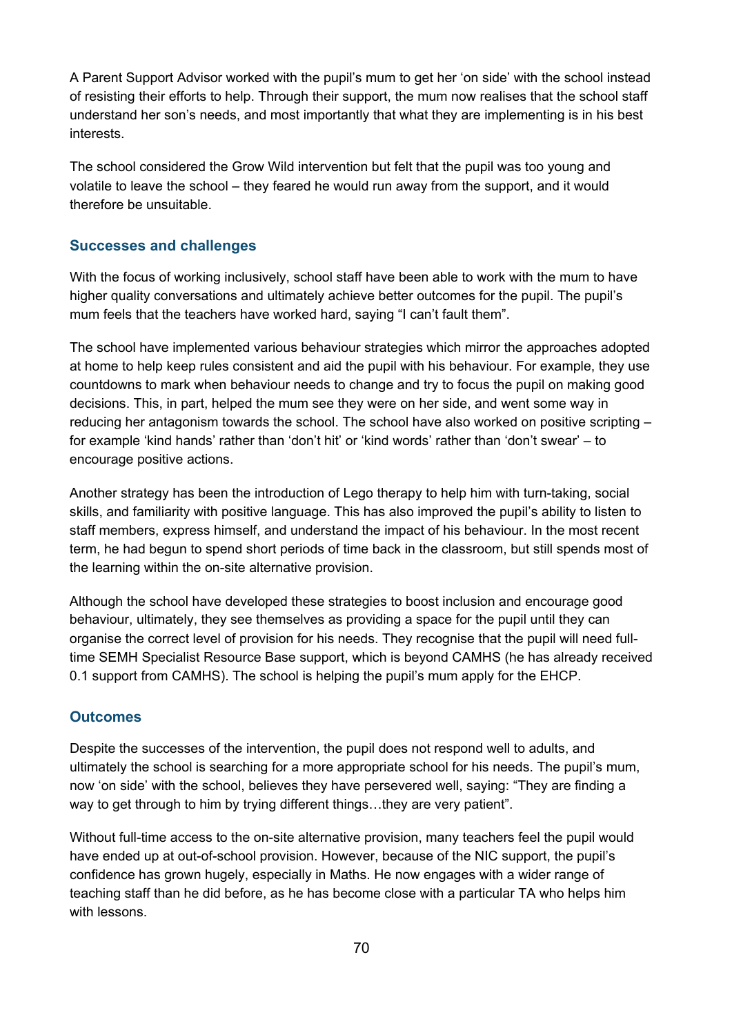A Parent Support Advisor worked with the pupil's mum to get her 'on side' with the school instead of resisting their efforts to help. Through their support, the mum now realises that the school staff understand her son's needs, and most importantly that what they are implementing is in his best interests.

The school considered the Grow Wild intervention but felt that the pupil was too young and volatile to leave the school – they feared he would run away from the support, and it would therefore be unsuitable.

### Successes and challenges

With the focus of working inclusively, school staff have been able to work with the mum to have higher quality conversations and ultimately achieve better outcomes for the pupil. The pupil's mum feels that the teachers have worked hard, saying "I can't fault them".

The school have implemented various behaviour strategies which mirror the approaches adopted at home to help keep rules consistent and aid the pupil with his behaviour. For example, they use countdowns to mark when behaviour needs to change and try to focus the pupil on making good decisions. This, in part, helped the mum see they were on her side, and went some way in reducing her antagonism towards the school. The school have also worked on positive scripting – for example 'kind hands' rather than 'don't hit' or 'kind words' rather than 'don't swear' – to encourage positive actions.

Another strategy has been the introduction of Lego therapy to help him with turn-taking, social skills, and familiarity with positive language. This has also improved the pupil's ability to listen to staff members, express himself, and understand the impact of his behaviour. In the most recent term, he had begun to spend short periods of time back in the classroom, but still spends most of the learning within the on-site alternative provision.

Although the school have developed these strategies to boost inclusion and encourage good behaviour, ultimately, they see themselves as providing a space for the pupil until they can organise the correct level of provision for his needs. They recognise that the pupil will need full-time SEMH Specialist Resource Base support, which is beyond CAMHS (he has already received 0.1 support from CAMHS). The school is helping the pupil's mum apply for the EHCP.

### Outcomes

Despite the successes of the intervention, the pupil does not respond well to adults, and ultimately the school is searching for a more appropriate school for his needs. The pupil's mum, now 'on side' with the school, believes they have persevered well, saying: "They are finding a way to get through to him by trying different things…they are very patient".

Without full-time access to the on-site alternative provision, many teachers feel the pupil would have ended up at out-of-school provision. However, because of the NIC support, the pupil's confidence has grown hugely, especially in Maths. He now engages with a wider range of teaching staff than he did before, as he has become close with a particular TA who helps him with lessons.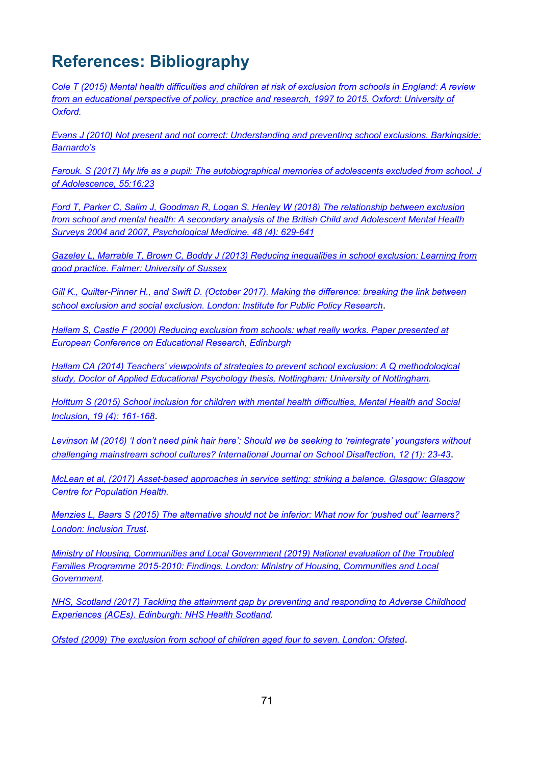# References: Bibliography

Cole T (2015) Mental health difficulties and children at risk of exclusion from schools in England: A review from an educational perspective of policy, practice and research, 1997 to 2015. Oxford: University of Oxford.

Evans J (2010) Not present and not correct: Understanding and preventing school exclusions. Barkingside: Barnardo's

Farouk. S (2017) My life as a pupil: The autobiographical memories of adolescents excluded from school. J of Adolescence, 55:16:23

Ford T, Parker C, Salim J, Goodman R, Logan S, Henley W (2018) The relationship between exclusion from school and mental health: A secondary analysis of the British Child and Adolescent Mental Health Surveys 2004 and 2007, Psychological Medicine, 48 (4): 629-641

Gazeley L, Marrable T, Brown C, Boddy J (2013) Reducing inequalities in school exclusion: Learning from good practice. Falmer: University of Sussex

Gill K., Quilter-Pinner H., and Swift D. (October 2017). Making the difference: breaking the link between school exclusion and social exclusion. London: Institute for Public Policy Research.

Hallam S, Castle F (2000) Reducing exclusion from schools: what really works. Paper presented at European Conference on Educational Research, Edinburgh

Hallam CA (2014) Teachers' viewpoints of strategies to prevent school exclusion: A Q methodological study, Doctor of Applied Educational Psychology thesis, Nottingham: University of Nottingham.

Holttum S (2015) School inclusion for children with mental health difficulties, Mental Health and Social Inclusion, 19 (4): 161-168.

Levinson M (2016) 'I don't need pink hair here': Should we be seeking to 'reintegrate' youngsters without challenging mainstream school cultures? International Journal on School Disaffection, 12 (1): 23-43.

McLean et al, (2017) Asset-based approaches in service setting: striking a balance. Glasgow: Glasgow Centre for Population Health.

Menzies L, Baars S (2015) The alternative should not be inferior: What now for 'pushed out' learners? London: Inclusion Trust.

Ministry of Housing, Communities and Local Government (2019) National evaluation of the Troubled Families Programme 2015-2010: Findings. London: Ministry of Housing, Communities and Local Government.

NHS, Scotland (2017) Tackling the attainment gap by preventing and responding to Adverse Childhood Experiences (ACEs). Edinburgh: NHS Health Scotland.

Ofsted (2009) The exclusion from school of children aged four to seven. London: Ofsted.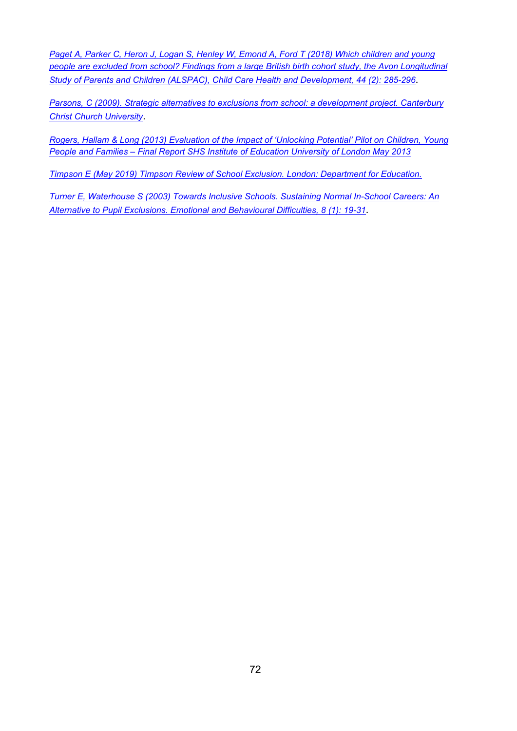*Paget A, Parker C, Heron J, Logan S, Henley W, Emond A, Ford T (2018) Which children and young people are excluded from school? Findings from a large British birth cohort study, the Avon Longitudinal Study of Parents and Children (ALSPAC), Child Care Health and Development, 44 (2): 285-296*.

*Parsons, C (2009). Strategic alternatives to exclusions from school: a development project. Canterbury Christ Church University*.

*Rogers, Hallam & Long (2013) Evaluation of the Impact of 'Unlocking Potential' Pilot on Children, Young People and Families – Final Report SHS Institute of Education University of London May 2013*

*Timpson E (May 2019) Timpson Review of School Exclusion. London: Department for Education.*

*Turner E, Waterhouse S (2003) Towards Inclusive Schools. Sustaining Normal In-School Careers: An Alternative to Pupil Exclusions. Emotional and Behavioural Difficulties, 8 (1): 19-31*.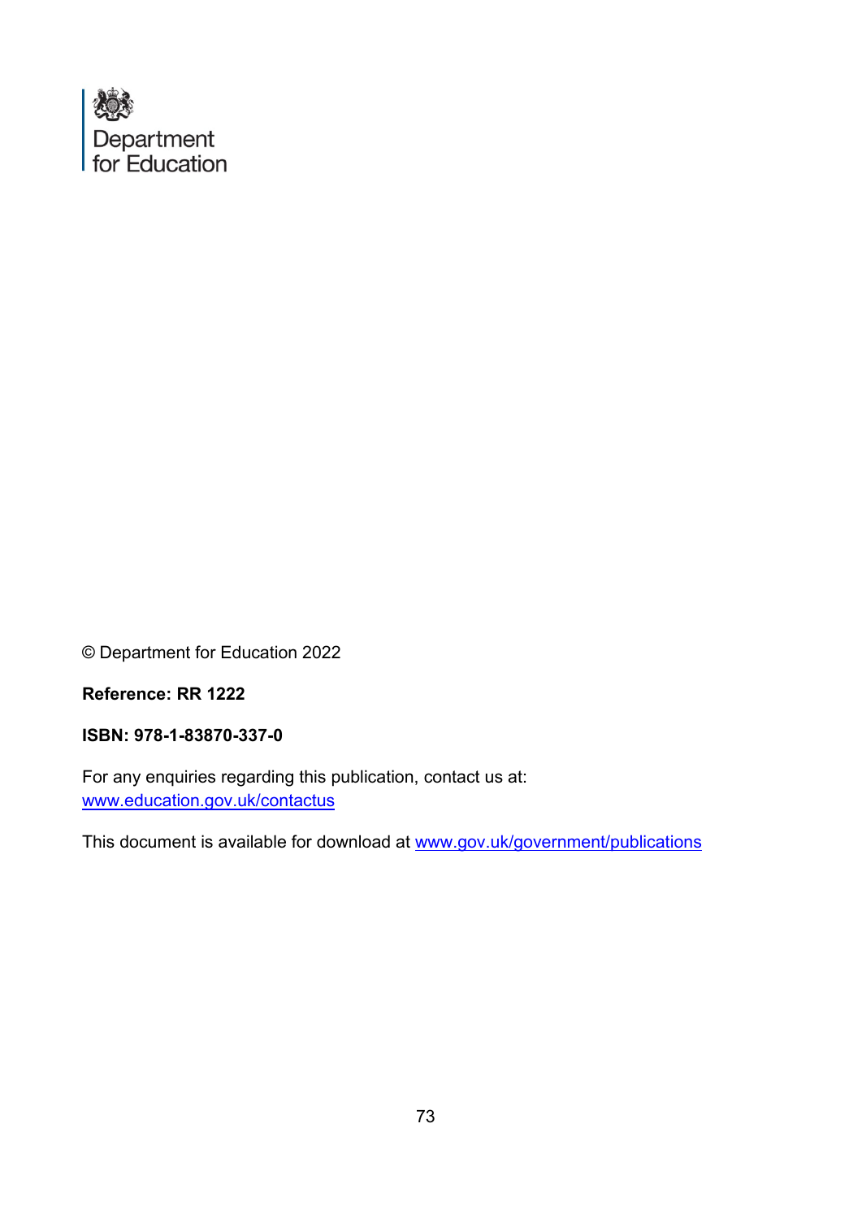Department for Education

© Department for Education 2022

**Reference: RR 1222**

**ISBN: 978-1-83870-337-0**

For any enquiries regarding this publication, contact us at: [www.education.gov.uk/contactus](http://www.education.gov.uk/contactus)

This document is available for download at [www.gov.uk/government/publications](http://www.gov.uk/government/publications)